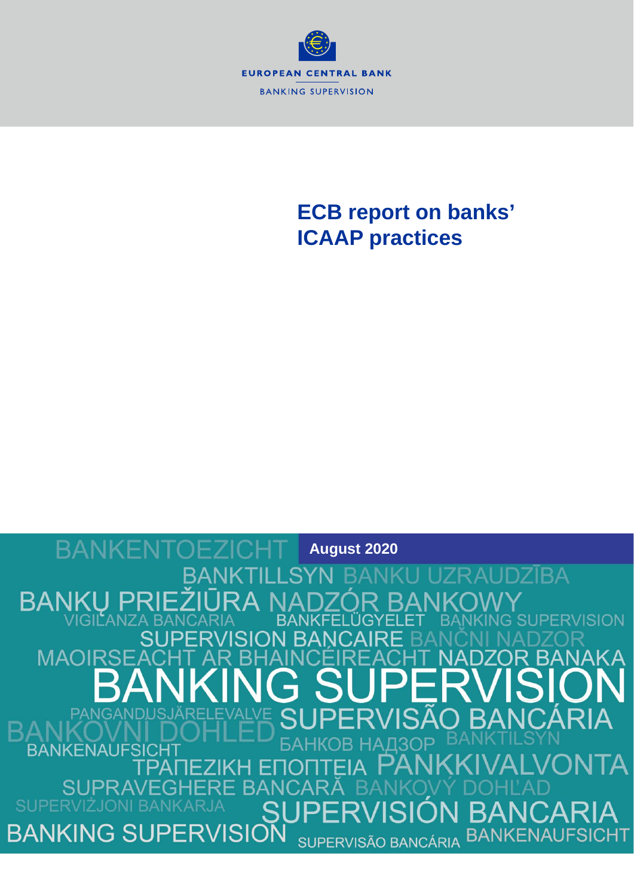EUROPEAN CENTRAL BANK

BANKING SUPERVISION

# ECB report on banks' ICAAP practices

August 2020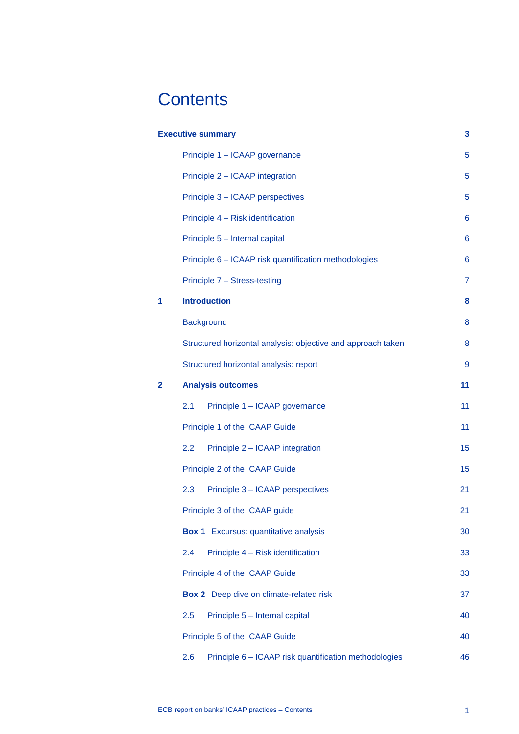# Contents

| | | |
|---|---|---|
| **Executive summary** | | **3** |
| | Principle 1 – ICAAP governance | 5 |
| | Principle 2 – ICAAP integration | 5 |
| | Principle 3 – ICAAP perspectives | 5 |
| | Principle 4 – Risk identification | 6 |
| | Principle 5 – Internal capital | 6 |
| | Principle 6 – ICAAP risk quantification methodologies | 6 |
| | Principle 7 – Stress-testing | 7 |
| **1** | **Introduction** | **8** |
| | Background | 8 |
| | Structured horizontal analysis: objective and approach taken | 8 |
| | Structured horizontal analysis: report | 9 |
| **2** | **Analysis outcomes** | **11** |
| | 2.1 Principle 1 – ICAAP governance | 11 |
| | Principle 1 of the ICAAP Guide | 11 |
| | 2.2 Principle 2 – ICAAP integration | 15 |
| | Principle 2 of the ICAAP Guide | 15 |
| | 2.3 Principle 3 – ICAAP perspectives | 21 |
| | Principle 3 of the ICAAP guide | 21 |
| | **Box 1** Excursus: quantitative analysis | 30 |
| | 2.4 Principle 4 – Risk identification | 33 |
| | Principle 4 of the ICAAP Guide | 33 |
| | **Box 2** Deep dive on climate-related risk | 37 |
| | 2.5 Principle 5 – Internal capital | 40 |
| | Principle 5 of the ICAAP Guide | 40 |
| | 2.6 Principle 6 – ICAAP risk quantification methodologies | 46 |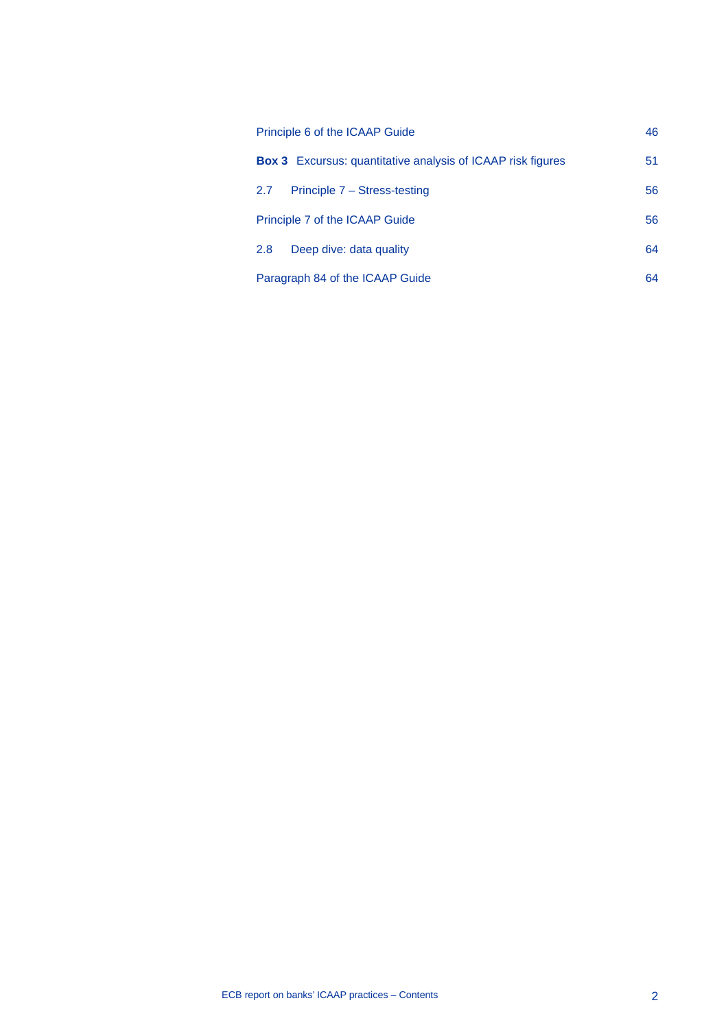| | |
|---|---|
| Principle 6 of the ICAAP Guide | 46 |
| **Box 3** Excursus: quantitative analysis of ICAAP risk figures | 51 |
| 2.7 Principle 7 – Stress-testing | 56 |
| Principle 7 of the ICAAP Guide | 56 |
| 2.8 Deep dive: data quality | 64 |
| Paragraph 84 of the ICAAP Guide | 64 |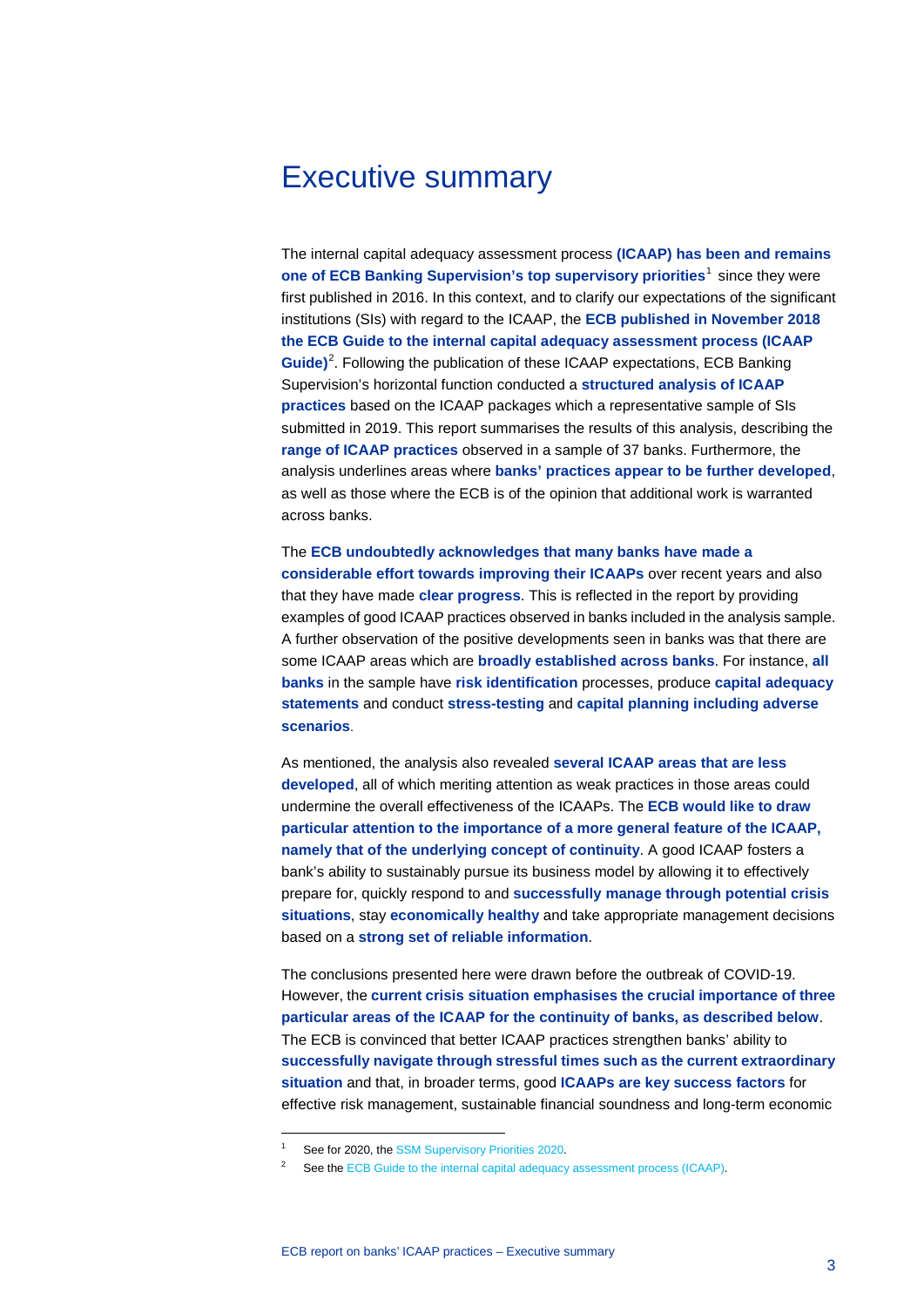# Executive summary

The internal capital adequacy assessment process **(ICAAP) has been and remains one of ECB Banking Supervision's top supervisory priorities**[1] since they were first published in 2016. In this context, and to clarify our expectations of the significant institutions (SIs) with regard to the ICAAP, the **ECB published in November 2018 the ECB Guide to the internal capital adequacy assessment process (ICAAP Guide)**[2]. Following the publication of these ICAAP expectations, ECB Banking Supervision's horizontal function conducted a **structured analysis of ICAAP practices** based on the ICAAP packages which a representative sample of SIs submitted in 2019. This report summarises the results of this analysis, describing the **range of ICAAP practices** observed in a sample of 37 banks. Furthermore, the analysis underlines areas where **banks' practices appear to be further developed**, as well as those where the ECB is of the opinion that additional work is warranted across banks.

The **ECB undoubtedly acknowledges that many banks have made a considerable effort towards improving their ICAAPs** over recent years and also that they have made **clear progress**. This is reflected in the report by providing examples of good ICAAP practices observed in banks included in the analysis sample. A further observation of the positive developments seen in banks was that there are some ICAAP areas which are **broadly established across banks**. For instance, **all banks** in the sample have **risk identification** processes, produce **capital adequacy statements** and conduct **stress-testing** and **capital planning including adverse scenarios**.

As mentioned, the analysis also revealed **several ICAAP areas that are less developed**, all of which meriting attention as weak practices in those areas could undermine the overall effectiveness of the ICAAPs. The **ECB would like to draw particular attention to the importance of a more general feature of the ICAAP, namely that of the underlying concept of continuity**. A good ICAAP fosters a bank's ability to sustainably pursue its business model by allowing it to effectively prepare for, quickly respond to and **successfully manage through potential crisis situations**, stay **economically healthy** and take appropriate management decisions based on a **strong set of reliable information**.

The conclusions presented here were drawn before the outbreak of COVID-19. However, the **current crisis situation emphasises the crucial importance of three particular areas of the ICAAP for the continuity of banks, as described below**. The ECB is convinced that better ICAAP practices strengthen banks' ability to **successfully navigate through stressful times such as the current extraordinary situation** and that, in broader terms, good **ICAAPs are key success factors** for effective risk management, sustainable financial soundness and long-term economic

[1] See for 2020, the SSM Supervisory Priorities 2020.

[2] See the ECB Guide to the internal capital adequacy assessment process (ICAAP).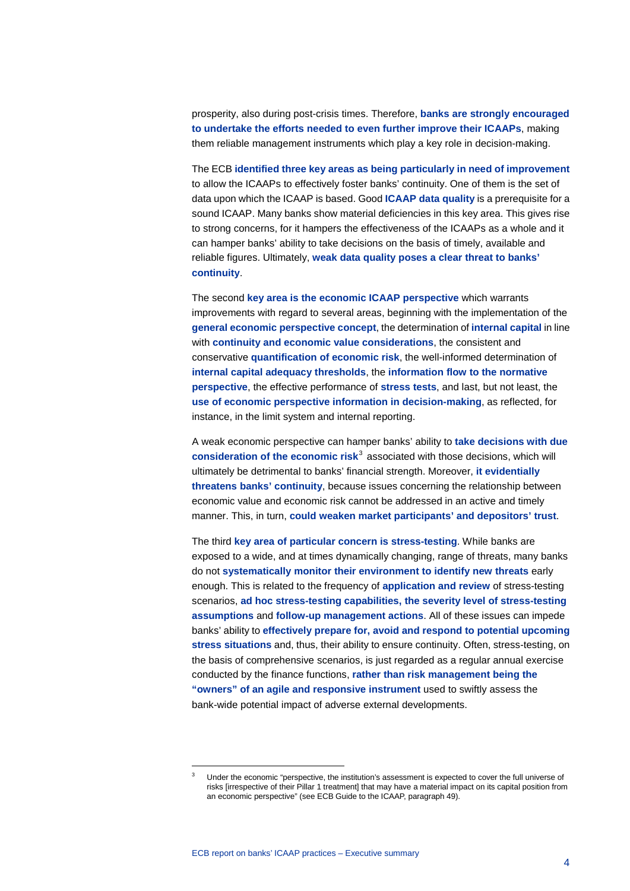prosperity, also during post-crisis times. Therefore, **banks are strongly encouraged to undertake the efforts needed to even further improve their ICAAPs**, making them reliable management instruments which play a key role in decision-making.

The ECB **identified three key areas as being particularly in need of improvement** to allow the ICAAPs to effectively foster banks' continuity. One of them is the set of data upon which the ICAAP is based. Good **ICAAP data quality** is a prerequisite for a sound ICAAP. Many banks show material deficiencies in this key area. This gives rise to strong concerns, for it hampers the effectiveness of the ICAAPs as a whole and it can hamper banks' ability to take decisions on the basis of timely, available and reliable figures. Ultimately, **weak data quality poses a clear threat to banks' continuity**.

The second **key area is the economic ICAAP perspective** which warrants improvements with regard to several areas, beginning with the implementation of the **general economic perspective concept**, the determination of **internal capital** in line with **continuity and economic value considerations**, the consistent and conservative **quantification of economic risk**, the well-informed determination of **internal capital adequacy thresholds**, the **information flow to the normative perspective**, the effective performance of **stress tests**, and last, but not least, the **use of economic perspective information in decision-making**, as reflected, for instance, in the limit system and internal reporting.

A weak economic perspective can hamper banks' ability to **take decisions with due consideration of the economic risk**[3] associated with those decisions, which will ultimately be detrimental to banks' financial strength. Moreover, **it evidentially threatens banks' continuity**, because issues concerning the relationship between economic value and economic risk cannot be addressed in an active and timely manner. This, in turn, **could weaken market participants' and depositors' trust**.

The third **key area of particular concern is stress-testing**. While banks are exposed to a wide, and at times dynamically changing, range of threats, many banks do not **systematically monitor their environment to identify new threats** early enough. This is related to the frequency of **application and review** of stress-testing scenarios, **ad hoc stress-testing capabilities, the severity level of stress-testing assumptions** and **follow-up management actions**. All of these issues can impede banks' ability to **effectively prepare for, avoid and respond to potential upcoming stress situations** and, thus, their ability to ensure continuity. Often, stress-testing, on the basis of comprehensive scenarios, is just regarded as a regular annual exercise conducted by the finance functions, **rather than risk management being the "owners" of an agile and responsive instrument** used to swiftly assess the bank-wide potential impact of adverse external developments.

---

[3] Under the economic "perspective, the institution's assessment is expected to cover the full universe of risks [irrespective of their Pillar 1 treatment] that may have a material impact on its capital position from an economic perspective" (see ECB Guide to the ICAAP, paragraph 49).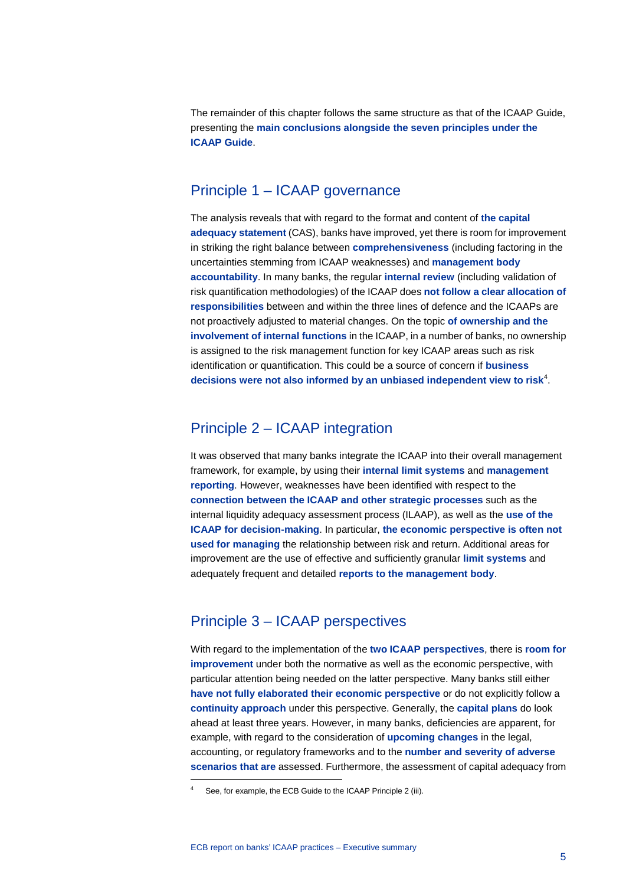The remainder of this chapter follows the same structure as that of the ICAAP Guide, presenting the **main conclusions alongside the seven principles under the ICAAP Guide**.

## Principle 1 – ICAAP governance

The analysis reveals that with regard to the format and content of **the capital adequacy statement** (CAS), banks have improved, yet there is room for improvement in striking the right balance between **comprehensiveness** (including factoring in the uncertainties stemming from ICAAP weaknesses) and **management body accountability**. In many banks, the regular **internal review** (including validation of risk quantification methodologies) of the ICAAP does **not follow a clear allocation of responsibilities** between and within the three lines of defence and the ICAAPs are not proactively adjusted to material changes. On the topic **of ownership and the involvement of internal functions** in the ICAAP, in a number of banks, no ownership is assigned to the risk management function for key ICAAP areas such as risk identification or quantification. This could be a source of concern if **business decisions were not also informed by an unbiased independent view to risk**[4].

## Principle 2 – ICAAP integration

It was observed that many banks integrate the ICAAP into their overall management framework, for example, by using their **internal limit systems** and **management reporting**. However, weaknesses have been identified with respect to the **connection between the ICAAP and other strategic processes** such as the internal liquidity adequacy assessment process (ILAAP), as well as the **use of the ICAAP for decision-making**. In particular, **the economic perspective is often not used for managing** the relationship between risk and return. Additional areas for improvement are the use of effective and sufficiently granular **limit systems** and adequately frequent and detailed **reports to the management body**.

## Principle 3 – ICAAP perspectives

With regard to the implementation of the **two ICAAP perspectives**, there is **room for improvement** under both the normative as well as the economic perspective, with particular attention being needed on the latter perspective. Many banks still either **have not fully elaborated their economic perspective** or do not explicitly follow a **continuity approach** under this perspective. Generally, the **capital plans** do look ahead at least three years. However, in many banks, deficiencies are apparent, for example, with regard to the consideration of **upcoming changes** in the legal, accounting, or regulatory frameworks and to the **number and severity of adverse scenarios that are** assessed. Furthermore, the assessment of capital adequacy from

[4] See, for example, the ECB Guide to the ICAAP Principle 2 (iii).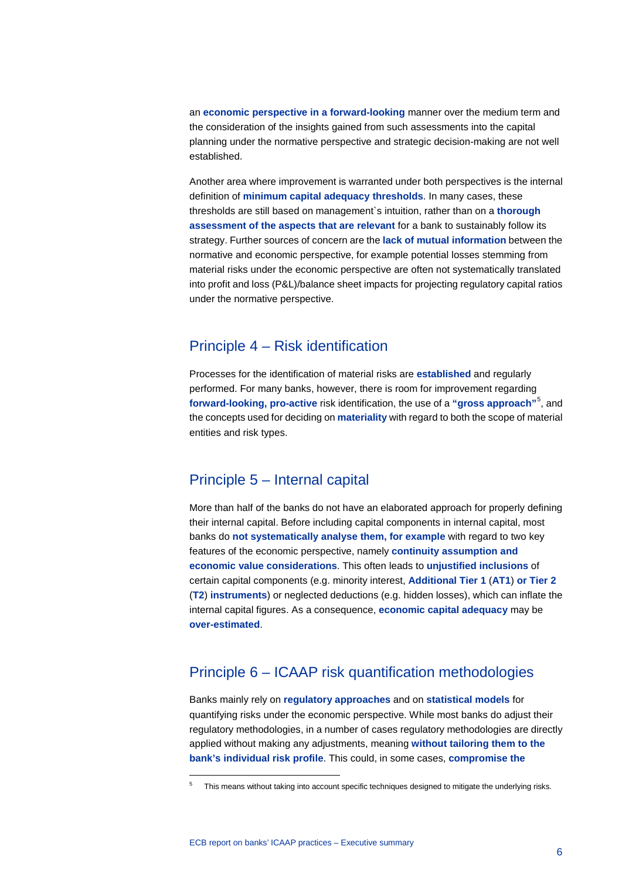an **economic perspective in a forward-looking** manner over the medium term and the consideration of the insights gained from such assessments into the capital planning under the normative perspective and strategic decision-making are not well established.

Another area where improvement is warranted under both perspectives is the internal definition of **minimum capital adequacy thresholds**. In many cases, these thresholds are still based on management`s intuition, rather than on a **thorough assessment of the aspects that are relevant** for a bank to sustainably follow its strategy. Further sources of concern are the **lack of mutual information** between the normative and economic perspective, for example potential losses stemming from material risks under the economic perspective are often not systematically translated into profit and loss (P&L)/balance sheet impacts for projecting regulatory capital ratios under the normative perspective.

## Principle 4 – Risk identification

Processes for the identification of material risks are **established** and regularly performed. For many banks, however, there is room for improvement regarding **forward-looking, pro-active** risk identification, the use of a **"gross approach"**[5], and the concepts used for deciding on **materiality** with regard to both the scope of material entities and risk types.

## Principle 5 – Internal capital

More than half of the banks do not have an elaborated approach for properly defining their internal capital. Before including capital components in internal capital, most banks do **not systematically analyse them, for example** with regard to two key features of the economic perspective, namely **continuity assumption and economic value considerations**. This often leads to **unjustified inclusions** of certain capital components (e.g. minority interest, **Additional Tier 1** (**AT1**) **or Tier 2** (**T2**) **instruments**) or neglected deductions (e.g. hidden losses), which can inflate the internal capital figures. As a consequence, **economic capital adequacy** may be **over-estimated**.

## Principle 6 – ICAAP risk quantification methodologies

Banks mainly rely on **regulatory approaches** and on **statistical models** for quantifying risks under the economic perspective. While most banks do adjust their regulatory methodologies, in a number of cases regulatory methodologies are directly applied without making any adjustments, meaning **without tailoring them to the bank's individual risk profile**. This could, in some cases, **compromise the**

[5] This means without taking into account specific techniques designed to mitigate the underlying risks.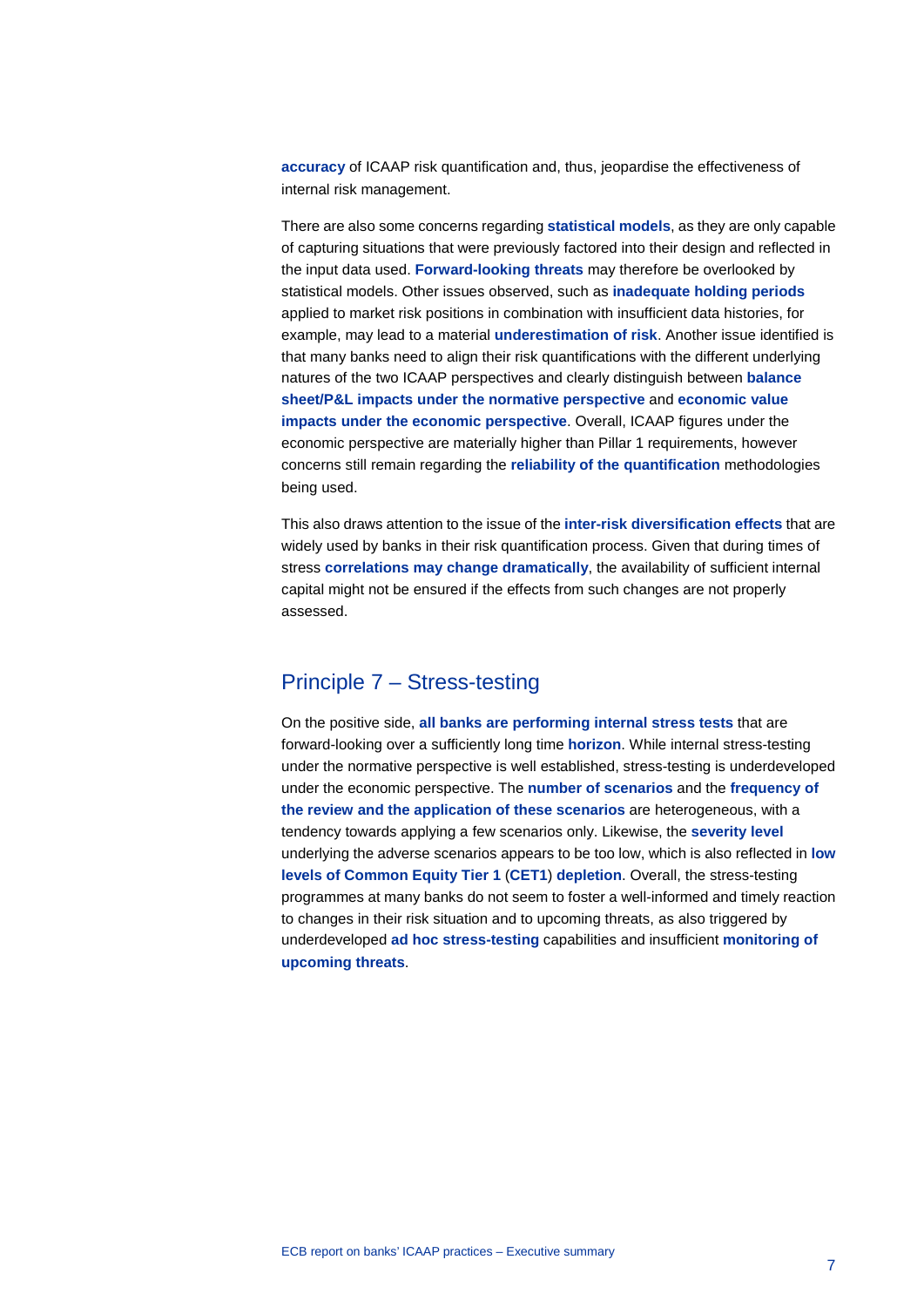**accuracy** of ICAAP risk quantification and, thus, jeopardise the effectiveness of internal risk management.

There are also some concerns regarding **statistical models**, as they are only capable of capturing situations that were previously factored into their design and reflected in the input data used. **Forward-looking threats** may therefore be overlooked by statistical models. Other issues observed, such as **inadequate holding periods** applied to market risk positions in combination with insufficient data histories, for example, may lead to a material **underestimation of risk**. Another issue identified is that many banks need to align their risk quantifications with the different underlying natures of the two ICAAP perspectives and clearly distinguish between **balance sheet/P&L impacts under the normative perspective** and **economic value impacts under the economic perspective**. Overall, ICAAP figures under the economic perspective are materially higher than Pillar 1 requirements, however concerns still remain regarding the **reliability of the quantification** methodologies being used.

This also draws attention to the issue of the **inter-risk diversification effects** that are widely used by banks in their risk quantification process. Given that during times of stress **correlations may change dramatically**, the availability of sufficient internal capital might not be ensured if the effects from such changes are not properly assessed.

## Principle 7 – Stress-testing

On the positive side, **all banks are performing internal stress tests** that are forward-looking over a sufficiently long time **horizon**. While internal stress-testing under the normative perspective is well established, stress-testing is underdeveloped under the economic perspective. The **number of scenarios** and the **frequency of the review and the application of these scenarios** are heterogeneous, with a tendency towards applying a few scenarios only. Likewise, the **severity level** underlying the adverse scenarios appears to be too low, which is also reflected in **low levels of Common Equity Tier 1** (**CET1**) **depletion**. Overall, the stress-testing programmes at many banks do not seem to foster a well-informed and timely reaction to changes in their risk situation and to upcoming threats, as also triggered by underdeveloped **ad hoc stress-testing** capabilities and insufficient **monitoring of upcoming threats**.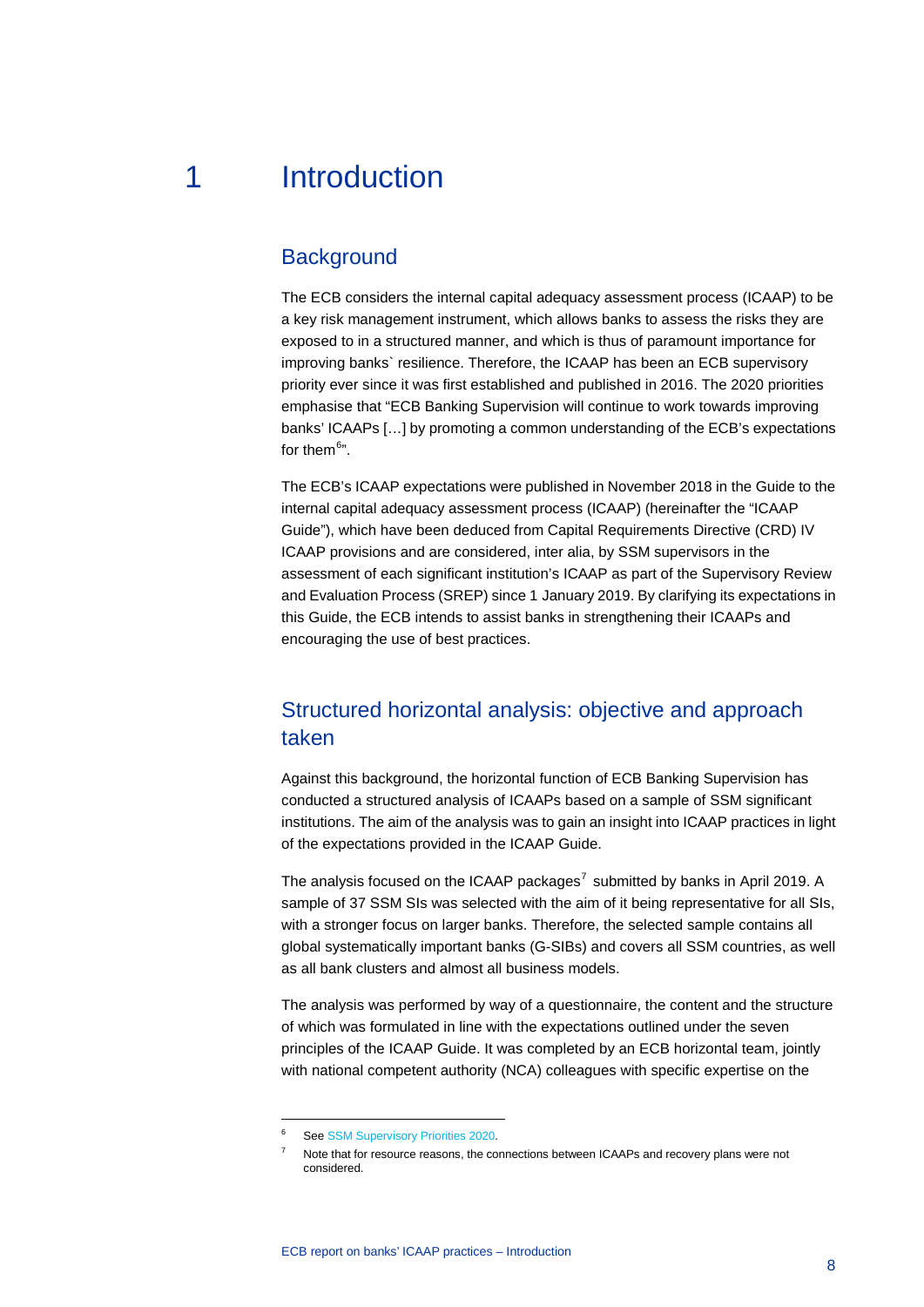# 1 Introduction

## Background

The ECB considers the internal capital adequacy assessment process (ICAAP) to be a key risk management instrument, which allows banks to assess the risks they are exposed to in a structured manner, and which is thus of paramount importance for improving banks` resilience. Therefore, the ICAAP has been an ECB supervisory priority ever since it was first established and published in 2016. The 2020 priorities emphasise that "ECB Banking Supervision will continue to work towards improving banks' ICAAPs […] by promoting a common understanding of the ECB's expectations for them[6]".

The ECB's ICAAP expectations were published in November 2018 in the Guide to the internal capital adequacy assessment process (ICAAP) (hereinafter the "ICAAP Guide"), which have been deduced from Capital Requirements Directive (CRD) IV ICAAP provisions and are considered, inter alia, by SSM supervisors in the assessment of each significant institution's ICAAP as part of the Supervisory Review and Evaluation Process (SREP) since 1 January 2019. By clarifying its expectations in this Guide, the ECB intends to assist banks in strengthening their ICAAPs and encouraging the use of best practices.

## Structured horizontal analysis: objective and approach taken

Against this background, the horizontal function of ECB Banking Supervision has conducted a structured analysis of ICAAPs based on a sample of SSM significant institutions. The aim of the analysis was to gain an insight into ICAAP practices in light of the expectations provided in the ICAAP Guide.

The analysis focused on the ICAAP packages[7] submitted by banks in April 2019. A sample of 37 SSM SIs was selected with the aim of it being representative for all SIs, with a stronger focus on larger banks. Therefore, the selected sample contains all global systematically important banks (G-SIBs) and covers all SSM countries, as well as all bank clusters and almost all business models.

The analysis was performed by way of a questionnaire, the content and the structure of which was formulated in line with the expectations outlined under the seven principles of the ICAAP Guide. It was completed by an ECB horizontal team, jointly with national competent authority (NCA) colleagues with specific expertise on the

---

[6] See SSM Supervisory Priorities 2020.

[7] Note that for resource reasons, the connections between ICAAPs and recovery plans were not considered.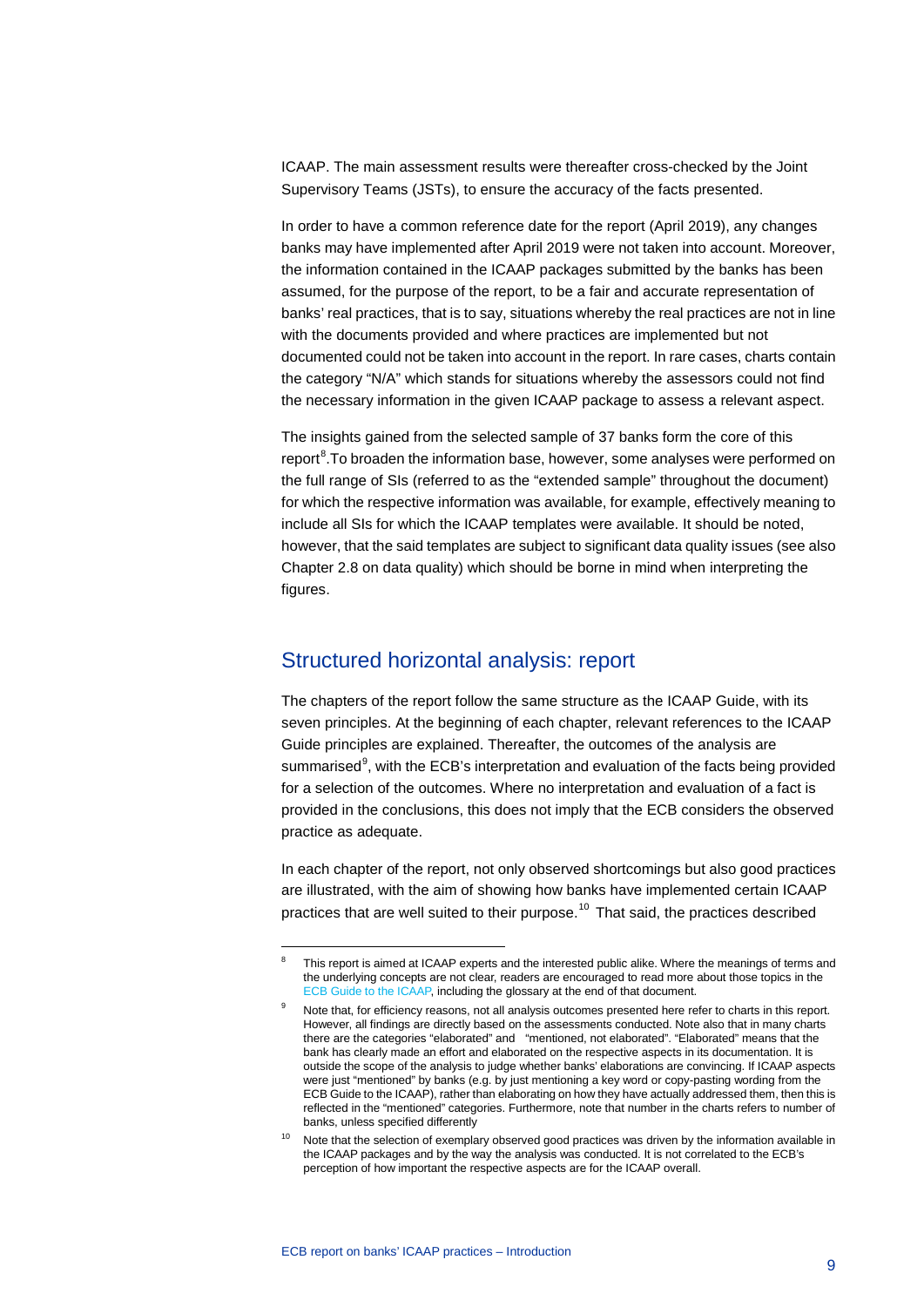ICAAP. The main assessment results were thereafter cross-checked by the Joint Supervisory Teams (JSTs), to ensure the accuracy of the facts presented.

In order to have a common reference date for the report (April 2019), any changes banks may have implemented after April 2019 were not taken into account. Moreover, the information contained in the ICAAP packages submitted by the banks has been assumed, for the purpose of the report, to be a fair and accurate representation of banks' real practices, that is to say, situations whereby the real practices are not in line with the documents provided and where practices are implemented but not documented could not be taken into account in the report. In rare cases, charts contain the category "N/A" which stands for situations whereby the assessors could not find the necessary information in the given ICAAP package to assess a relevant aspect.

The insights gained from the selected sample of 37 banks form the core of this report[8].To broaden the information base, however, some analyses were performed on the full range of SIs (referred to as the "extended sample" throughout the document) for which the respective information was available, for example, effectively meaning to include all SIs for which the ICAAP templates were available. It should be noted, however, that the said templates are subject to significant data quality issues (see also Chapter 2.8 on data quality) which should be borne in mind when interpreting the figures.

## Structured horizontal analysis: report

The chapters of the report follow the same structure as the ICAAP Guide, with its seven principles. At the beginning of each chapter, relevant references to the ICAAP Guide principles are explained. Thereafter, the outcomes of the analysis are summarised[9], with the ECB's interpretation and evaluation of the facts being provided for a selection of the outcomes. Where no interpretation and evaluation of a fact is provided in the conclusions, this does not imply that the ECB considers the observed practice as adequate.

In each chapter of the report, not only observed shortcomings but also good practices are illustrated, with the aim of showing how banks have implemented certain ICAAP practices that are well suited to their purpose.[10] That said, the practices described

---

[8] This report is aimed at ICAAP experts and the interested public alike. Where the meanings of terms and the underlying concepts are not clear, readers are encouraged to read more about those topics in the ECB Guide to the ICAAP, including the glossary at the end of that document.

[9] Note that, for efficiency reasons, not all analysis outcomes presented here refer to charts in this report. However, all findings are directly based on the assessments conducted. Note also that in many charts there are the categories "elaborated" and "mentioned, not elaborated". "Elaborated" means that the bank has clearly made an effort and elaborated on the respective aspects in its documentation. It is outside the scope of the analysis to judge whether banks' elaborations are convincing. If ICAAP aspects were just "mentioned" by banks (e.g. by just mentioning a key word or copy-pasting wording from the ECB Guide to the ICAAP), rather than elaborating on how they have actually addressed them, then this is reflected in the "mentioned" categories. Furthermore, note that number in the charts refers to number of banks, unless specified differently

[10] Note that the selection of exemplary observed good practices was driven by the information available in the ICAAP packages and by the way the analysis was conducted. It is not correlated to the ECB's perception of how important the respective aspects are for the ICAAP overall.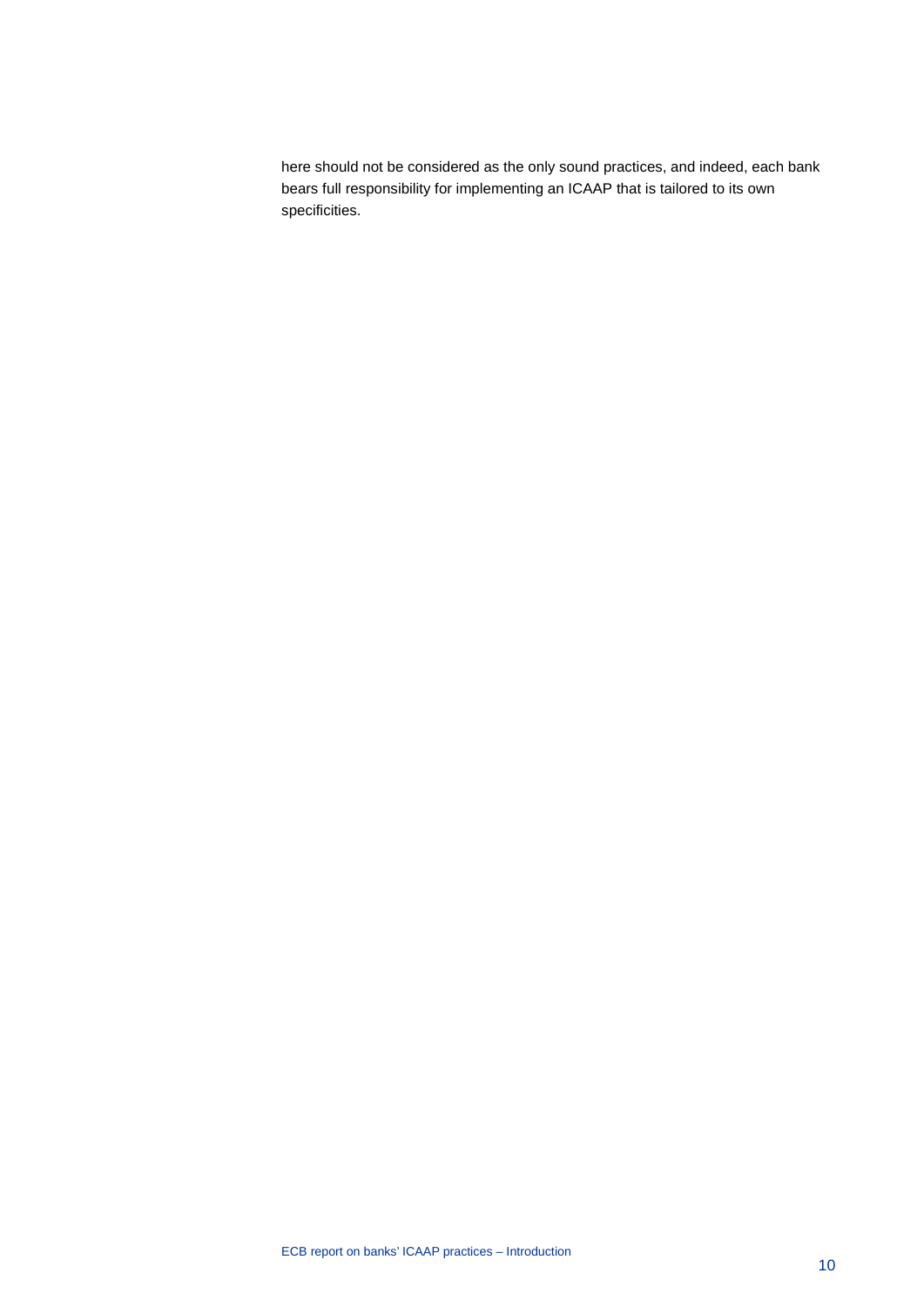here should not be considered as the only sound practices, and indeed, each bank bears full responsibility for implementing an ICAAP that is tailored to its own specificities.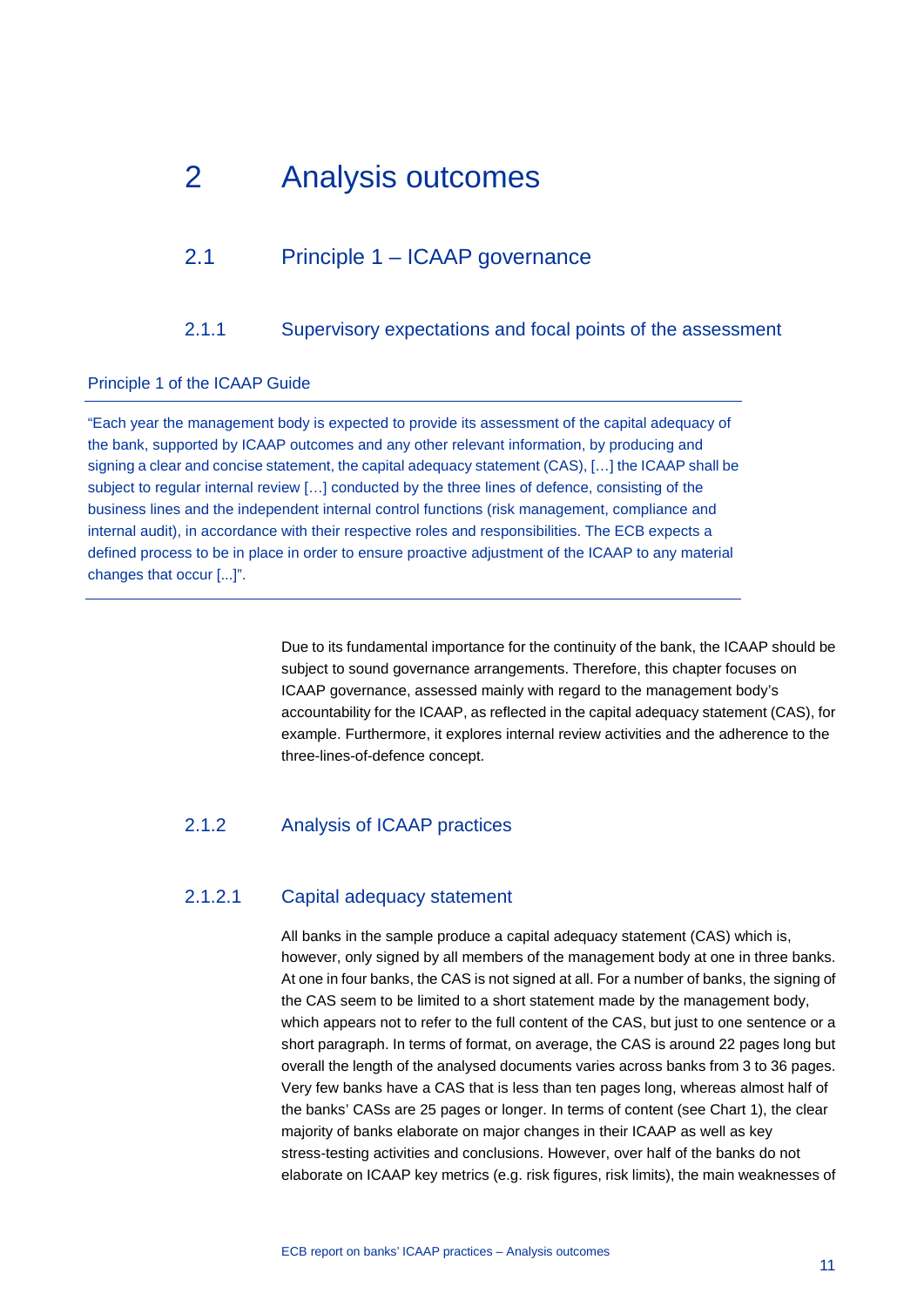# 2 Analysis outcomes

## 2.1 Principle 1 – ICAAP governance

### 2.1.1 Supervisory expectations and focal points of the assessment

Principle 1 of the ICAAP Guide

"Each year the management body is expected to provide its assessment of the capital adequacy of the bank, supported by ICAAP outcomes and any other relevant information, by producing and signing a clear and concise statement, the capital adequacy statement (CAS), […] the ICAAP shall be subject to regular internal review […] conducted by the three lines of defence, consisting of the business lines and the independent internal control functions (risk management, compliance and internal audit), in accordance with their respective roles and responsibilities. The ECB expects a defined process to be in place in order to ensure proactive adjustment of the ICAAP to any material changes that occur [...]".

Due to its fundamental importance for the continuity of the bank, the ICAAP should be subject to sound governance arrangements. Therefore, this chapter focuses on ICAAP governance, assessed mainly with regard to the management body's accountability for the ICAAP, as reflected in the capital adequacy statement (CAS), for example. Furthermore, it explores internal review activities and the adherence to the three-lines-of-defence concept.

### 2.1.2 Analysis of ICAAP practices

#### 2.1.2.1 Capital adequacy statement

All banks in the sample produce a capital adequacy statement (CAS) which is, however, only signed by all members of the management body at one in three banks. At one in four banks, the CAS is not signed at all. For a number of banks, the signing of the CAS seem to be limited to a short statement made by the management body, which appears not to refer to the full content of the CAS, but just to one sentence or a short paragraph. In terms of format, on average, the CAS is around 22 pages long but overall the length of the analysed documents varies across banks from 3 to 36 pages. Very few banks have a CAS that is less than ten pages long, whereas almost half of the banks' CASs are 25 pages or longer. In terms of content (see Chart 1), the clear majority of banks elaborate on major changes in their ICAAP as well as key stress-testing activities and conclusions. However, over half of the banks do not elaborate on ICAAP key metrics (e.g. risk figures, risk limits), the main weaknesses of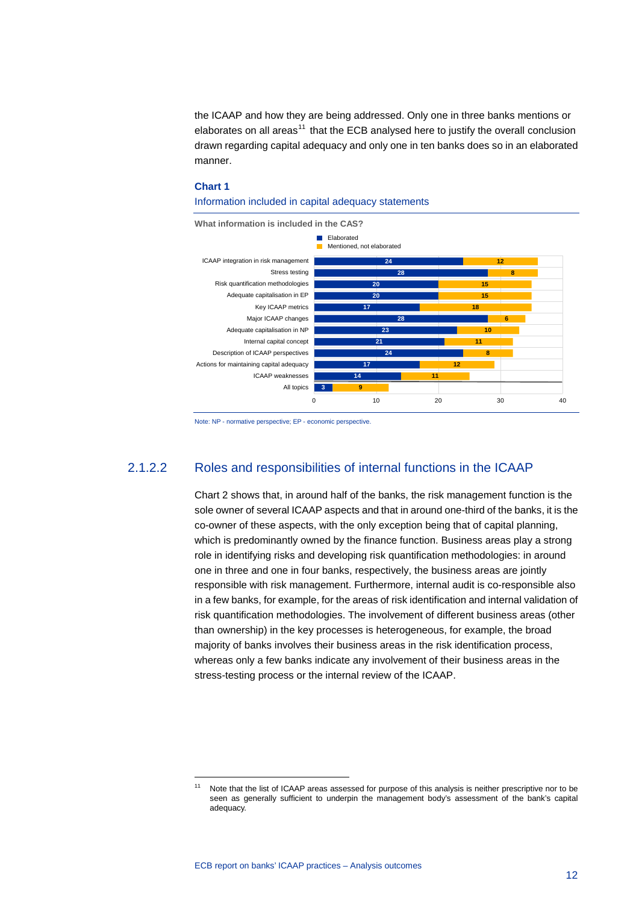the ICAAP and how they are being addressed. Only one in three banks mentions or elaborates on all areas[11] that the ECB analysed here to justify the overall conclusion drawn regarding capital adequacy and only one in ten banks does so in an elaborated manner.

**Chart 1**

Information included in capital adequacy statements

What information is included in the CAS?

| | Elaborated | Mentioned, not elaborated |
|---|---|---|
| ICAAP integration in risk management | 24 | 12 |
| Stress testing | 28 | 8 |
| Risk quantification methodologies | 20 | 15 |
| Adequate capitalisation in EP | 20 | 15 |
| Key ICAAP metrics | 17 | 18 |
| Major ICAAP changes | 28 | 6 |
| Adequate capitalisation in NP | 23 | 10 |
| Internal capital concept | 21 | 11 |
| Description of ICAAP perspectives | 24 | 8 |
| Actions for maintaining capital adequacy | 17 | 12 |
| ICAAP weaknesses | 14 | 11 |
| All topics | 3 | 9 |

Note: NP - normative perspective; EP - economic perspective.

### 2.1.2.2 Roles and responsibilities of internal functions in the ICAAP

Chart 2 shows that, in around half of the banks, the risk management function is the sole owner of several ICAAP aspects and that in around one-third of the banks, it is the co-owner of these aspects, with the only exception being that of capital planning, which is predominantly owned by the finance function. Business areas play a strong role in identifying risks and developing risk quantification methodologies: in around one in three and one in four banks, respectively, the business areas are jointly responsible with risk management. Furthermore, internal audit is co-responsible also in a few banks, for example, for the areas of risk identification and internal validation of risk quantification methodologies. The involvement of different business areas (other than ownership) in the key processes is heterogeneous, for example, the broad majority of banks involves their business areas in the risk identification process, whereas only a few banks indicate any involvement of their business areas in the stress-testing process or the internal review of the ICAAP.

[11] Note that the list of ICAAP areas assessed for purpose of this analysis is neither prescriptive nor to be seen as generally sufficient to underpin the management body's assessment of the bank's capital adequacy.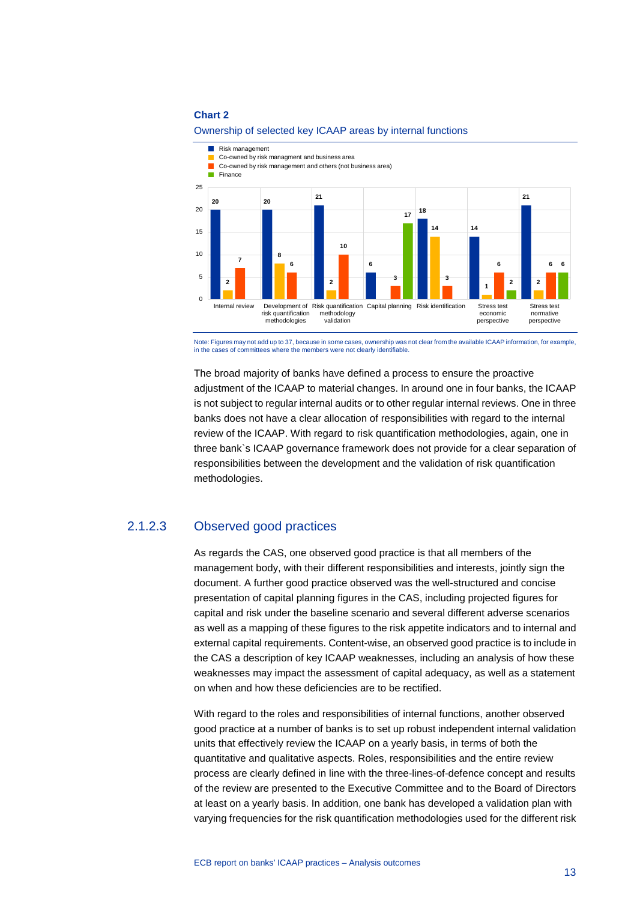**Chart 2**

Ownership of selected key ICAAP areas by internal functions

| | Risk management | Co-owned by risk managment and business area | Co-owned by risk management and others (not business area) | Finance |
|---|---|---|---|---|
| Internal review | 20 | 2 | 7 | |
| Development of risk quantification methodologies | 20 | 8 | 6 | |
| Risk quantification methodology validation | 21 | 2 | 10 | |
| Capital planning | 6 | | 3 | 17 |
| Risk identification | 18 | 14 | 3 | |
| Stress test economic perspective | 14 | 1 | 6 | 2 |
| Stress test normative perspective | 21 | 2 | 6 | 6 |

Note: Figures may not add up to 37, because in some cases, ownership was not clear from the available ICAAP information, for example, in the cases of committees where the members were not clearly identifiable.

The broad majority of banks have defined a process to ensure the proactive adjustment of the ICAAP to material changes. In around one in four banks, the ICAAP is not subject to regular internal audits or to other regular internal reviews. One in three banks does not have a clear allocation of responsibilities with regard to the internal review of the ICAAP. With regard to risk quantification methodologies, again, one in three bank`s ICAAP governance framework does not provide for a clear separation of responsibilities between the development and the validation of risk quantification methodologies.

### 2.1.2.3 Observed good practices

As regards the CAS, one observed good practice is that all members of the management body, with their different responsibilities and interests, jointly sign the document. A further good practice observed was the well-structured and concise presentation of capital planning figures in the CAS, including projected figures for capital and risk under the baseline scenario and several different adverse scenarios as well as a mapping of these figures to the risk appetite indicators and to internal and external capital requirements. Content-wise, an observed good practice is to include in the CAS a description of key ICAAP weaknesses, including an analysis of how these weaknesses may impact the assessment of capital adequacy, as well as a statement on when and how these deficiencies are to be rectified.

With regard to the roles and responsibilities of internal functions, another observed good practice at a number of banks is to set up robust independent internal validation units that effectively review the ICAAP on a yearly basis, in terms of both the quantitative and qualitative aspects. Roles, responsibilities and the entire review process are clearly defined in line with the three-lines-of-defence concept and results of the review are presented to the Executive Committee and to the Board of Directors at least on a yearly basis. In addition, one bank has developed a validation plan with varying frequencies for the risk quantification methodologies used for the different risk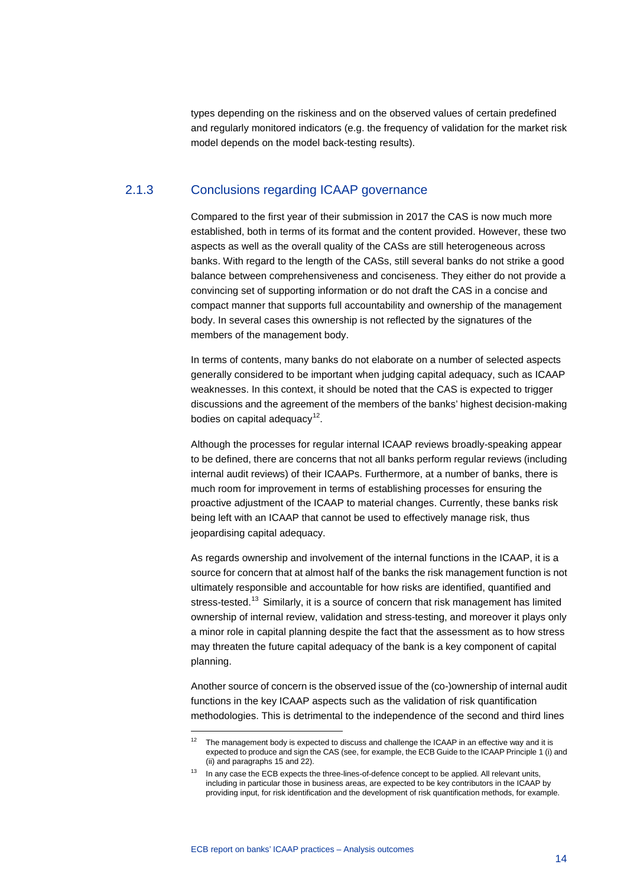types depending on the riskiness and on the observed values of certain predefined and regularly monitored indicators (e.g. the frequency of validation for the market risk model depends on the model back-testing results).

### 2.1.3 Conclusions regarding ICAAP governance

Compared to the first year of their submission in 2017 the CAS is now much more established, both in terms of its format and the content provided. However, these two aspects as well as the overall quality of the CASs are still heterogeneous across banks. With regard to the length of the CASs, still several banks do not strike a good balance between comprehensiveness and conciseness. They either do not provide a convincing set of supporting information or do not draft the CAS in a concise and compact manner that supports full accountability and ownership of the management body. In several cases this ownership is not reflected by the signatures of the members of the management body.

In terms of contents, many banks do not elaborate on a number of selected aspects generally considered to be important when judging capital adequacy, such as ICAAP weaknesses. In this context, it should be noted that the CAS is expected to trigger discussions and the agreement of the members of the banks' highest decision-making bodies on capital adequacy[12].

Although the processes for regular internal ICAAP reviews broadly-speaking appear to be defined, there are concerns that not all banks perform regular reviews (including internal audit reviews) of their ICAAPs. Furthermore, at a number of banks, there is much room for improvement in terms of establishing processes for ensuring the proactive adjustment of the ICAAP to material changes. Currently, these banks risk being left with an ICAAP that cannot be used to effectively manage risk, thus jeopardising capital adequacy.

As regards ownership and involvement of the internal functions in the ICAAP, it is a source for concern that at almost half of the banks the risk management function is not ultimately responsible and accountable for how risks are identified, quantified and stress-tested.[13] Similarly, it is a source of concern that risk management has limited ownership of internal review, validation and stress-testing, and moreover it plays only a minor role in capital planning despite the fact that the assessment as to how stress may threaten the future capital adequacy of the bank is a key component of capital planning.

Another source of concern is the observed issue of the (co-)ownership of internal audit functions in the key ICAAP aspects such as the validation of risk quantification methodologies. This is detrimental to the independence of the second and third lines

---

[12] The management body is expected to discuss and challenge the ICAAP in an effective way and it is expected to produce and sign the CAS (see, for example, the ECB Guide to the ICAAP Principle 1 (i) and (ii) and paragraphs 15 and 22).

[13] In any case the ECB expects the three-lines-of-defence concept to be applied. All relevant units, including in particular those in business areas, are expected to be key contributors in the ICAAP by providing input, for risk identification and the development of risk quantification methods, for example.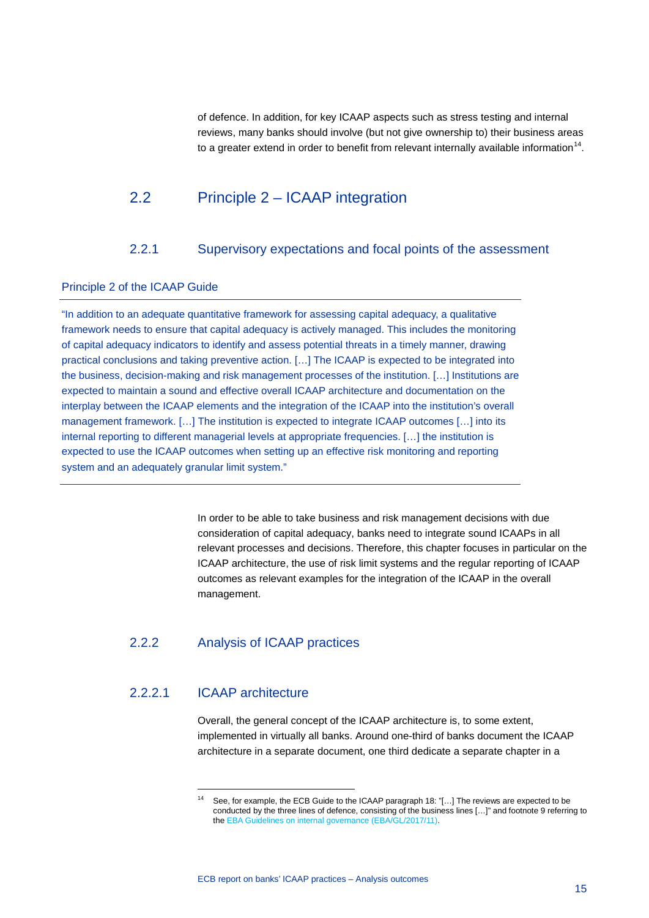of defence. In addition, for key ICAAP aspects such as stress testing and internal reviews, many banks should involve (but not give ownership to) their business areas to a greater extend in order to benefit from relevant internally available information[14].

## 2.2 Principle 2 – ICAAP integration

### 2.2.1 Supervisory expectations and focal points of the assessment

**Principle 2 of the ICAAP Guide**

"In addition to an adequate quantitative framework for assessing capital adequacy, a qualitative framework needs to ensure that capital adequacy is actively managed. This includes the monitoring of capital adequacy indicators to identify and assess potential threats in a timely manner, drawing practical conclusions and taking preventive action. […] The ICAAP is expected to be integrated into the business, decision-making and risk management processes of the institution. […] Institutions are expected to maintain a sound and effective overall ICAAP architecture and documentation on the interplay between the ICAAP elements and the integration of the ICAAP into the institution's overall management framework. […] The institution is expected to integrate ICAAP outcomes […] into its internal reporting to different managerial levels at appropriate frequencies. […] the institution is expected to use the ICAAP outcomes when setting up an effective risk monitoring and reporting system and an adequately granular limit system."

In order to be able to take business and risk management decisions with due consideration of capital adequacy, banks need to integrate sound ICAAPs in all relevant processes and decisions. Therefore, this chapter focuses in particular on the ICAAP architecture, the use of risk limit systems and the regular reporting of ICAAP outcomes as relevant examples for the integration of the ICAAP in the overall management.

### 2.2.2 Analysis of ICAAP practices

#### 2.2.2.1 ICAAP architecture

Overall, the general concept of the ICAAP architecture is, to some extent, implemented in virtually all banks. Around one-third of banks document the ICAAP architecture in a separate document, one third dedicate a separate chapter in a

---

[14] See, for example, the ECB Guide to the ICAAP paragraph 18: "[…] The reviews are expected to be conducted by the three lines of defence, consisting of the business lines […]" and footnote 9 referring to the EBA Guidelines on internal governance (EBA/GL/2017/11).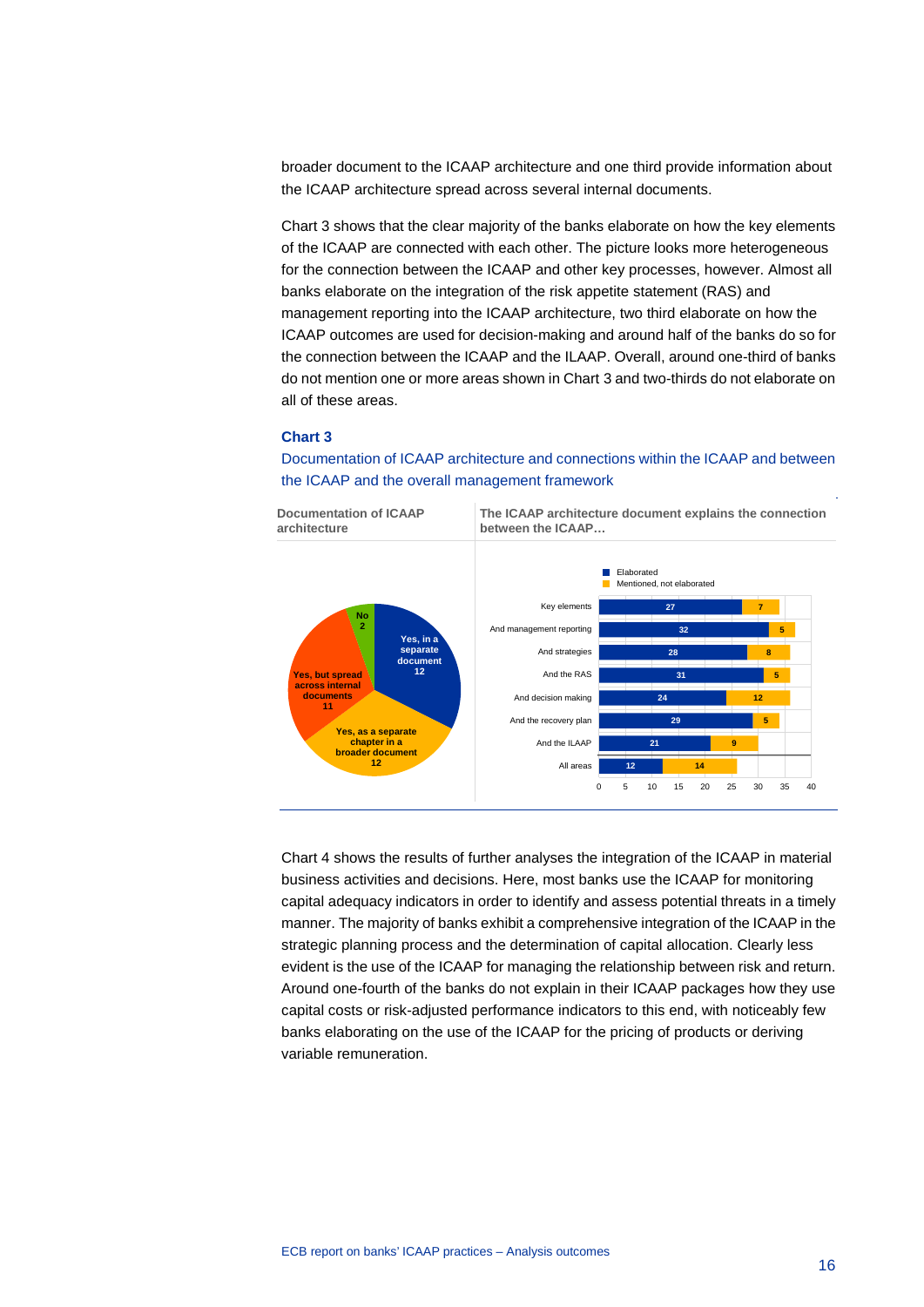broader document to the ICAAP architecture and one third provide information about the ICAAP architecture spread across several internal documents.

Chart 3 shows that the clear majority of the banks elaborate on how the key elements of the ICAAP are connected with each other. The picture looks more heterogeneous for the connection between the ICAAP and other key processes, however. Almost all banks elaborate on the integration of the risk appetite statement (RAS) and management reporting into the ICAAP architecture, two third elaborate on how the ICAAP outcomes are used for decision-making and around half of the banks do so for the connection between the ICAAP and the ILAAP. Overall, around one-third of banks do not mention one or more areas shown in Chart 3 and two-thirds do not elaborate on all of these areas.

### Chart 3

Documentation of ICAAP architecture and connections within the ICAAP and between the ICAAP and the overall management framework

**Documentation of ICAAP architecture**

| Category | Number |
|---|---|
| Yes, in a separate document | 12 |
| Yes, as a separate chapter in a broader document | 12 |
| Yes, but spread across internal documents | 11 |
| No | 2 |

**The ICAAP architecture document explains the connection between the ICAAP…**

| | Elaborated | Mentioned, not elaborated |
|---|---|---|
| Key elements | 27 | 7 |
| And management reporting | 32 | 5 |
| And strategies | 28 | 8 |
| And the RAS | 31 | 5 |
| And decision making | 24 | 12 |
| And the recovery plan | 29 | 5 |
| And the ILAAP | 21 | 9 |
| All areas | 12 | 14 |

Chart 4 shows the results of further analyses the integration of the ICAAP in material business activities and decisions. Here, most banks use the ICAAP for monitoring capital adequacy indicators in order to identify and assess potential threats in a timely manner. The majority of banks exhibit a comprehensive integration of the ICAAP in the strategic planning process and the determination of capital allocation. Clearly less evident is the use of the ICAAP for managing the relationship between risk and return. Around one-fourth of the banks do not explain in their ICAAP packages how they use capital costs or risk-adjusted performance indicators to this end, with noticeably few banks elaborating on the use of the ICAAP for the pricing of products or deriving variable remuneration.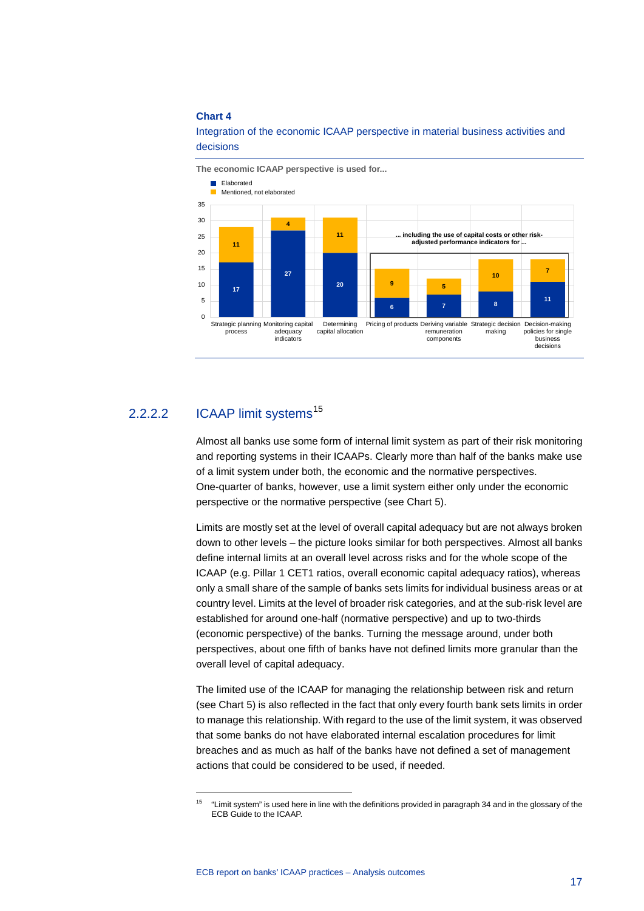**Chart 4**

Integration of the economic ICAAP perspective in material business activities and decisions

The economic ICAAP perspective is used for...

| | Strategic planning process | Monitoring capital adequacy indicators | Determining capital allocation | Pricing of products | Deriving variable remuneration components | Strategic decision making | Decision-making policies for single business decisions |
|---|---|---|---|---|---|---|---|
| Elaborated | 17 | 27 | 20 | 6 | 7 | 8 | 11 |
| Mentioned, not elaborated | 11 | 4 | 11 | 9 | 5 | 10 | 7 |

Note: The last four categories (Pricing of products, Deriving variable remuneration components, Strategic decision making, Decision-making policies for single business decisions) are grouped under "... including the use of capital costs or other risk-adjusted performance indicators for ...".

### 2.2.2.2 ICAAP limit systems[15]

Almost all banks use some form of internal limit system as part of their risk monitoring and reporting systems in their ICAAPs. Clearly more than half of the banks make use of a limit system under both, the economic and the normative perspectives. One-quarter of banks, however, use a limit system either only under the economic perspective or the normative perspective (see Chart 5).

Limits are mostly set at the level of overall capital adequacy but are not always broken down to other levels – the picture looks similar for both perspectives. Almost all banks define internal limits at an overall level across risks and for the whole scope of the ICAAP (e.g. Pillar 1 CET1 ratios, overall economic capital adequacy ratios), whereas only a small share of the sample of banks sets limits for individual business areas or at country level. Limits at the level of broader risk categories, and at the sub-risk level are established for around one-half (normative perspective) and up to two-thirds (economic perspective) of the banks. Turning the message around, under both perspectives, about one fifth of banks have not defined limits more granular than the overall level of capital adequacy.

The limited use of the ICAAP for managing the relationship between risk and return (see Chart 5) is also reflected in the fact that only every fourth bank sets limits in order to manage this relationship. With regard to the use of the limit system, it was observed that some banks do not have elaborated internal escalation procedures for limit breaches and as much as half of the banks have not defined a set of management actions that could be considered to be used, if needed.

[15] "Limit system" is used here in line with the definitions provided in paragraph 34 and in the glossary of the ECB Guide to the ICAAP.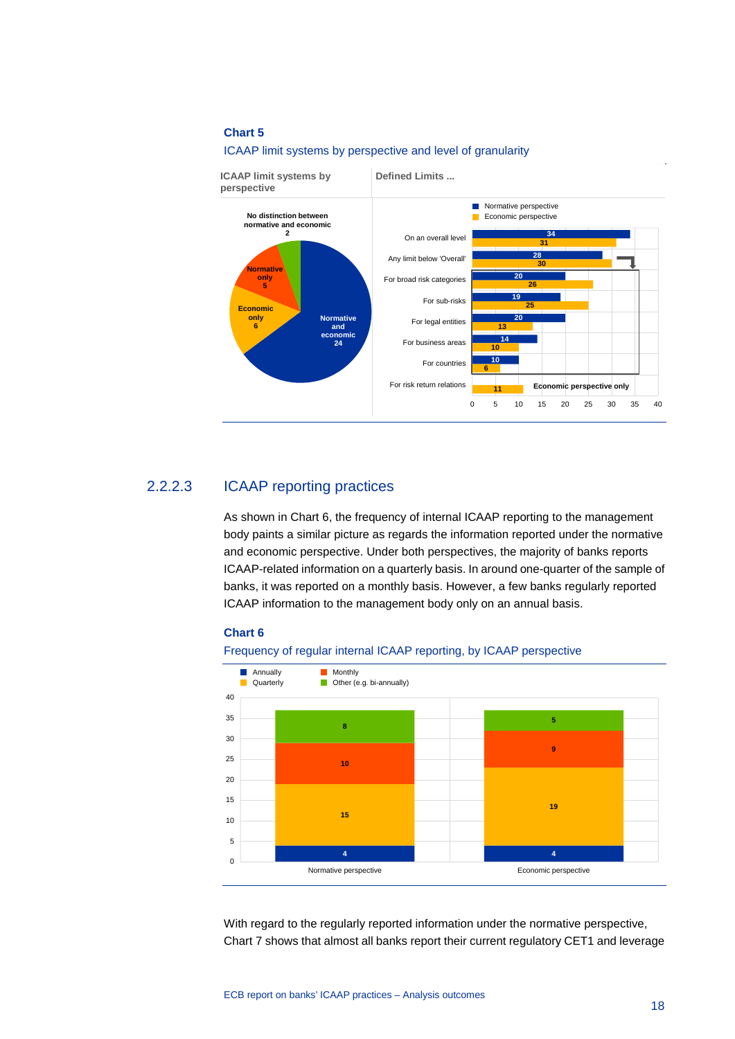**Chart 5**

ICAAP limit systems by perspective and level of granularity

ICAAP limit systems by perspective

| Category | Number |
|---|---|
| Normative and economic | 24 |
| Economic only | 6 |
| Normative only | 5 |
| No distinction between normative and economic | 2 |

Defined Limits ...

| | Normative perspective | Economic perspective |
|---|---|---|
| On an overall level | 34 | 31 |
| Any limit below 'Overall' | 28 | 30 |
| For broad risk categories | 20 | 26 |
| For sub-risks | 19 | 25 |
| For legal entities | 20 | 13 |
| For business areas | 14 | 10 |
| For countries | 10 | 6 |
| For risk return relations | | 11 (Economic perspective only) |

### 2.2.2.3 ICAAP reporting practices

As shown in Chart 6, the frequency of internal ICAAP reporting to the management body paints a similar picture as regards the information reported under the normative and economic perspective. Under both perspectives, the majority of banks reports ICAAP-related information on a quarterly basis. In around one-quarter of the sample of banks, it was reported on a monthly basis. However, a few banks regularly reported ICAAP information to the management body only on an annual basis.

**Chart 6**

Frequency of regular internal ICAAP reporting, by ICAAP perspective

| | Normative perspective | Economic perspective |
|---|---|---|
| Annually | 4 | 4 |
| Quarterly | 15 | 19 |
| Monthly | 10 | 9 |
| Other (e.g. bi-annually) | 8 | 5 |

With regard to the regularly reported information under the normative perspective, Chart 7 shows that almost all banks report their current regulatory CET1 and leverage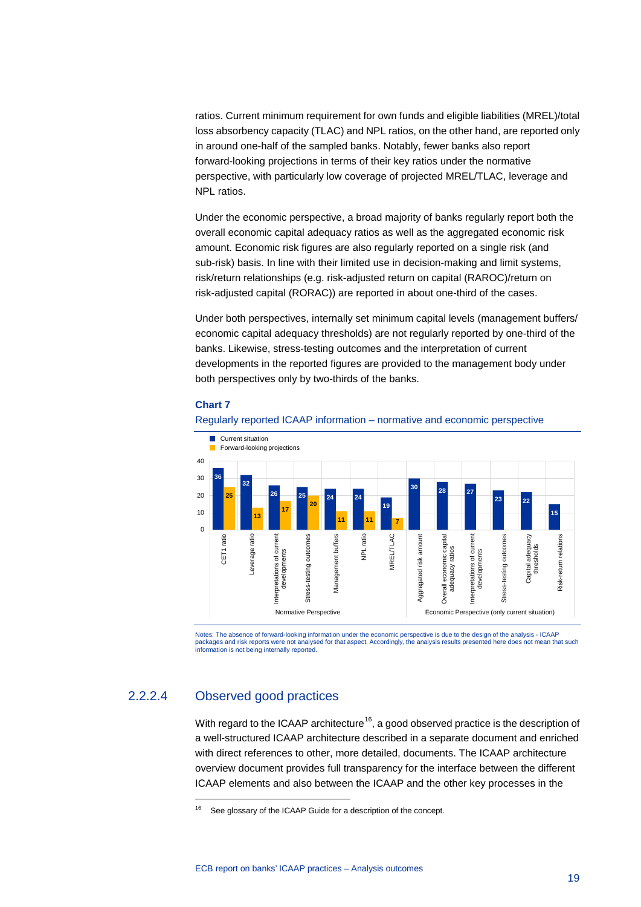ratios. Current minimum requirement for own funds and eligible liabilities (MREL)/total loss absorbency capacity (TLAC) and NPL ratios, on the other hand, are reported only in around one-half of the sampled banks. Notably, fewer banks also report forward-looking projections in terms of their key ratios under the normative perspective, with particularly low coverage of projected MREL/TLAC, leverage and NPL ratios.

Under the economic perspective, a broad majority of banks regularly report both the overall economic capital adequacy ratios as well as the aggregated economic risk amount. Economic risk figures are also regularly reported on a single risk (and sub-risk) basis. In line with their limited use in decision-making and limit systems, risk/return relationships (e.g. risk-adjusted return on capital (RAROC)/return on risk-adjusted capital (RORAC)) are reported in about one-third of the cases.

Under both perspectives, internally set minimum capital levels (management buffers/ economic capital adequacy thresholds) are not regularly reported by one-third of the banks. Likewise, stress-testing outcomes and the interpretation of current developments in the reported figures are provided to the management body under both perspectives only by two-thirds of the banks.

**Chart 7**

Regularly reported ICAAP information – normative and economic perspective

| Perspective | Item | Current situation | Forward-looking projections |
|---|---|---|---|
| Normative Perspective | CET1 ratio | 36 | 25 |
| | Leverage ratio | 32 | 13 |
| | Interpretations of current developments | 26 | 17 |
| | Stress-testing outcomes | 25 | 20 |
| | Management buffers | 24 | 11 |
| | NPL ratio | 24 | 11 |
| | MREL/TLAC | 19 | 7 |
| Economic Perspective (only current situation) | Aggregated risk amount | 30 | |
| | Overall economic capital adequacy ratios | 28 | |
| | Interpretations of current developments | 27 | |
| | Stress-testing outcomes | 23 | |
| | Capital adequacy thresholds | 22 | |
| | Risk-return relations | 15 | |

Notes: The absence of forward-looking information under the economic perspective is due to the design of the analysis - ICAAP packages and risk reports were not analysed for that aspect. Accordingly, the analysis results presented here does not mean that such information is not being internally reported.

## 2.2.2.4 Observed good practices

With regard to the ICAAP architecture[16], a good observed practice is the description of a well-structured ICAAP architecture described in a separate document and enriched with direct references to other, more detailed, documents. The ICAAP architecture overview document provides full transparency for the interface between the different ICAAP elements and also between the ICAAP and the other key processes in the

[16] See glossary of the ICAAP Guide for a description of the concept.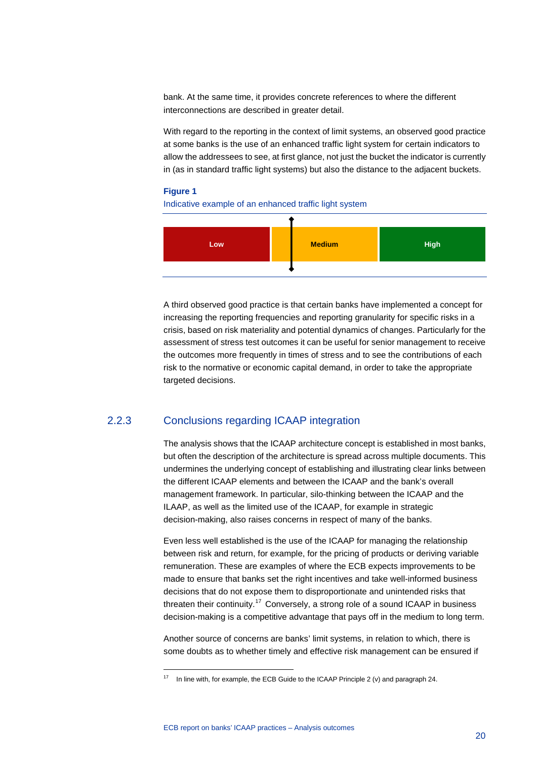bank. At the same time, it provides concrete references to where the different interconnections are described in greater detail.

With regard to the reporting in the context of limit systems, an observed good practice at some banks is the use of an enhanced traffic light system for certain indicators to allow the addressees to see, at first glance, not just the bucket the indicator is currently in (as in standard traffic light systems) but also the distance to the adjacent buckets.

**Figure 1**

Indicative example of an enhanced traffic light system

| Low | Medium | High |
|---|---|---|

A third observed good practice is that certain banks have implemented a concept for increasing the reporting frequencies and reporting granularity for specific risks in a crisis, based on risk materiality and potential dynamics of changes. Particularly for the assessment of stress test outcomes it can be useful for senior management to receive the outcomes more frequently in times of stress and to see the contributions of each risk to the normative or economic capital demand, in order to take the appropriate targeted decisions.

### 2.2.3 Conclusions regarding ICAAP integration

The analysis shows that the ICAAP architecture concept is established in most banks, but often the description of the architecture is spread across multiple documents. This undermines the underlying concept of establishing and illustrating clear links between the different ICAAP elements and between the ICAAP and the bank's overall management framework. In particular, silo-thinking between the ICAAP and the ILAAP, as well as the limited use of the ICAAP, for example in strategic decision-making, also raises concerns in respect of many of the banks.

Even less well established is the use of the ICAAP for managing the relationship between risk and return, for example, for the pricing of products or deriving variable remuneration. These are examples of where the ECB expects improvements to be made to ensure that banks set the right incentives and take well-informed business decisions that do not expose them to disproportionate and unintended risks that threaten their continuity.[17] Conversely, a strong role of a sound ICAAP in business decision-making is a competitive advantage that pays off in the medium to long term.

Another source of concerns are banks' limit systems, in relation to which, there is some doubts as to whether timely and effective risk management can be ensured if

[17] In line with, for example, the ECB Guide to the ICAAP Principle 2 (v) and paragraph 24.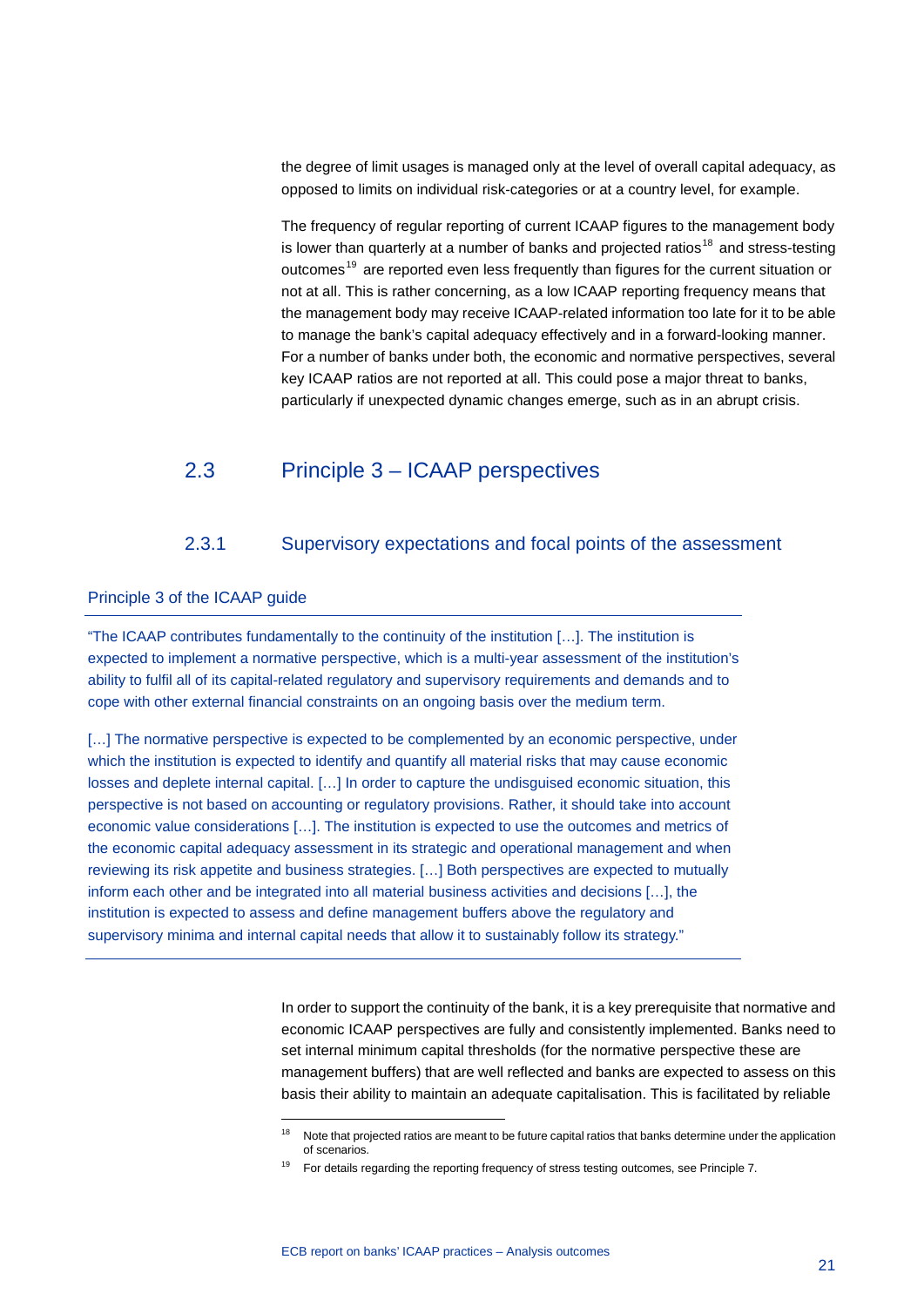the degree of limit usages is managed only at the level of overall capital adequacy, as opposed to limits on individual risk-categories or at a country level, for example.

The frequency of regular reporting of current ICAAP figures to the management body is lower than quarterly at a number of banks and projected ratios[18] and stress-testing outcomes[19] are reported even less frequently than figures for the current situation or not at all. This is rather concerning, as a low ICAAP reporting frequency means that the management body may receive ICAAP-related information too late for it to be able to manage the bank's capital adequacy effectively and in a forward-looking manner. For a number of banks under both, the economic and normative perspectives, several key ICAAP ratios are not reported at all. This could pose a major threat to banks, particularly if unexpected dynamic changes emerge, such as in an abrupt crisis.

## 2.3 Principle 3 – ICAAP perspectives

### 2.3.1 Supervisory expectations and focal points of the assessment

**Principle 3 of the ICAAP guide**

"The ICAAP contributes fundamentally to the continuity of the institution […]. The institution is expected to implement a normative perspective, which is a multi-year assessment of the institution's ability to fulfil all of its capital-related regulatory and supervisory requirements and demands and to cope with other external financial constraints on an ongoing basis over the medium term.

[…] The normative perspective is expected to be complemented by an economic perspective, under which the institution is expected to identify and quantify all material risks that may cause economic losses and deplete internal capital. […] In order to capture the undisguised economic situation, this perspective is not based on accounting or regulatory provisions. Rather, it should take into account economic value considerations […]. The institution is expected to use the outcomes and metrics of the economic capital adequacy assessment in its strategic and operational management and when reviewing its risk appetite and business strategies. […] Both perspectives are expected to mutually inform each other and be integrated into all material business activities and decisions […], the institution is expected to assess and define management buffers above the regulatory and supervisory minima and internal capital needs that allow it to sustainably follow its strategy."

In order to support the continuity of the bank, it is a key prerequisite that normative and economic ICAAP perspectives are fully and consistently implemented. Banks need to set internal minimum capital thresholds (for the normative perspective these are management buffers) that are well reflected and banks are expected to assess on this basis their ability to maintain an adequate capitalisation. This is facilitated by reliable

[18] Note that projected ratios are meant to be future capital ratios that banks determine under the application of scenarios.

[19] For details regarding the reporting frequency of stress testing outcomes, see Principle 7.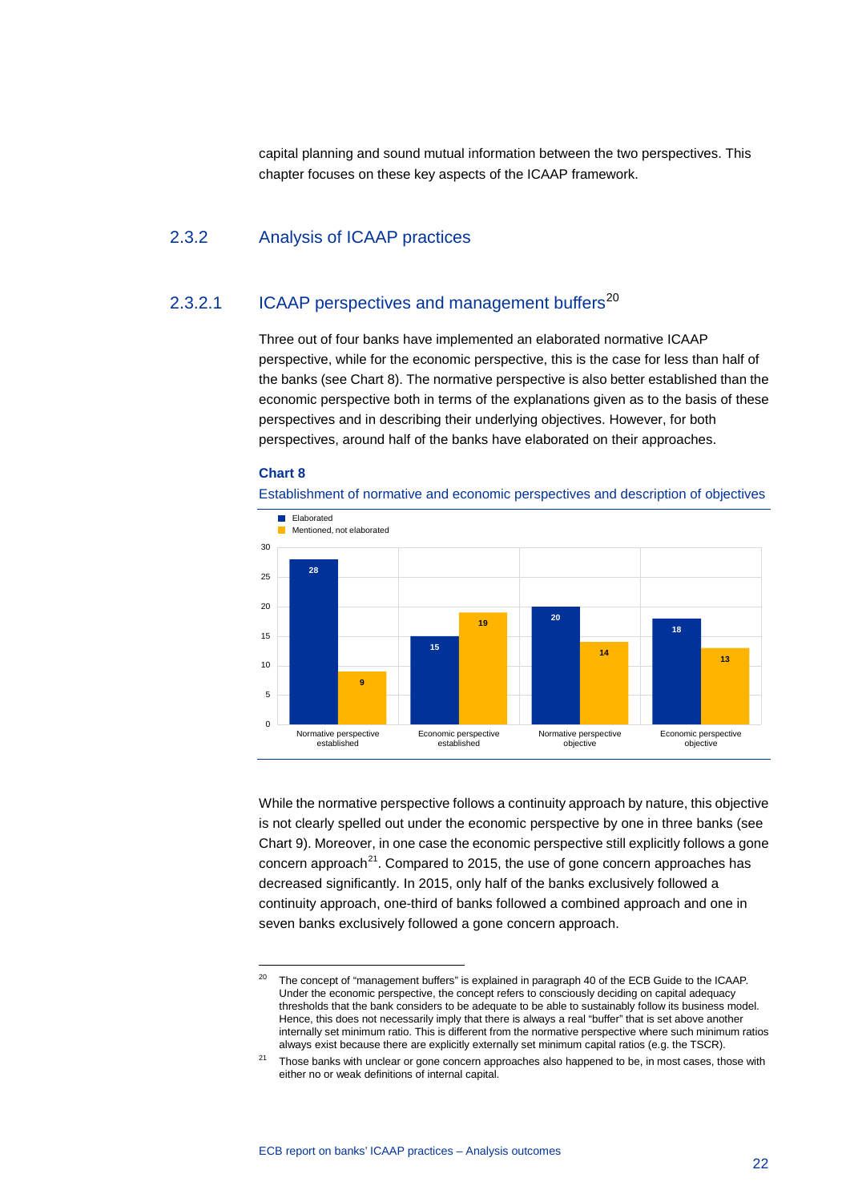capital planning and sound mutual information between the two perspectives. This chapter focuses on these key aspects of the ICAAP framework.

## 2.3.2 Analysis of ICAAP practices

### 2.3.2.1 ICAAP perspectives and management buffers[20]

Three out of four banks have implemented an elaborated normative ICAAP perspective, while for the economic perspective, this is the case for less than half of the banks (see Chart 8). The normative perspective is also better established than the economic perspective both in terms of the explanations given as to the basis of these perspectives and in describing their underlying objectives. However, for both perspectives, around half of the banks have elaborated on their approaches.

**Chart 8**

Establishment of normative and economic perspectives and description of objectives

| | Elaborated | Mentioned, not elaborated |
|---|---|---|
| Normative perspective established | 28 | 9 |
| Economic perspective established | 15 | 19 |
| Normative perspective objective | 20 | 14 |
| Economic perspective objective | 18 | 13 |

While the normative perspective follows a continuity approach by nature, this objective is not clearly spelled out under the economic perspective by one in three banks (see Chart 9). Moreover, in one case the economic perspective still explicitly follows a gone concern approach[21]. Compared to 2015, the use of gone concern approaches has decreased significantly. In 2015, only half of the banks exclusively followed a continuity approach, one-third of banks followed a combined approach and one in seven banks exclusively followed a gone concern approach.

[20] The concept of "management buffers" is explained in paragraph 40 of the ECB Guide to the ICAAP. Under the economic perspective, the concept refers to consciously deciding on capital adequacy thresholds that the bank considers to be adequate to be able to sustainably follow its business model. Hence, this does not necessarily imply that there is always a real "buffer" that is set above another internally set minimum ratio. This is different from the normative perspective where such minimum ratios always exist because there are explicitly externally set minimum capital ratios (e.g. the TSCR).

[21] Those banks with unclear or gone concern approaches also happened to be, in most cases, those with either no or weak definitions of internal capital.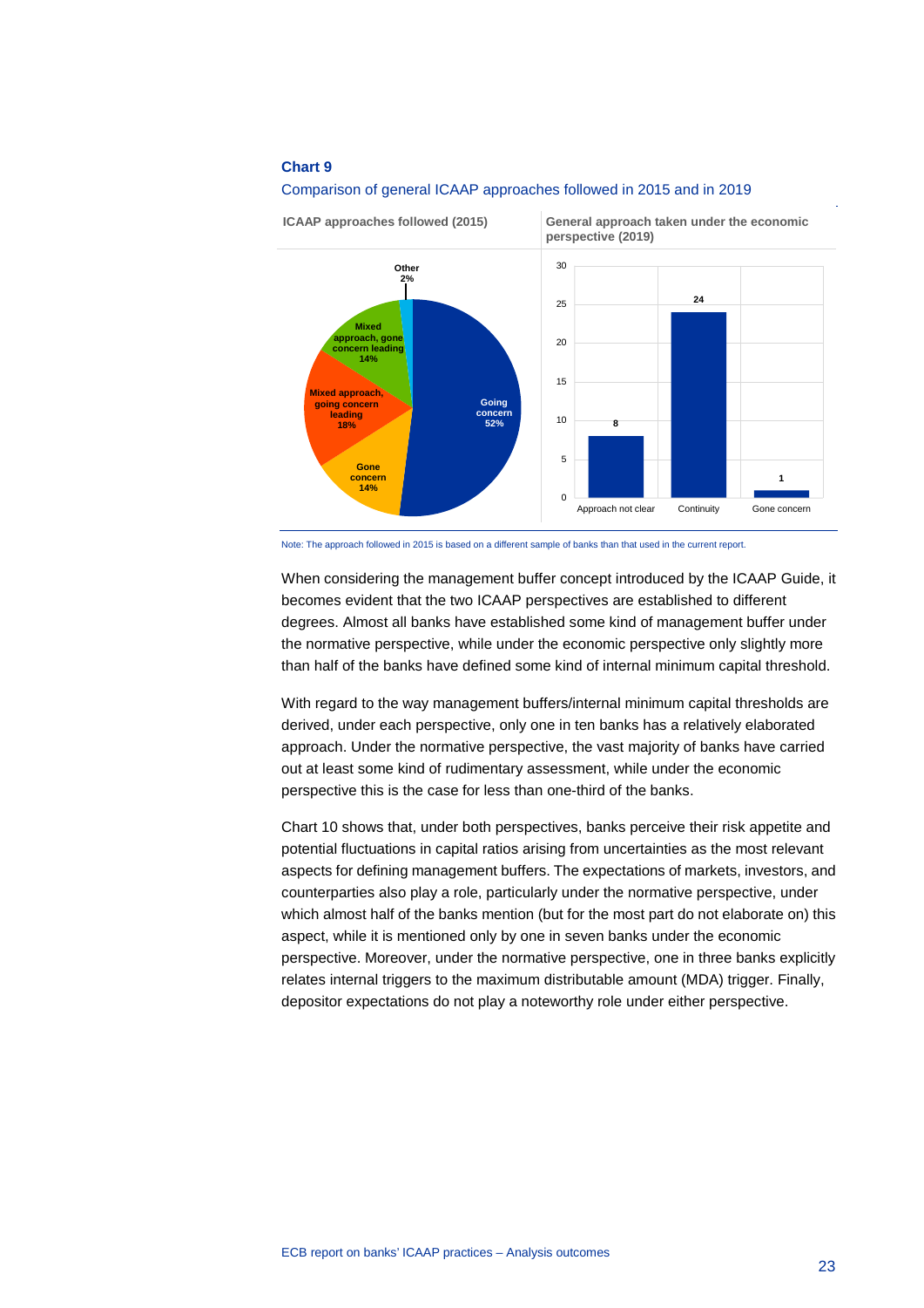**Chart 9**

Comparison of general ICAAP approaches followed in 2015 and in 2019

**ICAAP approaches followed (2015)**

| Approach | Share |
| --- | --- |
| Going concern | 52% |
| Gone concern | 14% |
| Mixed approach, going concern leading | 18% |
| Mixed approach, gone concern leading | 14% |
| Other | 2% |

**General approach taken under the economic perspective (2019)**

| Approach | Number of banks |
| --- | --- |
| Approach not clear | 8 |
| Continuity | 24 |
| Gone concern | 1 |

Note: The approach followed in 2015 is based on a different sample of banks than that used in the current report.

When considering the management buffer concept introduced by the ICAAP Guide, it becomes evident that the two ICAAP perspectives are established to different degrees. Almost all banks have established some kind of management buffer under the normative perspective, while under the economic perspective only slightly more than half of the banks have defined some kind of internal minimum capital threshold.

With regard to the way management buffers/internal minimum capital thresholds are derived, under each perspective, only one in ten banks has a relatively elaborated approach. Under the normative perspective, the vast majority of banks have carried out at least some kind of rudimentary assessment, while under the economic perspective this is the case for less than one-third of the banks.

Chart 10 shows that, under both perspectives, banks perceive their risk appetite and potential fluctuations in capital ratios arising from uncertainties as the most relevant aspects for defining management buffers. The expectations of markets, investors, and counterparties also play a role, particularly under the normative perspective, under which almost half of the banks mention (but for the most part do not elaborate on) this aspect, while it is mentioned only by one in seven banks under the economic perspective. Moreover, under the normative perspective, one in three banks explicitly relates internal triggers to the maximum distributable amount (MDA) trigger. Finally, depositor expectations do not play a noteworthy role under either perspective.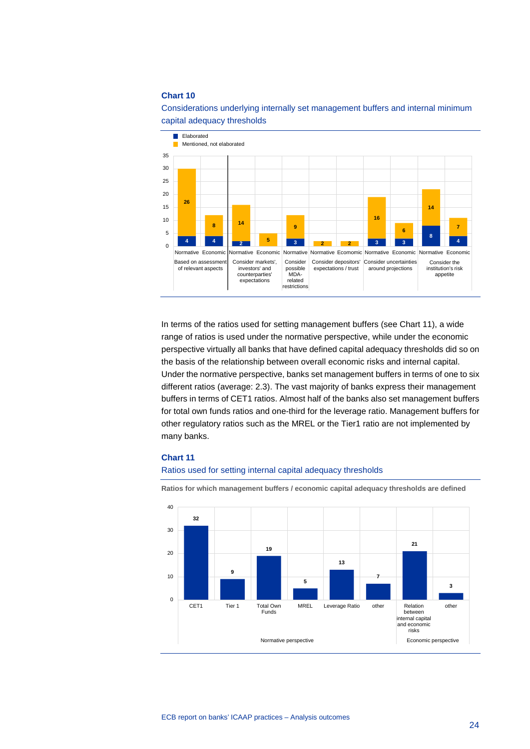**Chart 10**

Considerations underlying internally set management buffers and internal minimum capital adequacy thresholds

| Consideration | Perspective | Elaborated | Mentioned, not elaborated |
|---|---|---|---|
| Based on assessment of relevant aspects | Normative | 4 | 26 |
| | Economic | 4 | 8 |
| Consider markets', investors' and counterparties' expectations | Normative | 2 | 14 |
| | Economic | | 5 |
| Consider possible MDA-related restrictions | Normative | 3 | 9 |
| Consider depositors' expectations / trust | Normative | | 2 |
| | Economic | | 2 |
| Consider uncertainties around projections | Normative | 3 | 16 |
| | Economic | 3 | 6 |
| Consider the institution's risk appetite | Normative | 8 | 14 |
| | Economic | 4 | 7 |

In terms of the ratios used for setting management buffers (see Chart 11), a wide range of ratios is used under the normative perspective, while under the economic perspective virtually all banks that have defined capital adequacy thresholds did so on the basis of the relationship between overall economic risks and internal capital. Under the normative perspective, banks set management buffers in terms of one to six different ratios (average: 2.3). The vast majority of banks express their management buffers in terms of CET1 ratios. Almost half of the banks also set management buffers for total own funds ratios and one-third for the leverage ratio. Management buffers for other regulatory ratios such as the MREL or the Tier1 ratio are not implemented by many banks.

**Chart 11**

Ratios used for setting internal capital adequacy thresholds

Ratios for which management buffers / economic capital adequacy thresholds are defined

| Perspective | Ratio | Number |
|---|---|---|
| Normative perspective | CET1 | 32 |
| | Tier 1 | 9 |
| | Total Own Funds | 19 |
| | MREL | 5 |
| | Leverage Ratio | 13 |
| | other | 7 |
| Economic perspective | Relation between internal capital and economic risks | 21 |
| | other | 3 |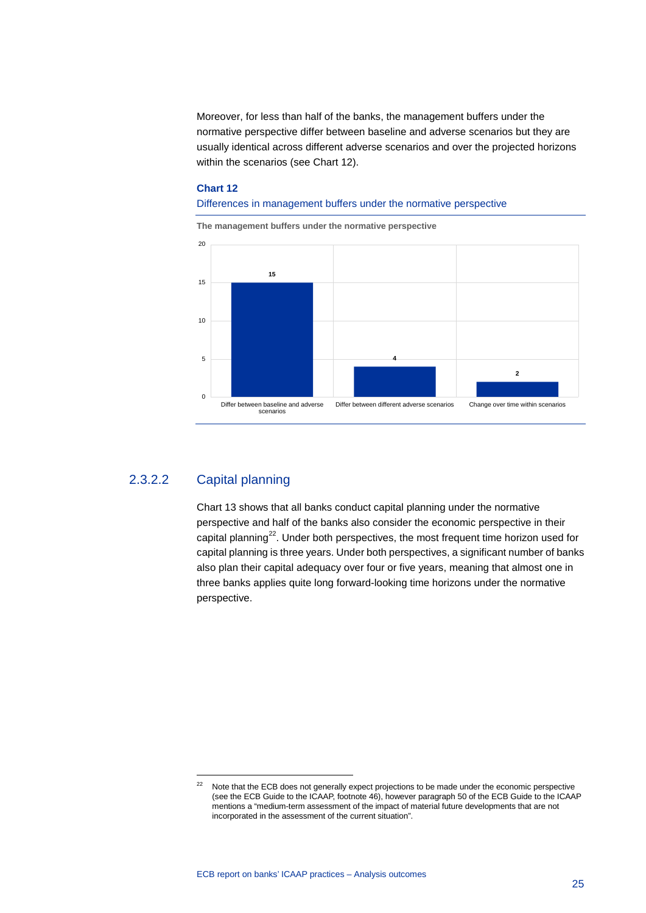Moreover, for less than half of the banks, the management buffers under the normative perspective differ between baseline and adverse scenarios but they are usually identical across different adverse scenarios and over the projected horizons within the scenarios (see Chart 12).

**Chart 12**

Differences in management buffers under the normative perspective

**The management buffers under the normative perspective**

| | Number of banks |
|---|---|
| Differ between baseline and adverse scenarios | 15 |
| Differ between different adverse scenarios | 4 |
| Change over time within scenarios | 2 |

### 2.3.2.2 Capital planning

Chart 13 shows that all banks conduct capital planning under the normative perspective and half of the banks also consider the economic perspective in their capital planning[22]. Under both perspectives, the most frequent time horizon used for capital planning is three years. Under both perspectives, a significant number of banks also plan their capital adequacy over four or five years, meaning that almost one in three banks applies quite long forward-looking time horizons under the normative perspective.

[22] Note that the ECB does not generally expect projections to be made under the economic perspective (see the ECB Guide to the ICAAP, footnote 46), however paragraph 50 of the ECB Guide to the ICAAP mentions a "medium-term assessment of the impact of material future developments that are not incorporated in the assessment of the current situation".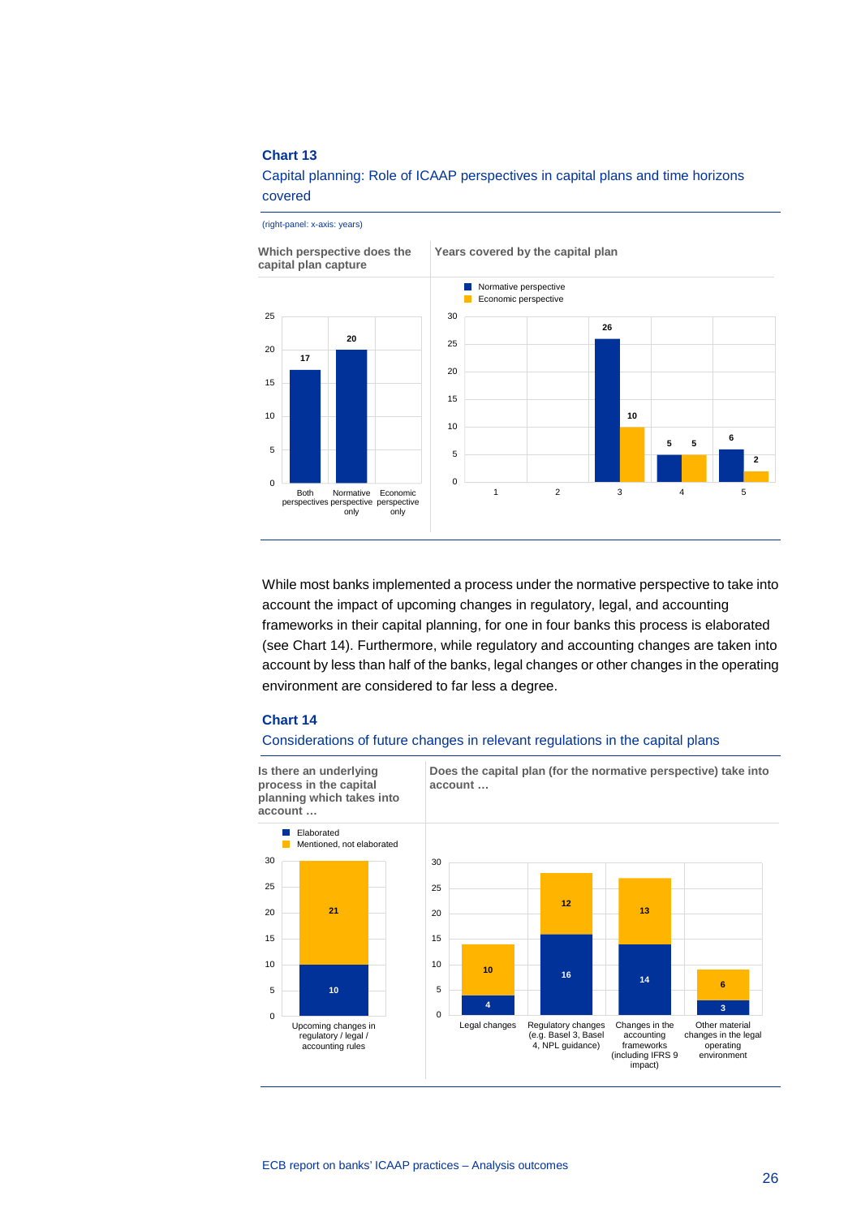**Chart 13**

Capital planning: Role of ICAAP perspectives in capital plans and time horizons covered

(right-panel: x-axis: years)

**Which perspective does the capital plan capture**

| | Value |
|---|---|
| Both perspectives | 17 |
| Normative perspective only | 20 |
| Economic perspective only | |

**Years covered by the capital plan**

| Years | Normative perspective | Economic perspective |
|---|---|---|
| 1 | | |
| 2 | | |
| 3 | 26 | 10 |
| 4 | 5 | 5 |
| 5 | 6 | 2 |

While most banks implemented a process under the normative perspective to take into account the impact of upcoming changes in regulatory, legal, and accounting frameworks in their capital planning, for one in four banks this process is elaborated (see Chart 14). Furthermore, while regulatory and accounting changes are taken into account by less than half of the banks, legal changes or other changes in the operating environment are considered to far less a degree.

**Chart 14**

Considerations of future changes in relevant regulations in the capital plans

**Is there an underlying process in the capital planning which takes into account …**

| | Elaborated | Mentioned, not elaborated |
|---|---|---|
| Upcoming changes in regulatory / legal / accounting rules | 10 | 21 |

**Does the capital plan (for the normative perspective) take into account …**

| | Elaborated | Mentioned, not elaborated |
|---|---|---|
| Legal changes | 4 | 10 |
| Regulatory changes (e.g. Basel 3, Basel 4, NPL guidance) | 16 | 12 |
| Changes in the accounting frameworks (including IFRS 9 impact) | 14 | 13 |
| Other material changes in the legal operating environment | 3 | 6 |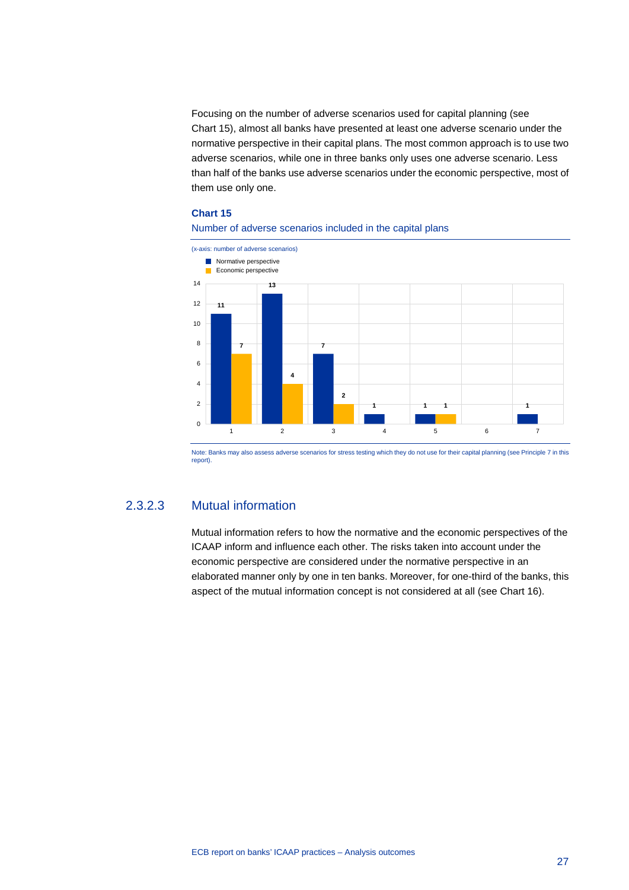Focusing on the number of adverse scenarios used for capital planning (see Chart 15), almost all banks have presented at least one adverse scenario under the normative perspective in their capital plans. The most common approach is to use two adverse scenarios, while one in three banks only uses one adverse scenario. Less than half of the banks use adverse scenarios under the economic perspective, most of them use only one.

**Chart 15**

Number of adverse scenarios included in the capital plans

(x-axis: number of adverse scenarios)

| Number of adverse scenarios | Normative perspective | Economic perspective |
|---|---|---|
| 1 | 11 | 7 |
| 2 | 13 | 4 |
| 3 | 7 | 2 |
| 4 | 1 | |
| 5 | 1 | 1 |
| 6 | | |
| 7 | 1 | |

Note: Banks may also assess adverse scenarios for stress testing which they do not use for their capital planning (see Principle 7 in this report).

### 2.3.2.3 Mutual information

Mutual information refers to how the normative and the economic perspectives of the ICAAP inform and influence each other. The risks taken into account under the economic perspective are considered under the normative perspective in an elaborated manner only by one in ten banks. Moreover, for one-third of the banks, this aspect of the mutual information concept is not considered at all (see Chart 16).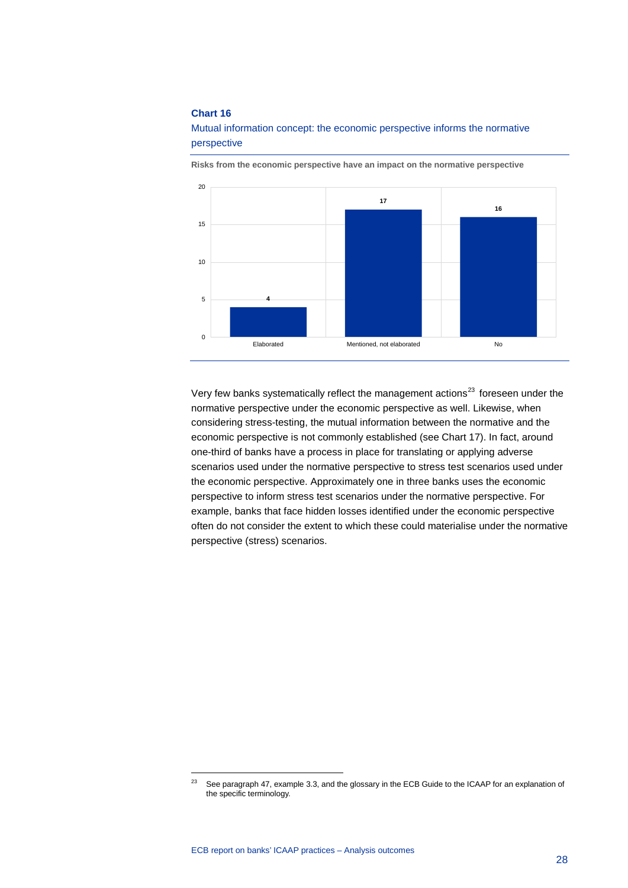**Chart 16**

Mutual information concept: the economic perspective informs the normative perspective

**Risks from the economic perspective have an impact on the normative perspective**

| Category | Value |
|---|---|
| Elaborated | 4 |
| Mentioned, not elaborated | 17 |
| No | 16 |

Very few banks systematically reflect the management actions[23] foreseen under the normative perspective under the economic perspective as well. Likewise, when considering stress-testing, the mutual information between the normative and the economic perspective is not commonly established (see Chart 17). In fact, around one-third of banks have a process in place for translating or applying adverse scenarios used under the normative perspective to stress test scenarios used under the economic perspective. Approximately one in three banks uses the economic perspective to inform stress test scenarios under the normative perspective. For example, banks that face hidden losses identified under the economic perspective often do not consider the extent to which these could materialise under the normative perspective (stress) scenarios.

[23] See paragraph 47, example 3.3, and the glossary in the ECB Guide to the ICAAP for an explanation of the specific terminology.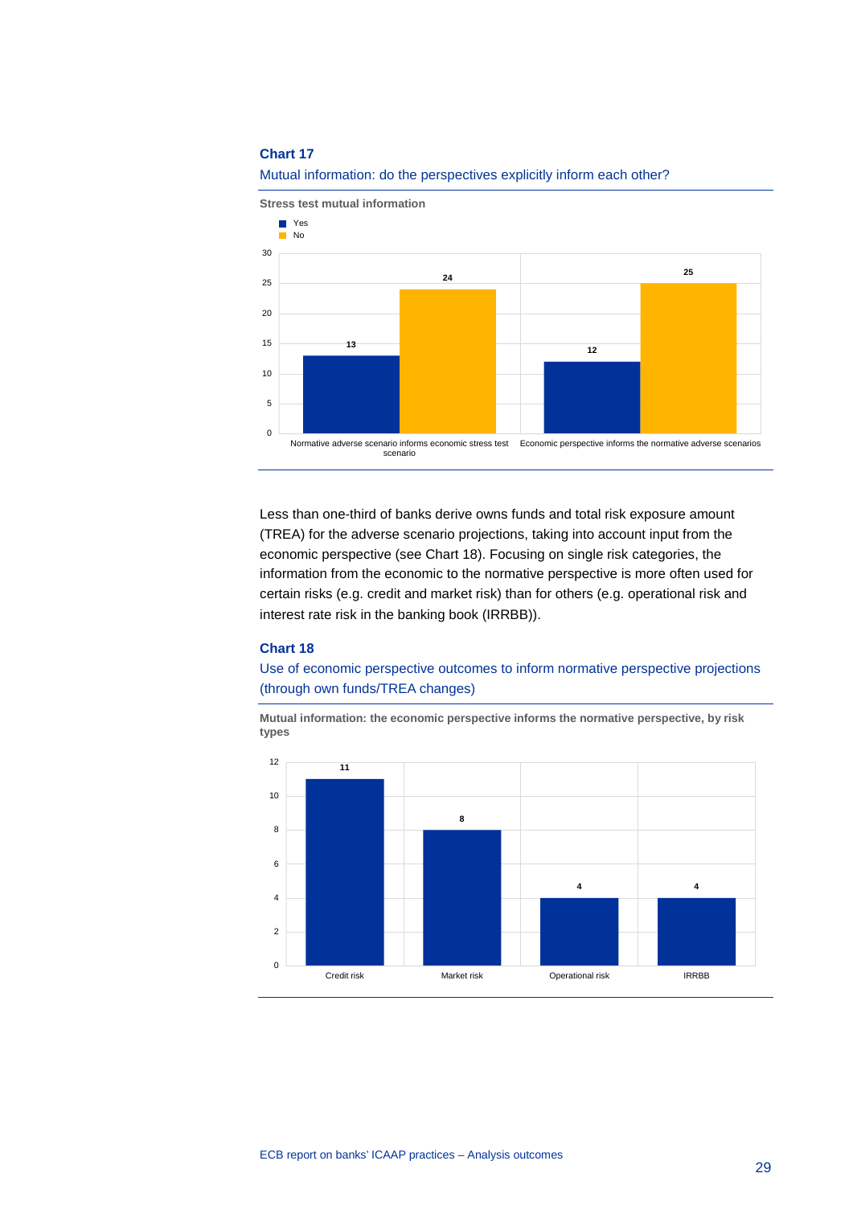### Chart 17

Mutual information: do the perspectives explicitly inform each other?

**Stress test mutual information**

| | Yes | No |
|---|---|---|
| Normative adverse scenario informs economic stress test scenario | 13 | 24 |
| Economic perspective informs the normative adverse scenarios | 12 | 25 |

Less than one-third of banks derive owns funds and total risk exposure amount (TREA) for the adverse scenario projections, taking into account input from the economic perspective (see Chart 18). Focusing on single risk categories, the information from the economic to the normative perspective is more often used for certain risks (e.g. credit and market risk) than for others (e.g. operational risk and interest rate risk in the banking book (IRRBB)).

### Chart 18

Use of economic perspective outcomes to inform normative perspective projections (through own funds/TREA changes)

**Mutual information: the economic perspective informs the normative perspective, by risk types**

| Risk type | Value |
|---|---|
| Credit risk | 11 |
| Market risk | 8 |
| Operational risk | 4 |
| IRRBB | 4 |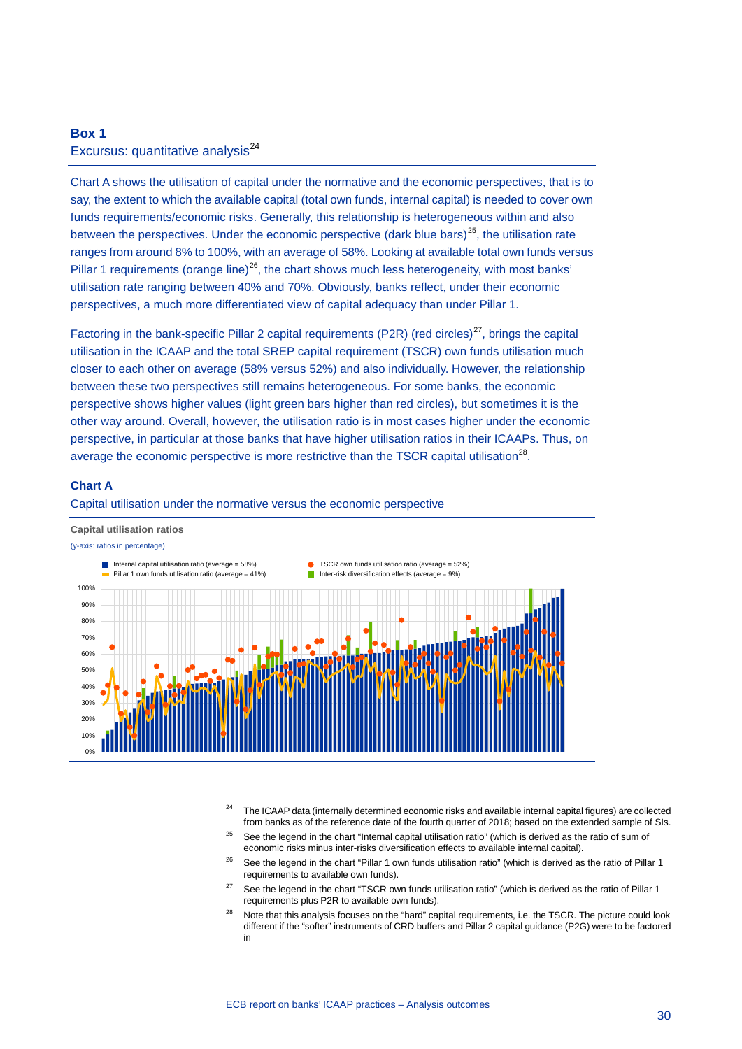## Box 1

### Excursus: quantitative analysis[24]

Chart A shows the utilisation of capital under the normative and the economic perspectives, that is to say, the extent to which the available capital (total own funds, internal capital) is needed to cover own funds requirements/economic risks. Generally, this relationship is heterogeneous within and also between the perspectives. Under the economic perspective (dark blue bars)[25], the utilisation rate ranges from around 8% to 100%, with an average of 58%. Looking at available total own funds versus Pillar 1 requirements (orange line)[26], the chart shows much less heterogeneity, with most banks' utilisation rate ranging between 40% and 70%. Obviously, banks reflect, under their economic perspectives, a much more differentiated view of capital adequacy than under Pillar 1.

Factoring in the bank-specific Pillar 2 capital requirements (P2R) (red circles)[27], brings the capital utilisation in the ICAAP and the total SREP capital requirement (TSCR) own funds utilisation much closer to each other on average (58% versus 52%) and also individually. However, the relationship between these two perspectives still remains heterogeneous. For some banks, the economic perspective shows higher values (light green bars higher than red circles), but sometimes it is the other way around. Overall, however, the utilisation ratio is in most cases higher under the economic perspective, in particular at those banks that have higher utilisation ratios in their ICAAPs. Thus, on average the economic perspective is more restrictive than the TSCR capital utilisation[28].

**Chart A**

Capital utilisation under the normative versus the economic perspective

**Capital utilisation ratios**

(y-axis: ratios in percentage)

- Internal capital utilisation ratio (average = 58%)
- Pillar 1 own funds utilisation ratio (average = 41%)
- TSCR own funds utilisation ratio (average = 52%)
- Inter-risk diversification effects (average = 9%)

---

[24] The ICAAP data (internally determined economic risks and available internal capital figures) are collected from banks as of the reference date of the fourth quarter of 2018; based on the extended sample of SIs.

[25] See the legend in the chart "Internal capital utilisation ratio" (which is derived as the ratio of sum of economic risks minus inter-risks diversification effects to available internal capital).

[26] See the legend in the chart "Pillar 1 own funds utilisation ratio" (which is derived as the ratio of Pillar 1 requirements to available own funds).

[27] See the legend in the chart "TSCR own funds utilisation ratio" (which is derived as the ratio of Pillar 1 requirements plus P2R to available own funds).

[28] Note that this analysis focuses on the "hard" capital requirements, i.e. the TSCR. The picture could look different if the "softer" instruments of CRD buffers and Pillar 2 capital guidance (P2G) were to be factored in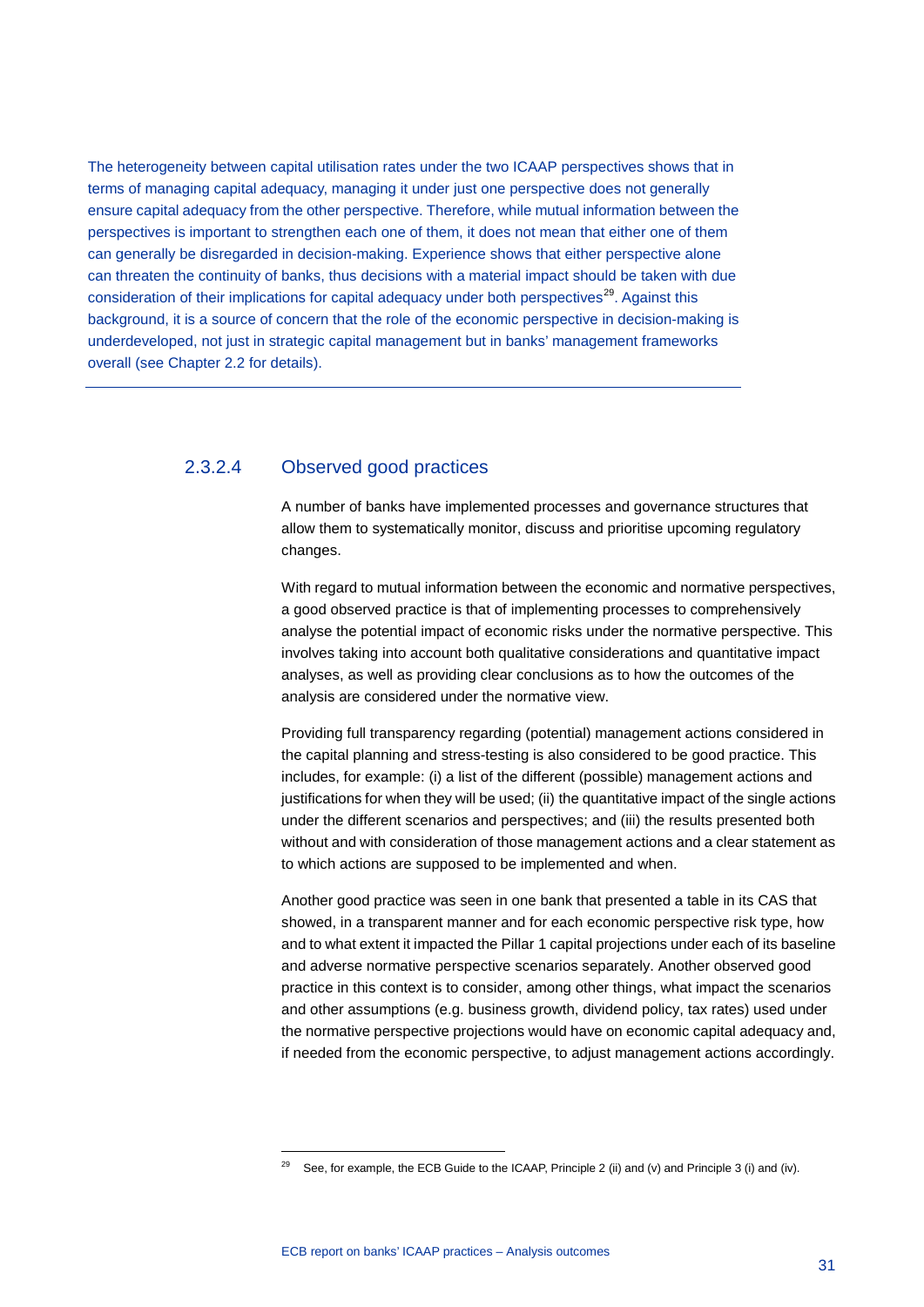The heterogeneity between capital utilisation rates under the two ICAAP perspectives shows that in terms of managing capital adequacy, managing it under just one perspective does not generally ensure capital adequacy from the other perspective. Therefore, while mutual information between the perspectives is important to strengthen each one of them, it does not mean that either one of them can generally be disregarded in decision-making. Experience shows that either perspective alone can threaten the continuity of banks, thus decisions with a material impact should be taken with due consideration of their implications for capital adequacy under both perspectives[29]. Against this background, it is a source of concern that the role of the economic perspective in decision-making is underdeveloped, not just in strategic capital management but in banks' management frameworks overall (see Chapter 2.2 for details).

#### 2.3.2.4 Observed good practices

A number of banks have implemented processes and governance structures that allow them to systematically monitor, discuss and prioritise upcoming regulatory changes.

With regard to mutual information between the economic and normative perspectives, a good observed practice is that of implementing processes to comprehensively analyse the potential impact of economic risks under the normative perspective. This involves taking into account both qualitative considerations and quantitative impact analyses, as well as providing clear conclusions as to how the outcomes of the analysis are considered under the normative view.

Providing full transparency regarding (potential) management actions considered in the capital planning and stress-testing is also considered to be good practice. This includes, for example: (i) a list of the different (possible) management actions and justifications for when they will be used; (ii) the quantitative impact of the single actions under the different scenarios and perspectives; and (iii) the results presented both without and with consideration of those management actions and a clear statement as to which actions are supposed to be implemented and when.

Another good practice was seen in one bank that presented a table in its CAS that showed, in a transparent manner and for each economic perspective risk type, how and to what extent it impacted the Pillar 1 capital projections under each of its baseline and adverse normative perspective scenarios separately. Another observed good practice in this context is to consider, among other things, what impact the scenarios and other assumptions (e.g. business growth, dividend policy, tax rates) used under the normative perspective projections would have on economic capital adequacy and, if needed from the economic perspective, to adjust management actions accordingly.

[29] See, for example, the ECB Guide to the ICAAP, Principle 2 (ii) and (v) and Principle 3 (i) and (iv).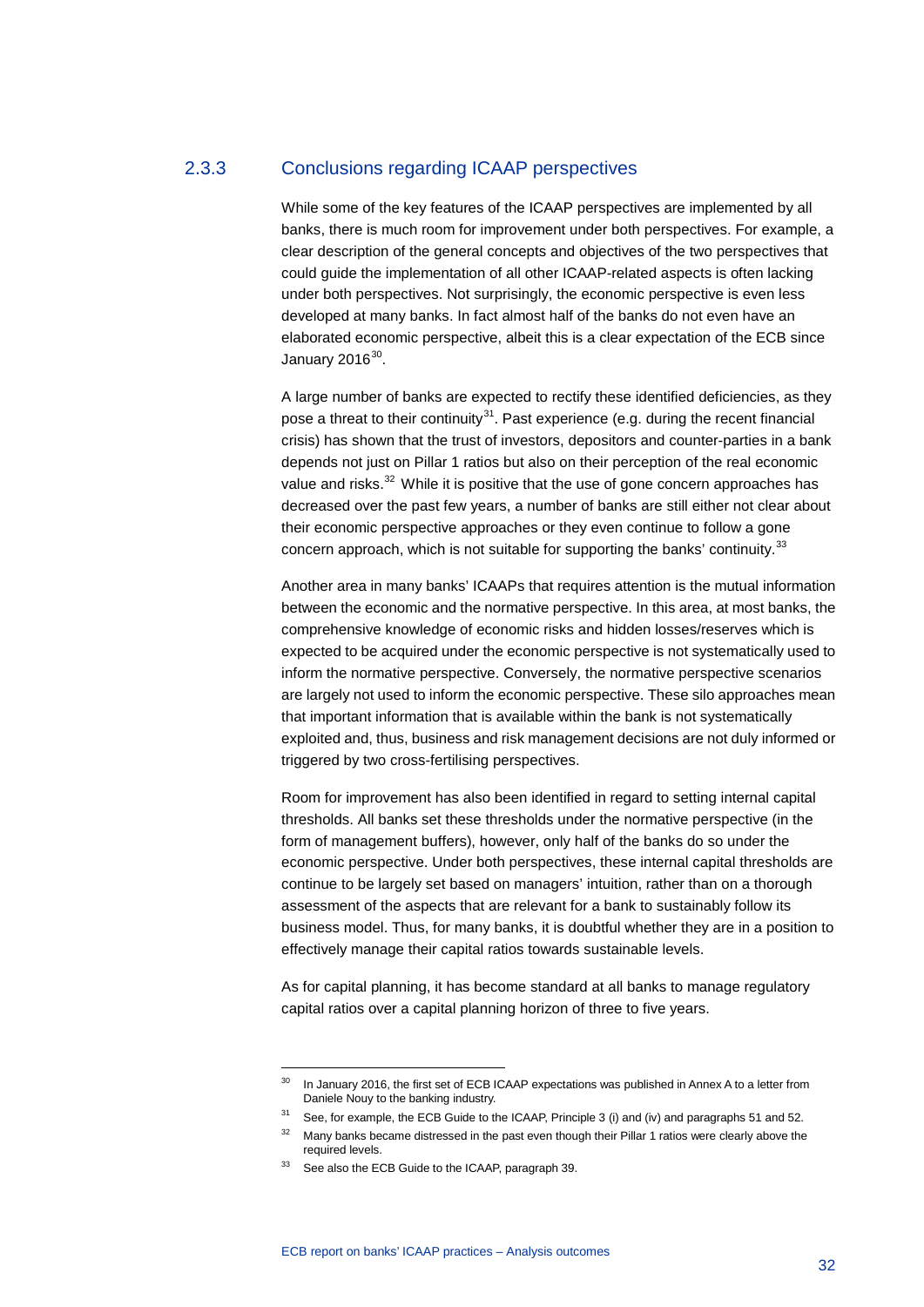### 2.3.3 Conclusions regarding ICAAP perspectives

While some of the key features of the ICAAP perspectives are implemented by all banks, there is much room for improvement under both perspectives. For example, a clear description of the general concepts and objectives of the two perspectives that could guide the implementation of all other ICAAP-related aspects is often lacking under both perspectives. Not surprisingly, the economic perspective is even less developed at many banks. In fact almost half of the banks do not even have an elaborated economic perspective, albeit this is a clear expectation of the ECB since January 2016[30].

A large number of banks are expected to rectify these identified deficiencies, as they pose a threat to their continuity[31]. Past experience (e.g. during the recent financial crisis) has shown that the trust of investors, depositors and counter-parties in a bank depends not just on Pillar 1 ratios but also on their perception of the real economic value and risks.[32] While it is positive that the use of gone concern approaches has decreased over the past few years, a number of banks are still either not clear about their economic perspective approaches or they even continue to follow a gone concern approach, which is not suitable for supporting the banks' continuity.[33]

Another area in many banks' ICAAPs that requires attention is the mutual information between the economic and the normative perspective. In this area, at most banks, the comprehensive knowledge of economic risks and hidden losses/reserves which is expected to be acquired under the economic perspective is not systematically used to inform the normative perspective. Conversely, the normative perspective scenarios are largely not used to inform the economic perspective. These silo approaches mean that important information that is available within the bank is not systematically exploited and, thus, business and risk management decisions are not duly informed or triggered by two cross-fertilising perspectives.

Room for improvement has also been identified in regard to setting internal capital thresholds. All banks set these thresholds under the normative perspective (in the form of management buffers), however, only half of the banks do so under the economic perspective. Under both perspectives, these internal capital thresholds are continue to be largely set based on managers' intuition, rather than on a thorough assessment of the aspects that are relevant for a bank to sustainably follow its business model. Thus, for many banks, it is doubtful whether they are in a position to effectively manage their capital ratios towards sustainable levels.

As for capital planning, it has become standard at all banks to manage regulatory capital ratios over a capital planning horizon of three to five years.

---

[30] In January 2016, the first set of ECB ICAAP expectations was published in Annex A to a letter from Daniele Nouy to the banking industry.

[31] See, for example, the ECB Guide to the ICAAP, Principle 3 (i) and (iv) and paragraphs 51 and 52.

[32] Many banks became distressed in the past even though their Pillar 1 ratios were clearly above the required levels.

[33] See also the ECB Guide to the ICAAP, paragraph 39.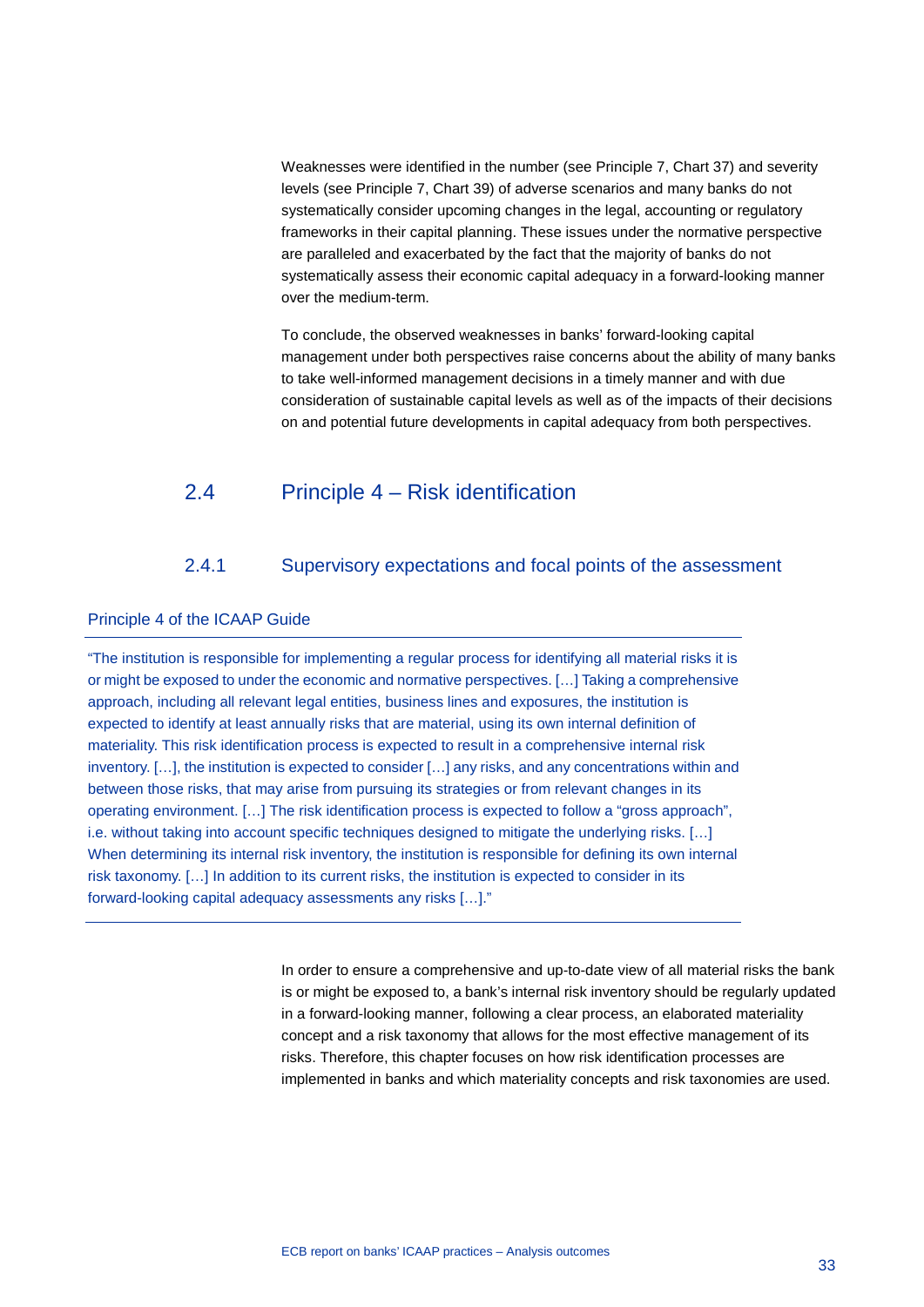Weaknesses were identified in the number (see Principle 7, Chart 37) and severity levels (see Principle 7, Chart 39) of adverse scenarios and many banks do not systematically consider upcoming changes in the legal, accounting or regulatory frameworks in their capital planning. These issues under the normative perspective are paralleled and exacerbated by the fact that the majority of banks do not systematically assess their economic capital adequacy in a forward-looking manner over the medium-term.

To conclude, the observed weaknesses in banks' forward-looking capital management under both perspectives raise concerns about the ability of many banks to take well-informed management decisions in a timely manner and with due consideration of sustainable capital levels as well as of the impacts of their decisions on and potential future developments in capital adequacy from both perspectives.

## 2.4 Principle 4 – Risk identification

### 2.4.1 Supervisory expectations and focal points of the assessment

**Principle 4 of the ICAAP Guide**

"The institution is responsible for implementing a regular process for identifying all material risks it is or might be exposed to under the economic and normative perspectives. […] Taking a comprehensive approach, including all relevant legal entities, business lines and exposures, the institution is expected to identify at least annually risks that are material, using its own internal definition of materiality. This risk identification process is expected to result in a comprehensive internal risk inventory. […], the institution is expected to consider […] any risks, and any concentrations within and between those risks, that may arise from pursuing its strategies or from relevant changes in its operating environment. […] The risk identification process is expected to follow a "gross approach", i.e. without taking into account specific techniques designed to mitigate the underlying risks. […] When determining its internal risk inventory, the institution is responsible for defining its own internal risk taxonomy. […] In addition to its current risks, the institution is expected to consider in its forward-looking capital adequacy assessments any risks […]."

In order to ensure a comprehensive and up-to-date view of all material risks the bank is or might be exposed to, a bank's internal risk inventory should be regularly updated in a forward-looking manner, following a clear process, an elaborated materiality concept and a risk taxonomy that allows for the most effective management of its risks. Therefore, this chapter focuses on how risk identification processes are implemented in banks and which materiality concepts and risk taxonomies are used.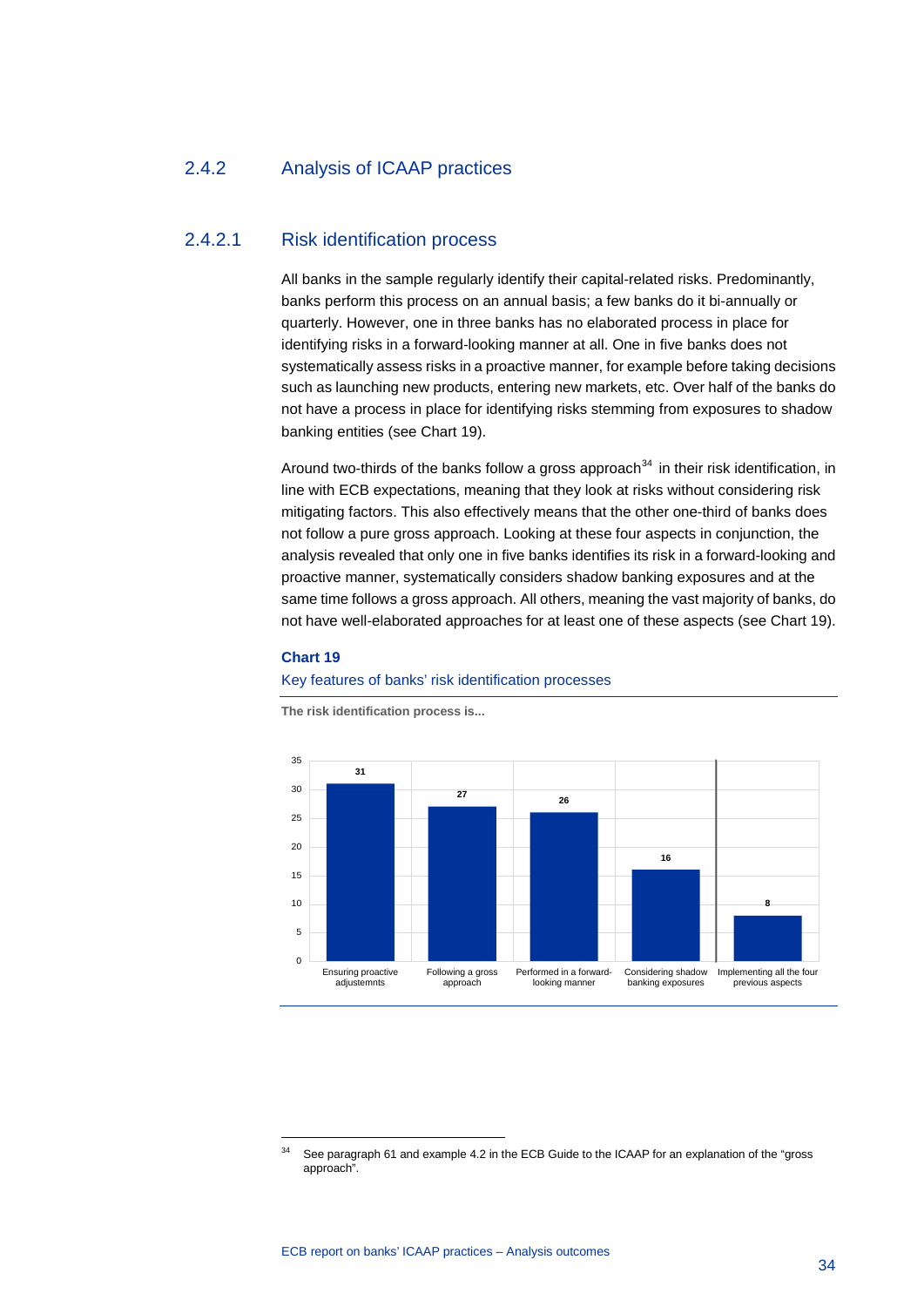### 2.4.2 Analysis of ICAAP practices

#### 2.4.2.1 Risk identification process

All banks in the sample regularly identify their capital-related risks. Predominantly, banks perform this process on an annual basis; a few banks do it bi-annually or quarterly. However, one in three banks has no elaborated process in place for identifying risks in a forward-looking manner at all. One in five banks does not systematically assess risks in a proactive manner, for example before taking decisions such as launching new products, entering new markets, etc. Over half of the banks do not have a process in place for identifying risks stemming from exposures to shadow banking entities (see Chart 19).

Around two-thirds of the banks follow a gross approach[34] in their risk identification, in line with ECB expectations, meaning that they look at risks without considering risk mitigating factors. This also effectively means that the other one-third of banks does not follow a pure gross approach. Looking at these four aspects in conjunction, the analysis revealed that only one in five banks identifies its risk in a forward-looking and proactive manner, systematically considers shadow banking exposures and at the same time follows a gross approach. All others, meaning the vast majority of banks, do not have well-elaborated approaches for at least one of these aspects (see Chart 19).

**Chart 19**

Key features of banks' risk identification processes

**The risk identification process is...**

| Ensuring proactive adjustemnts | Following a gross approach | Performed in a forward-looking manner | Considering shadow banking exposures | Implementing all the four previous aspects |
|---|---|---|---|---|
| 31 | 27 | 26 | 16 | 8 |

[34] See paragraph 61 and example 4.2 in the ECB Guide to the ICAAP for an explanation of the "gross approach".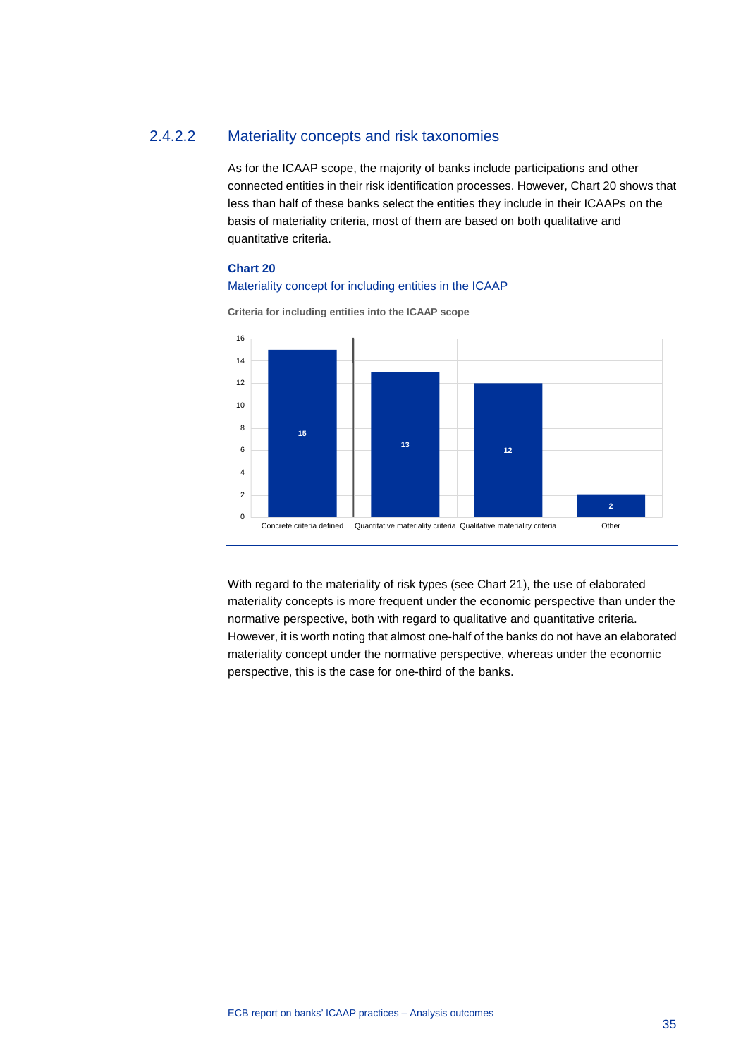### 2.4.2.2 Materiality concepts and risk taxonomies

As for the ICAAP scope, the majority of banks include participations and other connected entities in their risk identification processes. However, Chart 20 shows that less than half of these banks select the entities they include in their ICAAPs on the basis of materiality criteria, most of them are based on both qualitative and quantitative criteria.

**Chart 20**

Materiality concept for including entities in the ICAAP

**Criteria for including entities into the ICAAP scope**

| Criteria | Number of banks |
| --- | --- |
| Concrete criteria defined | 15 |
| Quantitative materiality criteria | 13 |
| Qualitative materiality criteria | 12 |
| Other | 2 |

With regard to the materiality of risk types (see Chart 21), the use of elaborated materiality concepts is more frequent under the economic perspective than under the normative perspective, both with regard to qualitative and quantitative criteria. However, it is worth noting that almost one-half of the banks do not have an elaborated materiality concept under the normative perspective, whereas under the economic perspective, this is the case for one-third of the banks.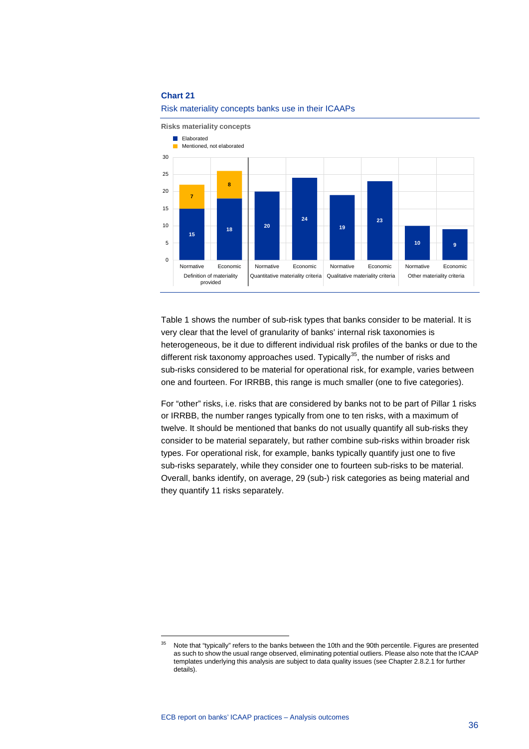**Chart 21**

Risk materiality concepts banks use in their ICAAPs

Risks materiality concepts

| | Normative (Elaborated) | Normative (Mentioned, not elaborated) | Economic (Elaborated) | Economic (Mentioned, not elaborated) |
|---|---|---|---|---|
| Definition of materiality provided | 15 | 7 | 18 | 8 |
| Quantitative materiality criteria | 20 | | 24 | |
| Qualitative materiality criteria | 19 | | 23 | |
| Other materiality criteria | 10 | | 9 | |

Table 1 shows the number of sub-risk types that banks consider to be material. It is very clear that the level of granularity of banks' internal risk taxonomies is heterogeneous, be it due to different individual risk profiles of the banks or due to the different risk taxonomy approaches used. Typically[35], the number of risks and sub-risks considered to be material for operational risk, for example, varies between one and fourteen. For IRRBB, this range is much smaller (one to five categories).

For "other" risks, i.e. risks that are considered by banks not to be part of Pillar 1 risks or IRRBB, the number ranges typically from one to ten risks, with a maximum of twelve. It should be mentioned that banks do not usually quantify all sub-risks they consider to be material separately, but rather combine sub-risks within broader risk types. For operational risk, for example, banks typically quantify just one to five sub-risks separately, while they consider one to fourteen sub-risks to be material. Overall, banks identify, on average, 29 (sub-) risk categories as being material and they quantify 11 risks separately.

[35] Note that "typically" refers to the banks between the 10th and the 90th percentile. Figures are presented as such to show the usual range observed, eliminating potential outliers. Please also note that the ICAAP templates underlying this analysis are subject to data quality issues (see Chapter 2.8.2.1 for further details).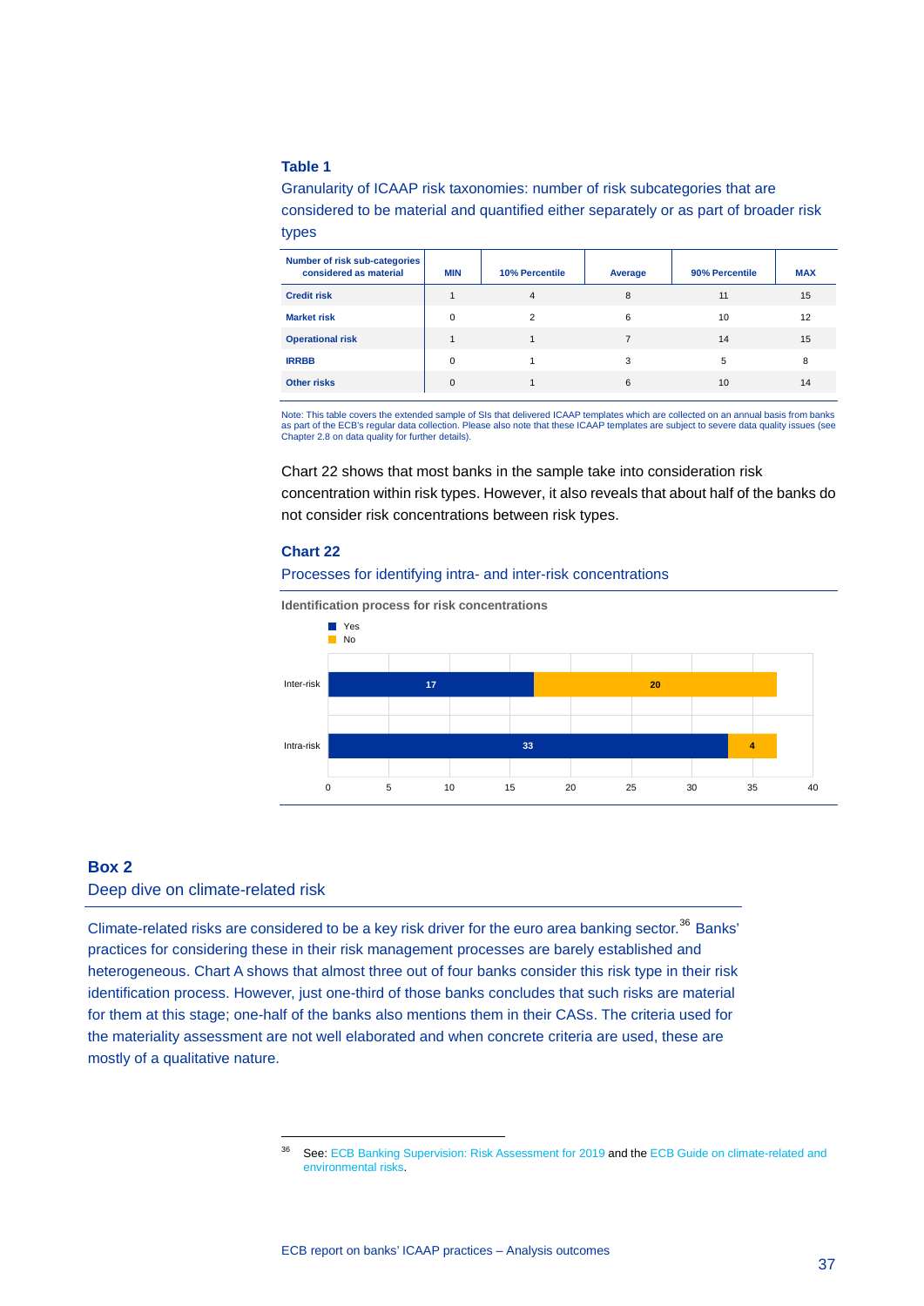**Table 1**

Granularity of ICAAP risk taxonomies: number of risk subcategories that are considered to be material and quantified either separately or as part of broader risk types

| Number of risk sub-categories considered as material | MIN | 10% Percentile | Average | 90% Percentile | MAX |
|---|---|---|---|---|---|
| Credit risk | 1 | 4 | 8 | 11 | 15 |
| Market risk | 0 | 2 | 6 | 10 | 12 |
| Operational risk | 1 | 1 | 7 | 14 | 15 |
| IRRBB | 0 | 1 | 3 | 5 | 8 |
| Other risks | 0 | 1 | 6 | 10 | 14 |

Note: This table covers the extended sample of SIs that delivered ICAAP templates which are collected on an annual basis from banks as part of the ECB's regular data collection. Please also note that these ICAAP templates are subject to severe data quality issues (see Chapter 2.8 on data quality for further details).

Chart 22 shows that most banks in the sample take into consideration risk concentration within risk types. However, it also reveals that about half of the banks do not consider risk concentrations between risk types.

**Chart 22**

Processes for identifying intra- and inter-risk concentrations

Identification process for risk concentrations

| | Yes | No |
|---|---|---|
| Inter-risk | 17 | 20 |
| Intra-risk | 33 | 4 |

## Box 2

### Deep dive on climate-related risk

Climate-related risks are considered to be a key risk driver for the euro area banking sector.[36] Banks' practices for considering these in their risk management processes are barely established and heterogeneous. Chart A shows that almost three out of four banks consider this risk type in their risk identification process. However, just one-third of those banks concludes that such risks are material for them at this stage; one-half of the banks also mentions them in their CASs. The criteria used for the materiality assessment are not well elaborated and when concrete criteria are used, these are mostly of a qualitative nature.

[36] See: ECB Banking Supervision: Risk Assessment for 2019 and the ECB Guide on climate-related and environmental risks.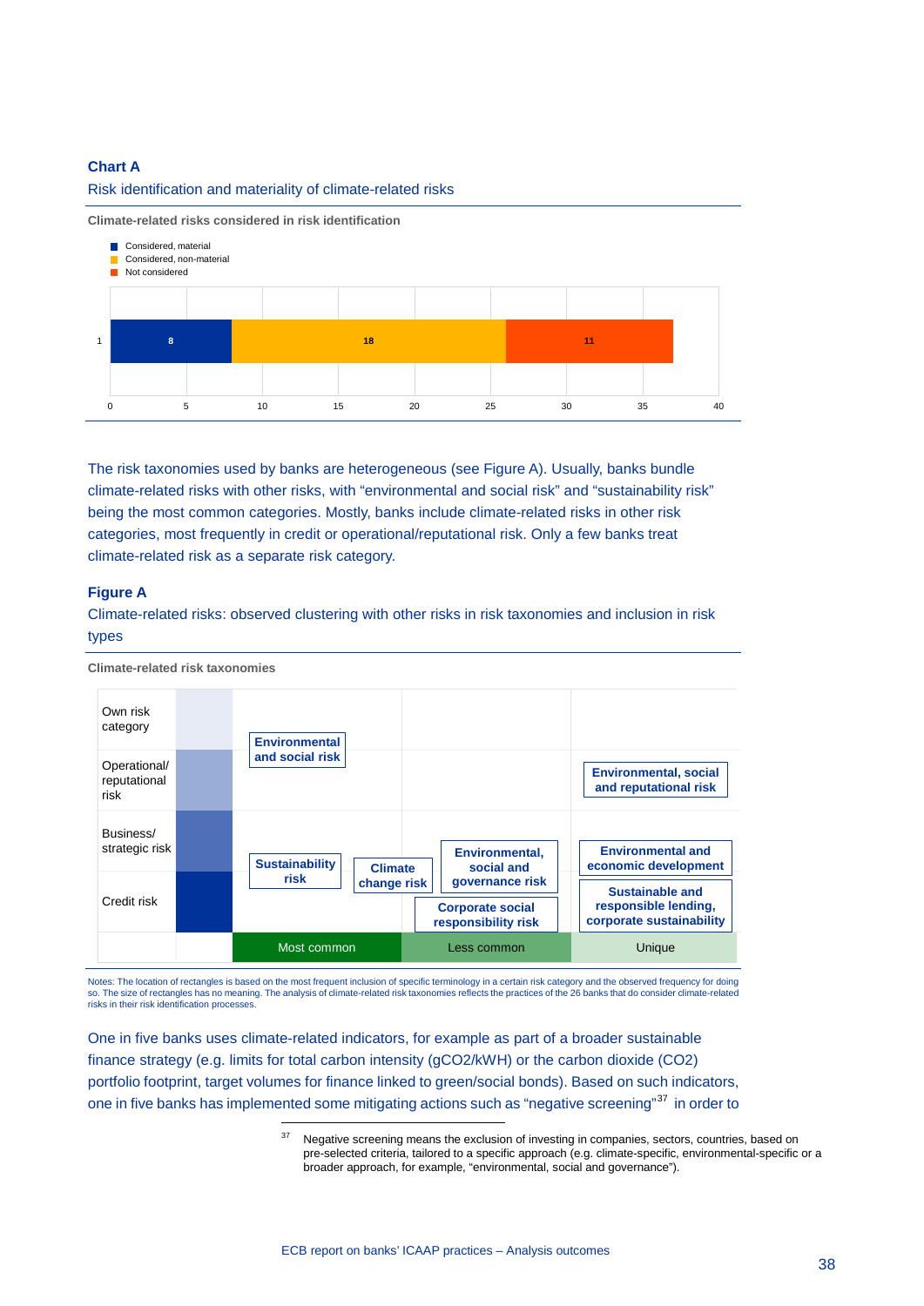**Chart A**

Risk identification and materiality of climate-related risks

**Climate-related risks considered in risk identification**

| | Considered, material | Considered, non-material | Not considered |
|---|---|---|---|
| 1 | 8 | 18 | 11 |

The risk taxonomies used by banks are heterogeneous (see Figure A). Usually, banks bundle climate-related risks with other risks, with "environmental and social risk" and "sustainability risk" being the most common categories. Mostly, banks include climate-related risks in other risk categories, most frequently in credit or operational/reputational risk. Only a few banks treat climate-related risk as a separate risk category.

**Figure A**

Climate-related risks: observed clustering with other risks in risk taxonomies and inclusion in risk types

**Climate-related risk taxonomies**

| | Most common | Less common | Unique |
|---|---|---|---|
| Own risk category / Operational/reputational risk | Environmental and social risk | | Environmental, social and reputational risk |
| Business/strategic risk / Credit risk | Sustainability risk | Climate change risk; Environmental, social and governance risk; Corporate social responsibility risk | Environmental and economic development; Sustainable and responsible lending, corporate sustainability |

Notes: The location of rectangles is based on the most frequent inclusion of specific terminology in a certain risk category and the observed frequency for doing so. The size of rectangles has no meaning. The analysis of climate-related risk taxonomies reflects the practices of the 26 banks that do consider climate-related risks in their risk identification processes.

One in five banks uses climate-related indicators, for example as part of a broader sustainable finance strategy (e.g. limits for total carbon intensity (gCO2/kWH) or the carbon dioxide ($CO_2$) portfolio footprint, target volumes for finance linked to green/social bonds). Based on such indicators, one in five banks has implemented some mitigating actions such as "negative screening"[37] in order to

[37] Negative screening means the exclusion of investing in companies, sectors, countries, based on pre-selected criteria, tailored to a specific approach (e.g. climate-specific, environmental-specific or a broader approach, for example, "environmental, social and governance").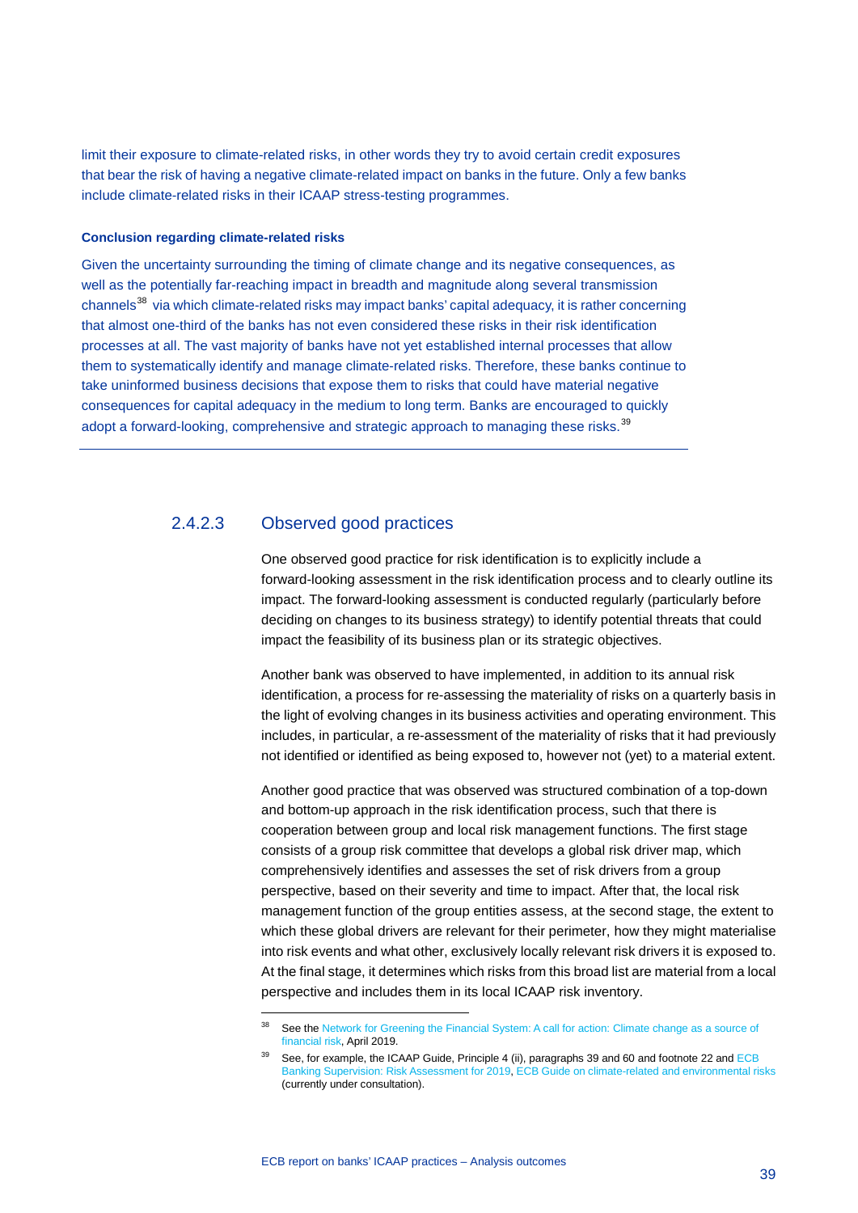limit their exposure to climate-related risks, in other words they try to avoid certain credit exposures that bear the risk of having a negative climate-related impact on banks in the future. Only a few banks include climate-related risks in their ICAAP stress-testing programmes.

**Conclusion regarding climate-related risks**

Given the uncertainty surrounding the timing of climate change and its negative consequences, as well as the potentially far-reaching impact in breadth and magnitude along several transmission channels[38] via which climate-related risks may impact banks' capital adequacy, it is rather concerning that almost one-third of the banks has not even considered these risks in their risk identification processes at all. The vast majority of banks have not yet established internal processes that allow them to systematically identify and manage climate-related risks. Therefore, these banks continue to take uninformed business decisions that expose them to risks that could have material negative consequences for capital adequacy in the medium to long term. Banks are encouraged to quickly adopt a forward-looking, comprehensive and strategic approach to managing these risks.[39]

---

### 2.4.2.3 Observed good practices

One observed good practice for risk identification is to explicitly include a forward-looking assessment in the risk identification process and to clearly outline its impact. The forward-looking assessment is conducted regularly (particularly before deciding on changes to its business strategy) to identify potential threats that could impact the feasibility of its business plan or its strategic objectives.

Another bank was observed to have implemented, in addition to its annual risk identification, a process for re-assessing the materiality of risks on a quarterly basis in the light of evolving changes in its business activities and operating environment. This includes, in particular, a re-assessment of the materiality of risks that it had previously not identified or identified as being exposed to, however not (yet) to a material extent.

Another good practice that was observed was structured combination of a top-down and bottom-up approach in the risk identification process, such that there is cooperation between group and local risk management functions. The first stage consists of a group risk committee that develops a global risk driver map, which comprehensively identifies and assesses the set of risk drivers from a group perspective, based on their severity and time to impact. After that, the local risk management function of the group entities assess, at the second stage, the extent to which these global drivers are relevant for their perimeter, how they might materialise into risk events and what other, exclusively locally relevant risk drivers it is exposed to. At the final stage, it determines which risks from this broad list are material from a local perspective and includes them in its local ICAAP risk inventory.

---

[38] See the Network for Greening the Financial System: A call for action: Climate change as a source of financial risk, April 2019.

[39] See, for example, the ICAAP Guide, Principle 4 (ii), paragraphs 39 and 60 and footnote 22 and ECB Banking Supervision: Risk Assessment for 2019, ECB Guide on climate-related and environmental risks (currently under consultation).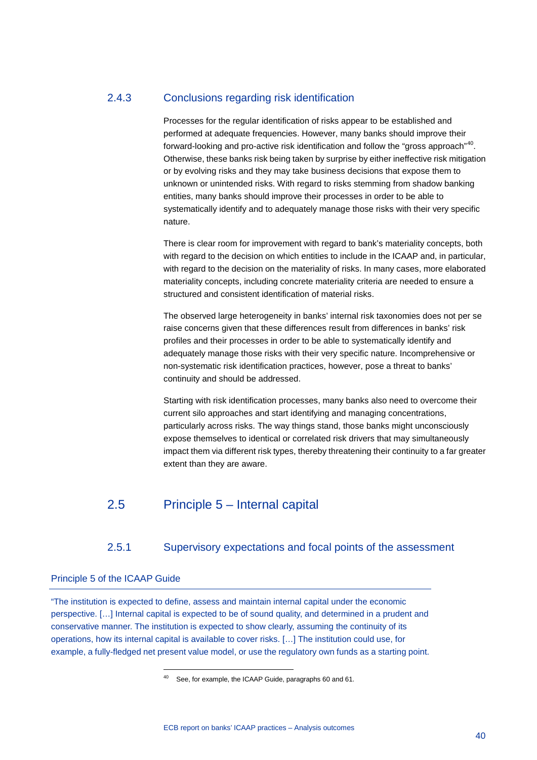### 2.4.3 Conclusions regarding risk identification

Processes for the regular identification of risks appear to be established and performed at adequate frequencies. However, many banks should improve their forward-looking and pro-active risk identification and follow the "gross approach"[40]. Otherwise, these banks risk being taken by surprise by either ineffective risk mitigation or by evolving risks and they may take business decisions that expose them to unknown or unintended risks. With regard to risks stemming from shadow banking entities, many banks should improve their processes in order to be able to systematically identify and to adequately manage those risks with their very specific nature.

There is clear room for improvement with regard to bank's materiality concepts, both with regard to the decision on which entities to include in the ICAAP and, in particular, with regard to the decision on the materiality of risks. In many cases, more elaborated materiality concepts, including concrete materiality criteria are needed to ensure a structured and consistent identification of material risks.

The observed large heterogeneity in banks' internal risk taxonomies does not per se raise concerns given that these differences result from differences in banks' risk profiles and their processes in order to be able to systematically identify and adequately manage those risks with their very specific nature. Incomprehensive or non-systematic risk identification practices, however, pose a threat to banks' continuity and should be addressed.

Starting with risk identification processes, many banks also need to overcome their current silo approaches and start identifying and managing concentrations, particularly across risks. The way things stand, those banks might unconsciously expose themselves to identical or correlated risk drivers that may simultaneously impact them via different risk types, thereby threatening their continuity to a far greater extent than they are aware.

## 2.5 Principle 5 – Internal capital

### 2.5.1 Supervisory expectations and focal points of the assessment

**Principle 5 of the ICAAP Guide**

"The institution is expected to define, assess and maintain internal capital under the economic perspective. […] Internal capital is expected to be of sound quality, and determined in a prudent and conservative manner. The institution is expected to show clearly, assuming the continuity of its operations, how its internal capital is available to cover risks. […] The institution could use, for example, a fully-fledged net present value model, or use the regulatory own funds as a starting point.

---

[40] See, for example, the ICAAP Guide, paragraphs 60 and 61.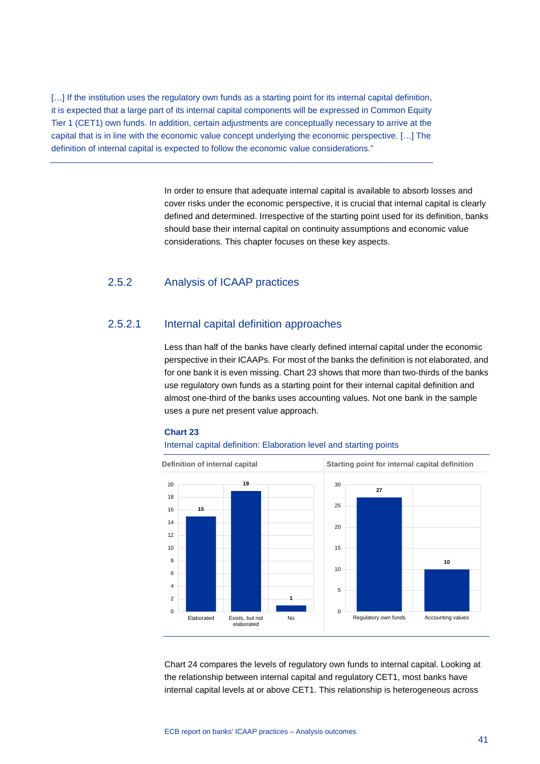[…] If the institution uses the regulatory own funds as a starting point for its internal capital definition, it is expected that a large part of its internal capital components will be expressed in Common Equity Tier 1 (CET1) own funds. In addition, certain adjustments are conceptually necessary to arrive at the capital that is in line with the economic value concept underlying the economic perspective. […] The definition of internal capital is expected to follow the economic value considerations."

In order to ensure that adequate internal capital is available to absorb losses and cover risks under the economic perspective, it is crucial that internal capital is clearly defined and determined. Irrespective of the starting point used for its definition, banks should base their internal capital on continuity assumptions and economic value considerations. This chapter focuses on these key aspects.

## 2.5.2 Analysis of ICAAP practices

### 2.5.2.1 Internal capital definition approaches

Less than half of the banks have clearly defined internal capital under the economic perspective in their ICAAPs. For most of the banks the definition is not elaborated, and for one bank it is even missing. Chart 23 shows that more than two-thirds of the banks use regulatory own funds as a starting point for their internal capital definition and almost one-third of the banks uses accounting values. Not one bank in the sample uses a pure net present value approach.

**Chart 23**

Internal capital definition: Elaboration level and starting points

**Definition of internal capital**

| Category | Number of banks |
|---|---|
| Elaborated | 15 |
| Exists, but not elaborated | 19 |
| No | 1 |

**Starting point for internal capital definition**

| Category | Number of banks |
|---|---|
| Regulatory own funds | 27 |
| Accounting values | 10 |

Chart 24 compares the levels of regulatory own funds to internal capital. Looking at the relationship between internal capital and regulatory CET1, most banks have internal capital levels at or above CET1. This relationship is heterogeneous across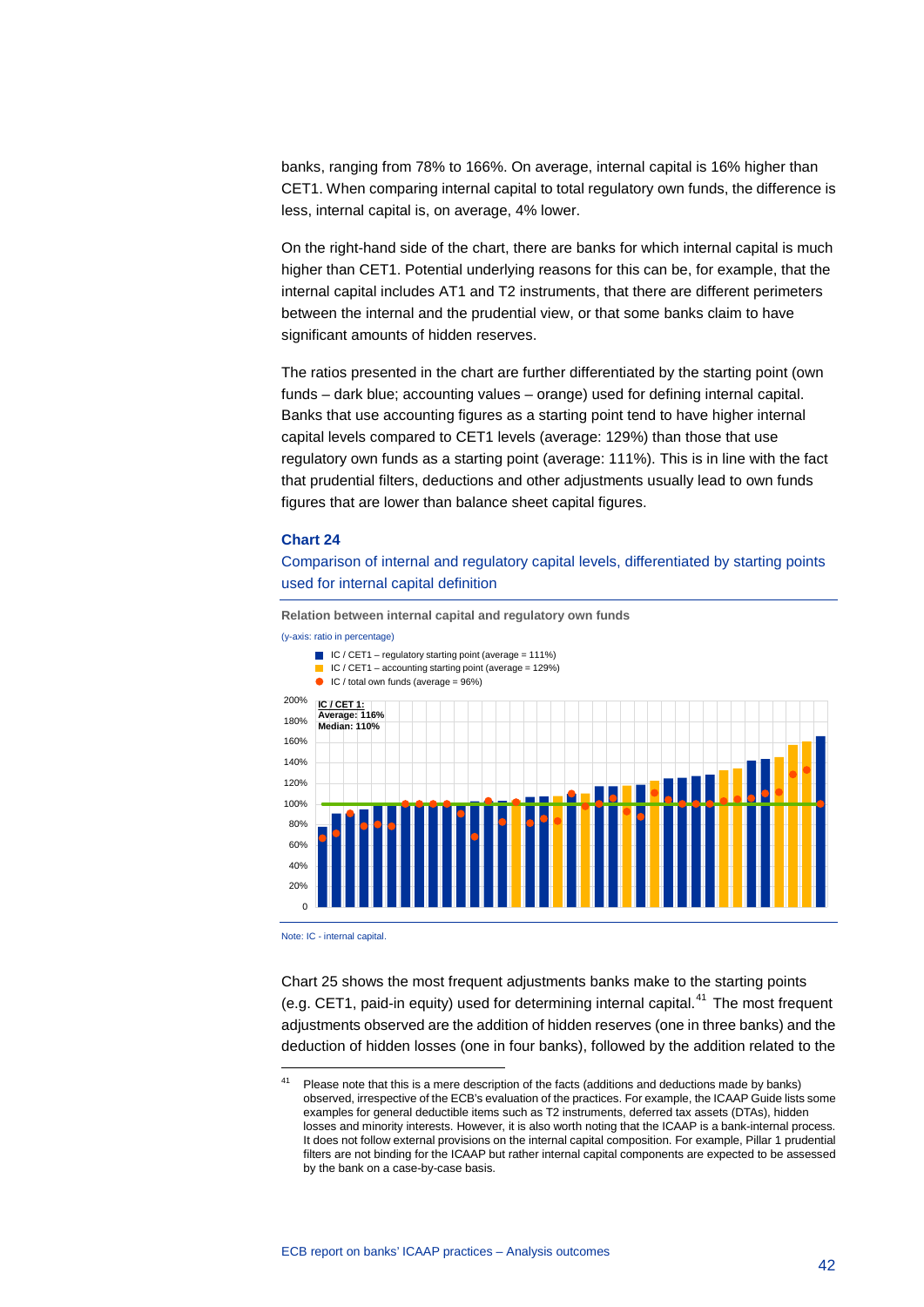banks, ranging from 78% to 166%. On average, internal capital is 16% higher than CET1. When comparing internal capital to total regulatory own funds, the difference is less, internal capital is, on average, 4% lower.

On the right-hand side of the chart, there are banks for which internal capital is much higher than CET1. Potential underlying reasons for this can be, for example, that the internal capital includes AT1 and T2 instruments, that there are different perimeters between the internal and the prudential view, or that some banks claim to have significant amounts of hidden reserves.

The ratios presented in the chart are further differentiated by the starting point (own funds – dark blue; accounting values – orange) used for defining internal capital. Banks that use accounting figures as a starting point tend to have higher internal capital levels compared to CET1 levels (average: 129%) than those that use regulatory own funds as a starting point (average: 111%). This is in line with the fact that prudential filters, deductions and other adjustments usually lead to own funds figures that are lower than balance sheet capital figures.

**Chart 24**

Comparison of internal and regulatory capital levels, differentiated by starting points used for internal capital definition

**Relation between internal capital and regulatory own funds**

(y-axis: ratio in percentage)

- IC / CET1 – regulatory starting point (average = 111%)
- IC / CET1 – accounting starting point (average = 129%)
- IC / total own funds (average = 96%)

**IC / CET 1:**
**Average: 116%**
**Median: 110%**

Note: IC - internal capital.

Chart 25 shows the most frequent adjustments banks make to the starting points (e.g. CET1, paid-in equity) used for determining internal capital.[41] The most frequent adjustments observed are the addition of hidden reserves (one in three banks) and the deduction of hidden losses (one in four banks), followed by the addition related to the

[41] Please note that this is a mere description of the facts (additions and deductions made by banks) observed, irrespective of the ECB's evaluation of the practices. For example, the ICAAP Guide lists some examples for general deductible items such as T2 instruments, deferred tax assets (DTAs), hidden losses and minority interests. However, it is also worth noting that the ICAAP is a bank-internal process. It does not follow external provisions on the internal capital composition. For example, Pillar 1 prudential filters are not binding for the ICAAP but rather internal capital components are expected to be assessed by the bank on a case-by-case basis.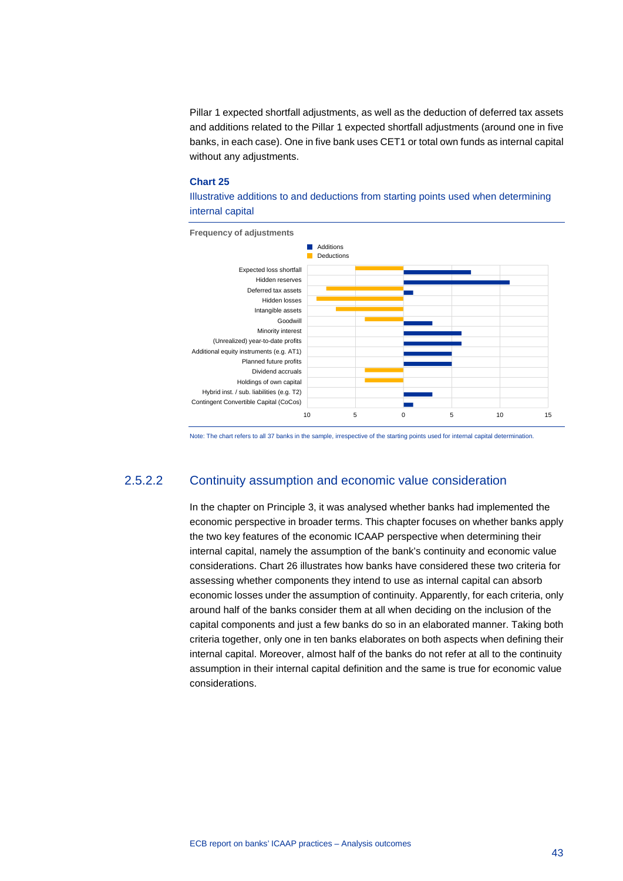Pillar 1 expected shortfall adjustments, as well as the deduction of deferred tax assets and additions related to the Pillar 1 expected shortfall adjustments (around one in five banks, in each case). One in five bank uses CET1 or total own funds as internal capital without any adjustments.

**Chart 25**

Illustrative additions to and deductions from starting points used when determining internal capital

Frequency of adjustments

| Adjustment | Deductions | Additions |
|---|---|---|
| Expected loss shortfall | 5 | 7 |
| Hidden reserves | | 11 |
| Deferred tax assets | 8 | 1 |
| Hidden losses | 9 | |
| Intangible assets | 7 | |
| Goodwill | 4 | 3 |
| Minority interest | | 6 |
| (Unrealized) year-to-date profits | | 6 |
| Additional equity instruments (e.g. AT1) | | 5 |
| Planned future profits | | 5 |
| Dividend accruals | 4 | |
| Holdings of own capital | 4 | |
| Hybrid inst. / sub. liabilities (e.g. T2) | | 3 |
| Contingent Convertible Capital (CoCos) | | 1 |

Note: The chart refers to all 37 banks in the sample, irrespective of the starting points used for internal capital determination.

### 2.5.2.2 Continuity assumption and economic value consideration

In the chapter on Principle 3, it was analysed whether banks had implemented the economic perspective in broader terms. This chapter focuses on whether banks apply the two key features of the economic ICAAP perspective when determining their internal capital, namely the assumption of the bank's continuity and economic value considerations. Chart 26 illustrates how banks have considered these two criteria for assessing whether components they intend to use as internal capital can absorb economic losses under the assumption of continuity. Apparently, for each criteria, only around half of the banks consider them at all when deciding on the inclusion of the capital components and just a few banks do so in an elaborated manner. Taking both criteria together, only one in ten banks elaborates on both aspects when defining their internal capital. Moreover, almost half of the banks do not refer at all to the continuity assumption in their internal capital definition and the same is true for economic value considerations.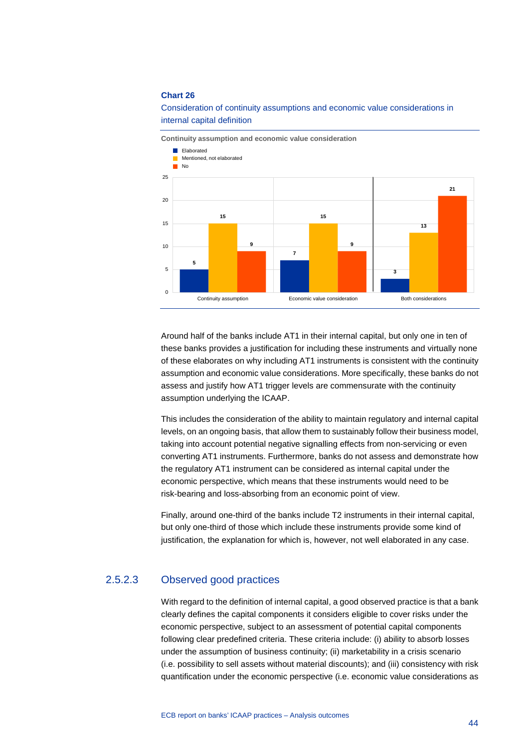**Chart 26**

Consideration of continuity assumptions and economic value considerations in internal capital definition

Continuity assumption and economic value consideration

| | Elaborated | Mentioned, not elaborated | No |
|---|---|---|---|
| Continuity assumption | 5 | 15 | 9 |
| Economic value consideration | 7 | 15 | 9 |
| Both considerations | 3 | 13 | 21 |

Around half of the banks include AT1 in their internal capital, but only one in ten of these banks provides a justification for including these instruments and virtually none of these elaborates on why including AT1 instruments is consistent with the continuity assumption and economic value considerations. More specifically, these banks do not assess and justify how AT1 trigger levels are commensurate with the continuity assumption underlying the ICAAP.

This includes the consideration of the ability to maintain regulatory and internal capital levels, on an ongoing basis, that allow them to sustainably follow their business model, taking into account potential negative signalling effects from non-servicing or even converting AT1 instruments. Furthermore, banks do not assess and demonstrate how the regulatory AT1 instrument can be considered as internal capital under the economic perspective, which means that these instruments would need to be risk-bearing and loss-absorbing from an economic point of view.

Finally, around one-third of the banks include T2 instruments in their internal capital, but only one-third of those which include these instruments provide some kind of justification, the explanation for which is, however, not well elaborated in any case.

### 2.5.2.3 Observed good practices

With regard to the definition of internal capital, a good observed practice is that a bank clearly defines the capital components it considers eligible to cover risks under the economic perspective, subject to an assessment of potential capital components following clear predefined criteria. These criteria include: (i) ability to absorb losses under the assumption of business continuity; (ii) marketability in a crisis scenario (i.e. possibility to sell assets without material discounts); and (iii) consistency with risk quantification under the economic perspective (i.e. economic value considerations as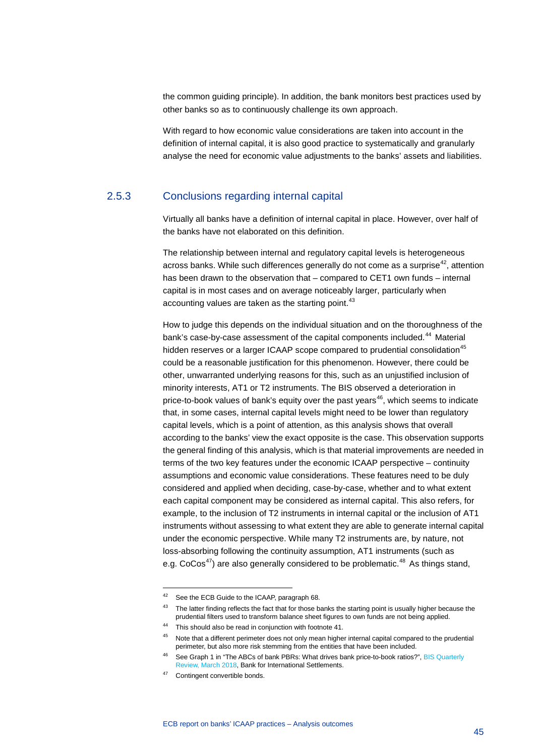the common guiding principle). In addition, the bank monitors best practices used by other banks so as to continuously challenge its own approach.

With regard to how economic value considerations are taken into account in the definition of internal capital, it is also good practice to systematically and granularly analyse the need for economic value adjustments to the banks' assets and liabilities.

### 2.5.3 Conclusions regarding internal capital

Virtually all banks have a definition of internal capital in place. However, over half of the banks have not elaborated on this definition.

The relationship between internal and regulatory capital levels is heterogeneous across banks. While such differences generally do not come as a surprise[42], attention has been drawn to the observation that – compared to CET1 own funds – internal capital is in most cases and on average noticeably larger, particularly when accounting values are taken as the starting point.[43]

How to judge this depends on the individual situation and on the thoroughness of the bank's case-by-case assessment of the capital components included.[44] Material hidden reserves or a larger ICAAP scope compared to prudential consolidation[45] could be a reasonable justification for this phenomenon. However, there could be other, unwarranted underlying reasons for this, such as an unjustified inclusion of minority interests, AT1 or T2 instruments. The BIS observed a deterioration in price-to-book values of bank's equity over the past years[46], which seems to indicate that, in some cases, internal capital levels might need to be lower than regulatory capital levels, which is a point of attention, as this analysis shows that overall according to the banks' view the exact opposite is the case. This observation supports the general finding of this analysis, which is that material improvements are needed in terms of the two key features under the economic ICAAP perspective – continuity assumptions and economic value considerations. These features need to be duly considered and applied when deciding, case-by-case, whether and to what extent each capital component may be considered as internal capital. This also refers, for example, to the inclusion of T2 instruments in internal capital or the inclusion of AT1 instruments without assessing to what extent they are able to generate internal capital under the economic perspective. While many T2 instruments are, by nature, not loss-absorbing following the continuity assumption, AT1 instruments (such as e.g. CoCos[47]) are also generally considered to be problematic.[48] As things stand,

---

[42] See the ECB Guide to the ICAAP, paragraph 68.

[43] The latter finding reflects the fact that for those banks the starting point is usually higher because the prudential filters used to transform balance sheet figures to own funds are not being applied.

[44] This should also be read in conjunction with footnote 41.

[45] Note that a different perimeter does not only mean higher internal capital compared to the prudential perimeter, but also more risk stemming from the entities that have been included.

[46] See Graph 1 in "The ABCs of bank PBRs: What drives bank price-to-book ratios?", BIS Quarterly Review, March 2018, Bank for International Settlements.

[47] Contingent convertible bonds.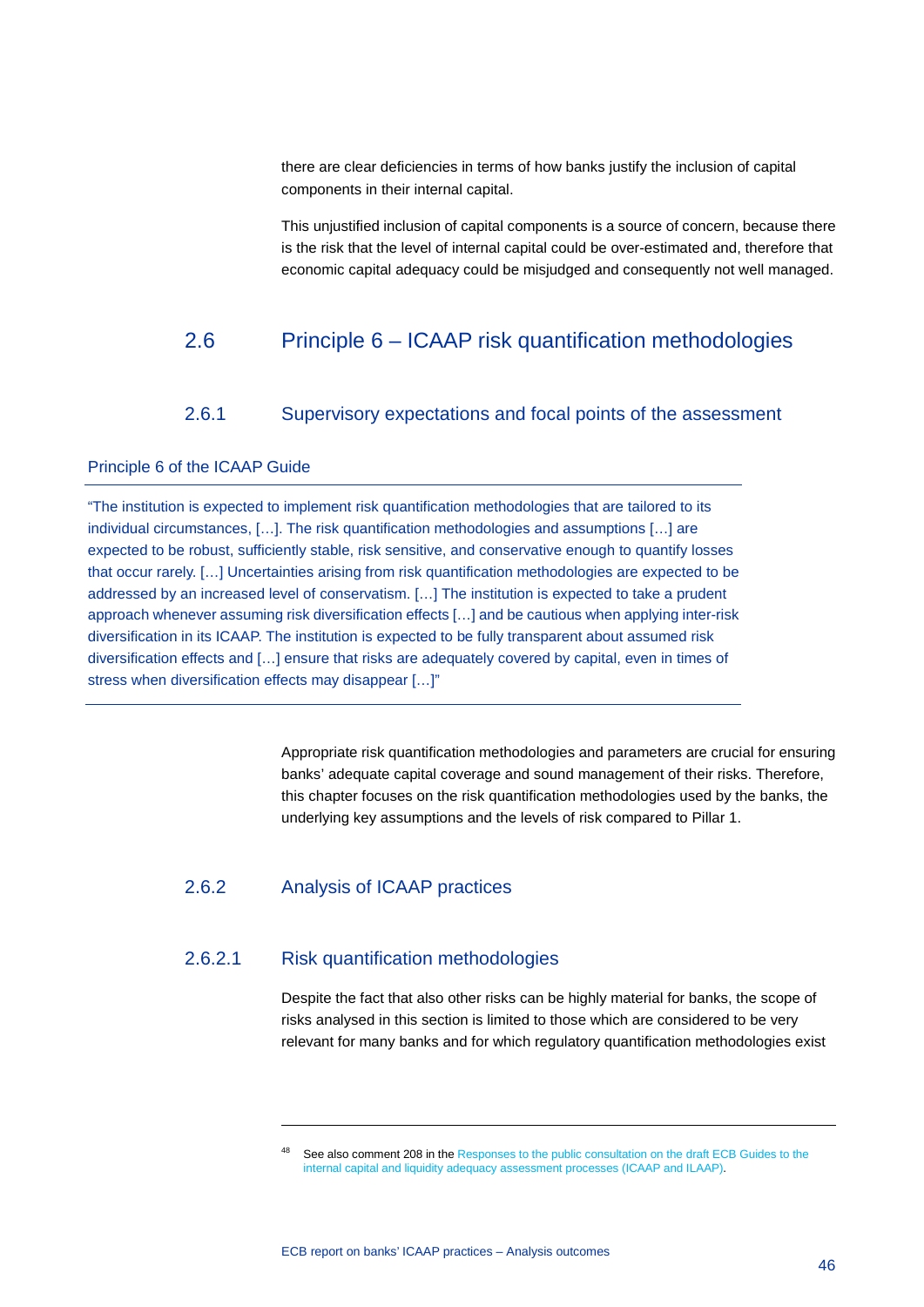there are clear deficiencies in terms of how banks justify the inclusion of capital components in their internal capital.

This unjustified inclusion of capital components is a source of concern, because there is the risk that the level of internal capital could be over-estimated and, therefore that economic capital adequacy could be misjudged and consequently not well managed.

## 2.6 Principle 6 – ICAAP risk quantification methodologies

### 2.6.1 Supervisory expectations and focal points of the assessment

**Principle 6 of the ICAAP Guide**

"The institution is expected to implement risk quantification methodologies that are tailored to its individual circumstances, […]. The risk quantification methodologies and assumptions […] are expected to be robust, sufficiently stable, risk sensitive, and conservative enough to quantify losses that occur rarely. […] Uncertainties arising from risk quantification methodologies are expected to be addressed by an increased level of conservatism. […] The institution is expected to take a prudent approach whenever assuming risk diversification effects […] and be cautious when applying inter-risk diversification in its ICAAP. The institution is expected to be fully transparent about assumed risk diversification effects and […] ensure that risks are adequately covered by capital, even in times of stress when diversification effects may disappear […]"

Appropriate risk quantification methodologies and parameters are crucial for ensuring banks' adequate capital coverage and sound management of their risks. Therefore, this chapter focuses on the risk quantification methodologies used by the banks, the underlying key assumptions and the levels of risk compared to Pillar 1.

### 2.6.2 Analysis of ICAAP practices

#### 2.6.2.1 Risk quantification methodologies

Despite the fact that also other risks can be highly material for banks, the scope of risks analysed in this section is limited to those which are considered to be very relevant for many banks and for which regulatory quantification methodologies exist

---

[48] See also comment 208 in the Responses to the public consultation on the draft ECB Guides to the internal capital and liquidity adequacy assessment processes (ICAAP and ILAAP).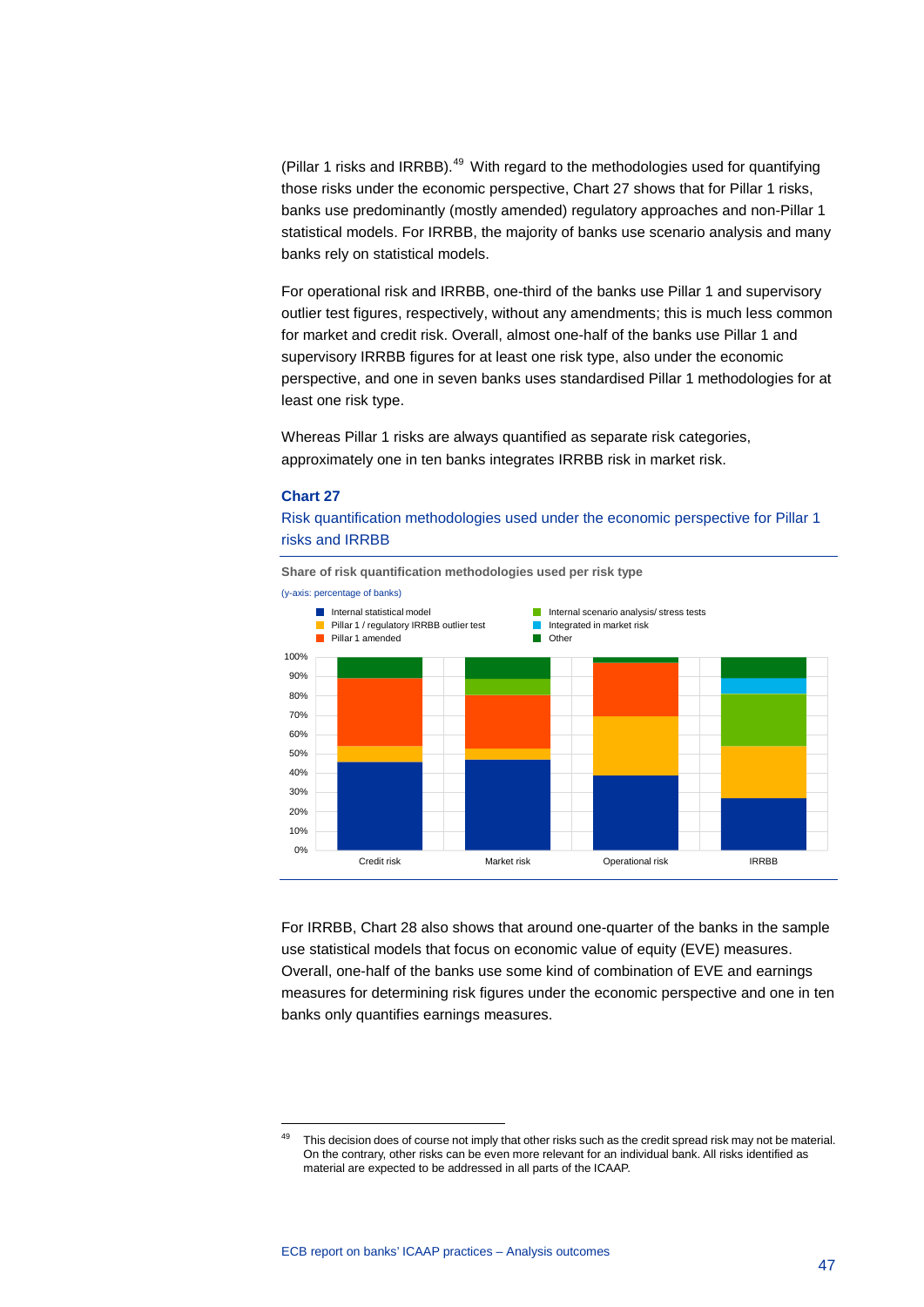(Pillar 1 risks and IRRBB).[49] With regard to the methodologies used for quantifying those risks under the economic perspective, Chart 27 shows that for Pillar 1 risks, banks use predominantly (mostly amended) regulatory approaches and non-Pillar 1 statistical models. For IRRBB, the majority of banks use scenario analysis and many banks rely on statistical models.

For operational risk and IRRBB, one-third of the banks use Pillar 1 and supervisory outlier test figures, respectively, without any amendments; this is much less common for market and credit risk. Overall, almost one-half of the banks use Pillar 1 and supervisory IRRBB figures for at least one risk type, also under the economic perspective, and one in seven banks uses standardised Pillar 1 methodologies for at least one risk type.

Whereas Pillar 1 risks are always quantified as separate risk categories, approximately one in ten banks integrates IRRBB risk in market risk.

### Chart 27

Risk quantification methodologies used under the economic perspective for Pillar 1 risks and IRRBB

**Share of risk quantification methodologies used per risk type**

(y-axis: percentage of banks)

Legend: Internal statistical model; Pillar 1 / regulatory IRRBB outlier test; Pillar 1 amended; Internal scenario analysis/ stress tests; Integrated in market risk; Other

Categories: Credit risk, Market risk, Operational risk, IRRBB

For IRRBB, Chart 28 also shows that around one-quarter of the banks in the sample use statistical models that focus on economic value of equity (EVE) measures. Overall, one-half of the banks use some kind of combination of EVE and earnings measures for determining risk figures under the economic perspective and one in ten banks only quantifies earnings measures.

---

[49] This decision does of course not imply that other risks such as the credit spread risk may not be material. On the contrary, other risks can be even more relevant for an individual bank. All risks identified as material are expected to be addressed in all parts of the ICAAP.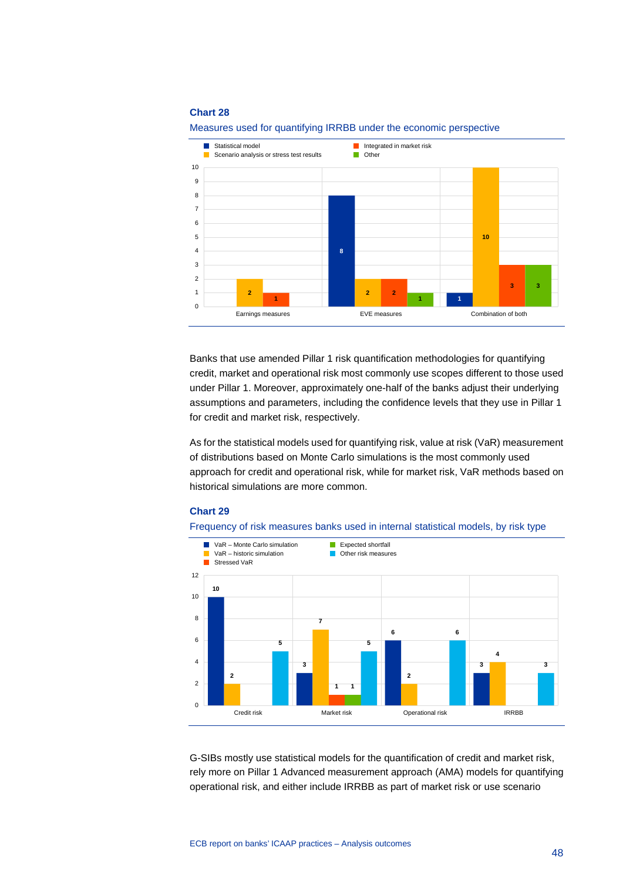**Chart 28**

Measures used for quantifying IRRBB under the economic perspective

| | Statistical model | Scenario analysis or stress test results | Integrated in market risk | Other |
|---|---|---|---|---|
| Earnings measures | | 2 | 1 | |
| EVE measures | 8 | 2 | 2 | 1 |
| Combination of both | 1 | 10 | 3 | 3 |

Banks that use amended Pillar 1 risk quantification methodologies for quantifying credit, market and operational risk most commonly use scopes different to those used under Pillar 1. Moreover, approximately one-half of the banks adjust their underlying assumptions and parameters, including the confidence levels that they use in Pillar 1 for credit and market risk, respectively.

As for the statistical models used for quantifying risk, value at risk (VaR) measurement of distributions based on Monte Carlo simulations is the most commonly used approach for credit and operational risk, while for market risk, VaR methods based on historical simulations are more common.

**Chart 29**

Frequency of risk measures banks used in internal statistical models, by risk type

| | VaR – Monte Carlo simulation | VaR – historic simulation | Stressed VaR | Expected shortfall | Other risk measures |
|---|---|---|---|---|---|
| Credit risk | 10 | 2 | | | 5 |
| Market risk | 3 | 7 | 1 | 1 | 5 |
| Operational risk | 6 | 2 | | | 6 |
| IRRBB | 3 | 4 | | | 3 |

G-SIBs mostly use statistical models for the quantification of credit and market risk, rely more on Pillar 1 Advanced measurement approach (AMA) models for quantifying operational risk, and either include IRRBB as part of market risk or use scenario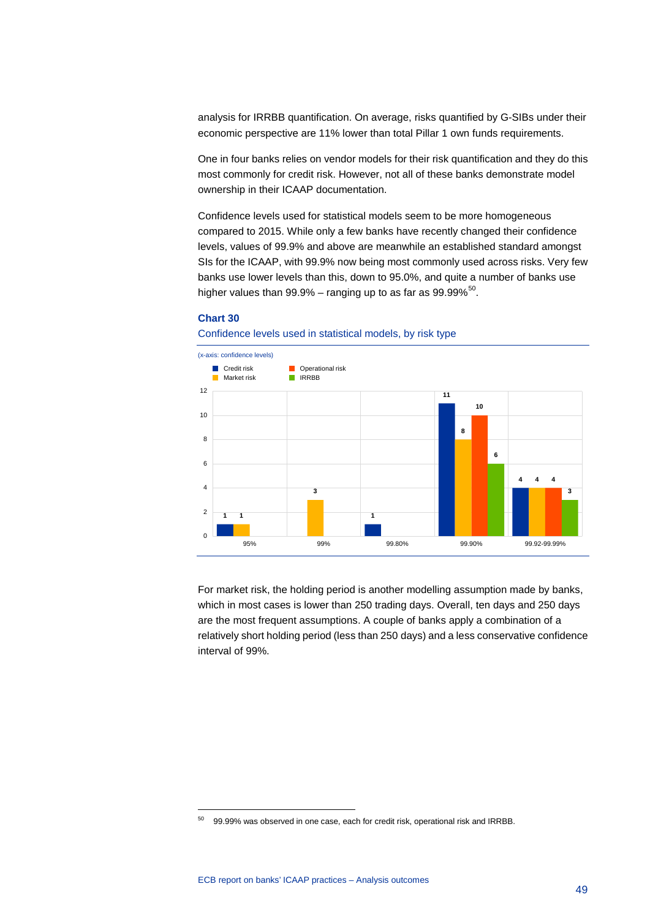analysis for IRRBB quantification. On average, risks quantified by G-SIBs under their economic perspective are 11% lower than total Pillar 1 own funds requirements.

One in four banks relies on vendor models for their risk quantification and they do this most commonly for credit risk. However, not all of these banks demonstrate model ownership in their ICAAP documentation.

Confidence levels used for statistical models seem to be more homogeneous compared to 2015. While only a few banks have recently changed their confidence levels, values of 99.9% and above are meanwhile an established standard amongst SIs for the ICAAP, with 99.9% now being most commonly used across risks. Very few banks use lower levels than this, down to 95.0%, and quite a number of banks use higher values than 99.9% – ranging up to as far as 99.99%[50].

**Chart 30**

Confidence levels used in statistical models, by risk type

(x-axis: confidence levels)

| Confidence level | Credit risk | Market risk | Operational risk | IRRBB |
|---|---|---|---|---|
| 95% | 1 | 1 | | |
| 99% | | 3 | | |
| 99.80% | 1 | | | |
| 99.90% | 11 | 8 | 10 | 6 |
| 99.92-99.99% | 4 | 4 | 4 | 3 |

For market risk, the holding period is another modelling assumption made by banks, which in most cases is lower than 250 trading days. Overall, ten days and 250 days are the most frequent assumptions. A couple of banks apply a combination of a relatively short holding period (less than 250 days) and a less conservative confidence interval of 99%.

---

[50] 99.99% was observed in one case, each for credit risk, operational risk and IRRBB.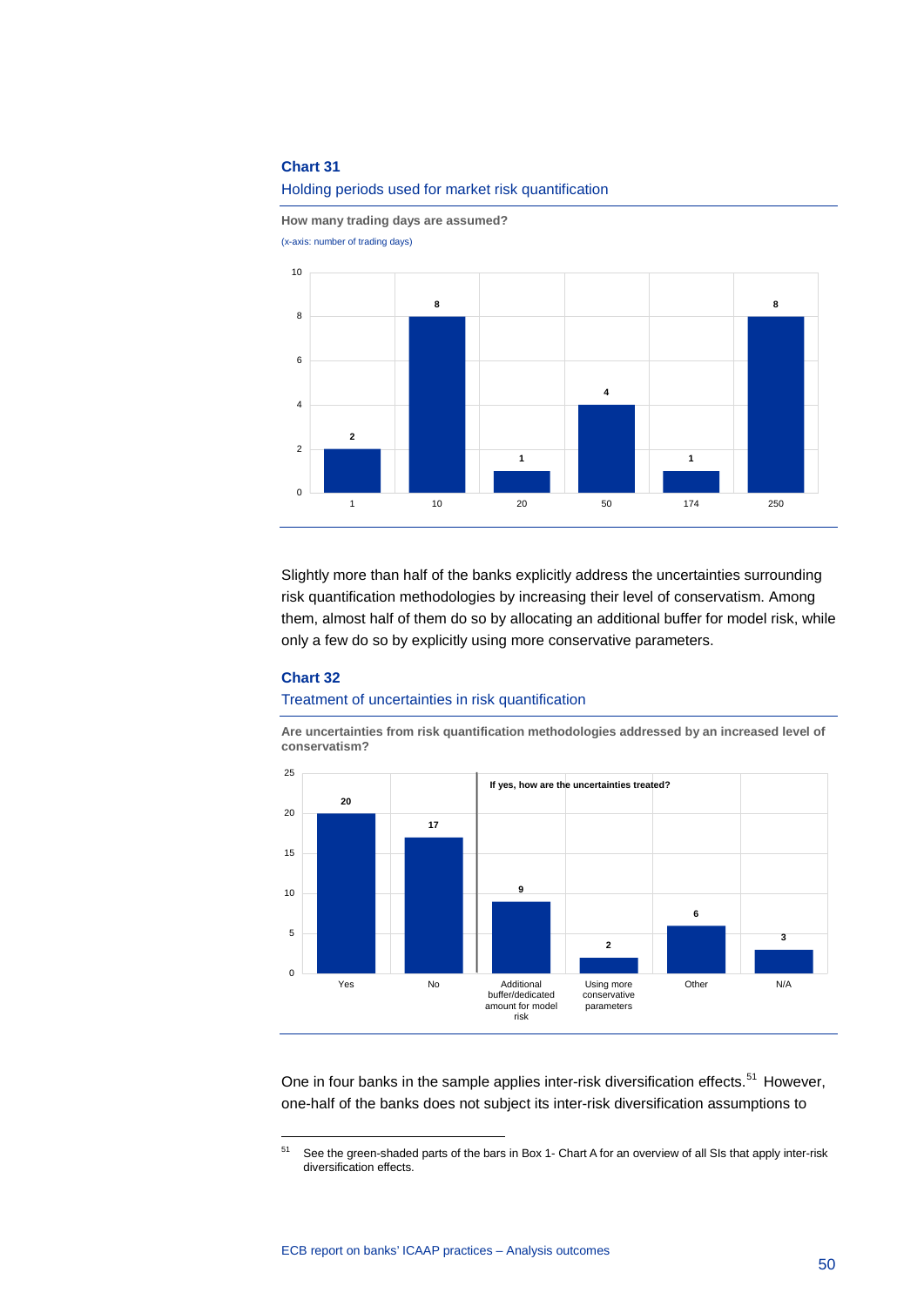**Chart 31**

Holding periods used for market risk quantification

**How many trading days are assumed?**

(x-axis: number of trading days)

| Trading days | 1 | 10 | 20 | 50 | 174 | 250 |
|---|---|---|---|---|---|---|
| Number | 2 | 8 | 1 | 4 | 1 | 8 |

Slightly more than half of the banks explicitly address the uncertainties surrounding risk quantification methodologies by increasing their level of conservatism. Among them, almost half of them do so by allocating an additional buffer for model risk, while only a few do so by explicitly using more conservative parameters.

**Chart 32**

Treatment of uncertainties in risk quantification

**Are uncertainties from risk quantification methodologies addressed by an increased level of conservatism?**

| Yes | No |
|---|---|
| 20 | 17 |

**If yes, how are the uncertainties treated?**

| Additional buffer/dedicated amount for model risk | Using more conservative parameters | Other | N/A |
|---|---|---|---|
| 9 | 2 | 6 | 3 |

One in four banks in the sample applies inter-risk diversification effects.[51] However, one-half of the banks does not subject its inter-risk diversification assumptions to

[51] See the green-shaded parts of the bars in Box 1- Chart A for an overview of all SIs that apply inter-risk diversification effects.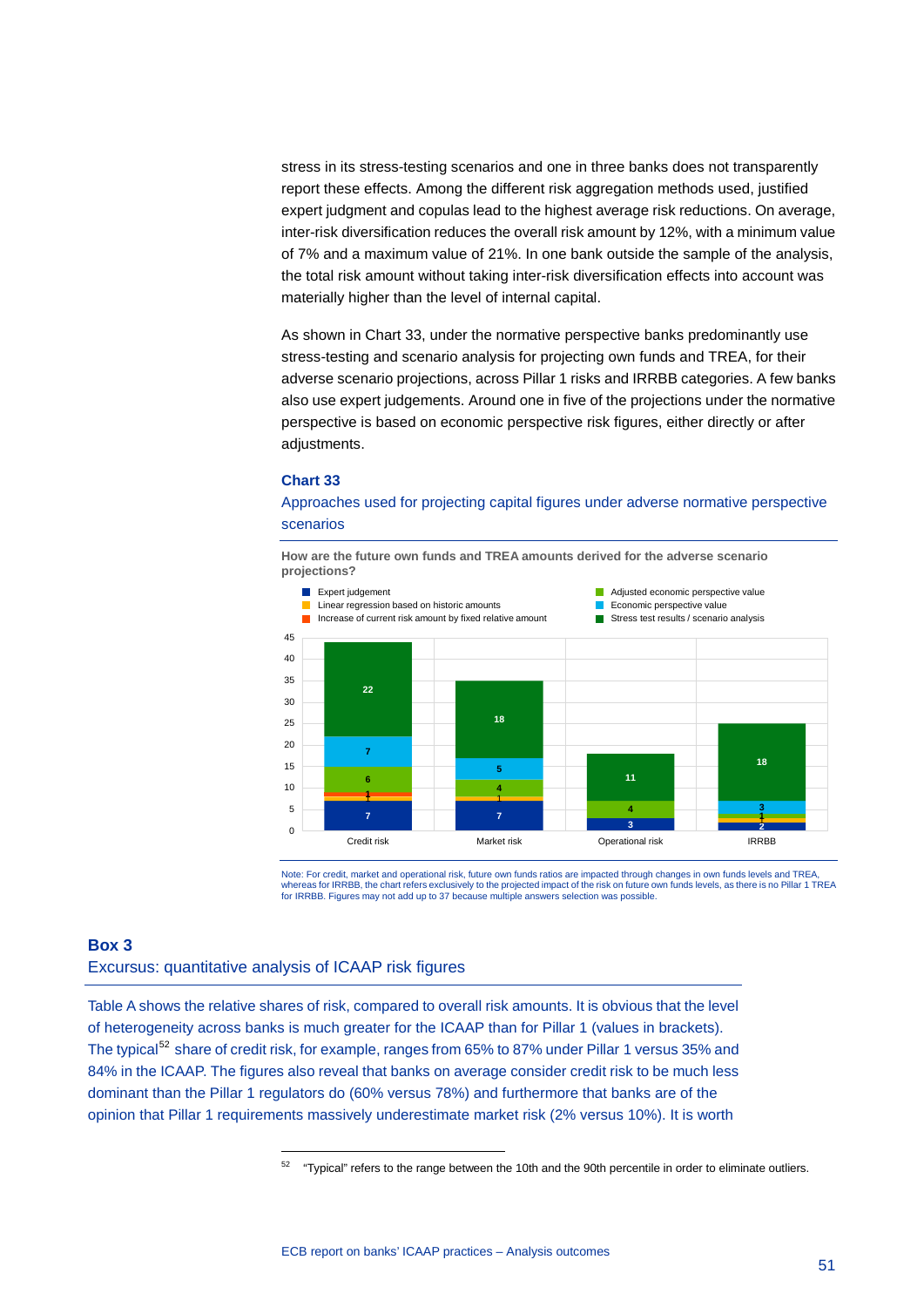stress in its stress-testing scenarios and one in three banks does not transparently report these effects. Among the different risk aggregation methods used, justified expert judgment and copulas lead to the highest average risk reductions. On average, inter-risk diversification reduces the overall risk amount by 12%, with a minimum value of 7% and a maximum value of 21%. In one bank outside the sample of the analysis, the total risk amount without taking inter-risk diversification effects into account was materially higher than the level of internal capital.

As shown in Chart 33, under the normative perspective banks predominantly use stress-testing and scenario analysis for projecting own funds and TREA, for their adverse scenario projections, across Pillar 1 risks and IRRBB categories. A few banks also use expert judgements. Around one in five of the projections under the normative perspective is based on economic perspective risk figures, either directly or after adjustments.

**Chart 33**

Approaches used for projecting capital figures under adverse normative perspective scenarios

**How are the future own funds and TREA amounts derived for the adverse scenario projections?**

| | Credit risk | Market risk | Operational risk | IRRBB |
|---|---|---|---|---|
| Expert judgement | 7 | 7 | 3 | 2 |
| Linear regression based on historic amounts | 1 | 1 | | 1 |
| Increase of current risk amount by fixed relative amount | 1 | | | |
| Adjusted economic perspective value | 6 | 4 | 4 | 1 |
| Economic perspective value | 7 | 5 | | 3 |
| Stress test results / scenario analysis | 22 | 18 | 11 | 18 |

Note: For credit, market and operational risk, future own funds ratios are impacted through changes in own funds levels and TREA, whereas for IRRBB, the chart refers exclusively to the projected impact of the risk on future own funds levels, as there is no Pillar 1 TREA for IRRBB. Figures may not add up to 37 because multiple answers selection was possible.

## Box 3

### Excursus: quantitative analysis of ICAAP risk figures

Table A shows the relative shares of risk, compared to overall risk amounts. It is obvious that the level of heterogeneity across banks is much greater for the ICAAP than for Pillar 1 (values in brackets). The typical[52] share of credit risk, for example, ranges from 65% to 87% under Pillar 1 versus 35% and 84% in the ICAAP. The figures also reveal that banks on average consider credit risk to be much less dominant than the Pillar 1 regulators do (60% versus 78%) and furthermore that banks are of the opinion that Pillar 1 requirements massively underestimate market risk (2% versus 10%). It is worth

[52] "Typical" refers to the range between the 10th and the 90th percentile in order to eliminate outliers.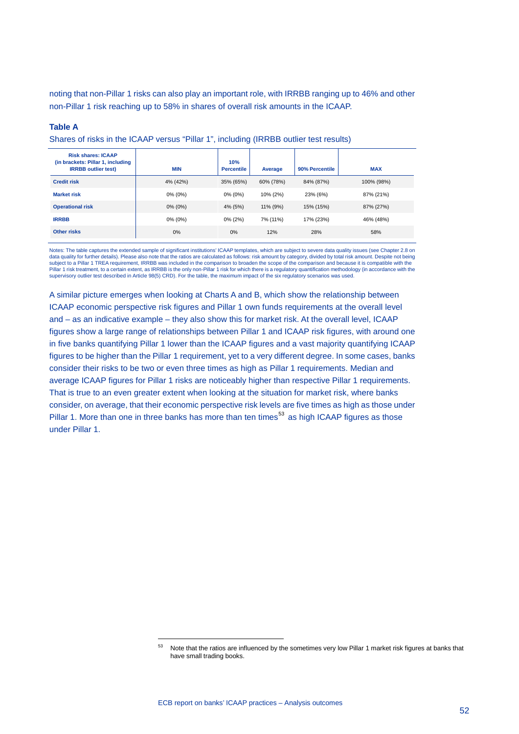noting that non-Pillar 1 risks can also play an important role, with IRRBB ranging up to 46% and other non-Pillar 1 risk reaching up to 58% in shares of overall risk amounts in the ICAAP.

**Table A**

Shares of risks in the ICAAP versus "Pillar 1", including (IRRBB outlier test results)

| Risk shares: ICAAP (in brackets: Pillar 1, including IRRBB outlier test) | MIN | 10% Percentile | Average | 90% Percentile | MAX |
|---|---|---|---|---|---|
| **Credit risk** | 4% (42%) | 35% (65%) | 60% (78%) | 84% (87%) | 100% (98%) |
| **Market risk** | 0% (0%) | 0% (0%) | 10% (2%) | 23% (6%) | 87% (21%) |
| **Operational risk** | 0% (0%) | 4% (5%) | 11% (9%) | 15% (15%) | 87% (27%) |
| **IRRBB** | 0% (0%) | 0% (2%) | 7% (11%) | 17% (23%) | 46% (48%) |
| **Other risks** | 0% | 0% | 12% | 28% | 58% |

Notes: The table captures the extended sample of significant institutions' ICAAP templates, which are subject to severe data quality issues (see Chapter 2.8 on data quality for further details). Please also note that the ratios are calculated as follows: risk amount by category, divided by total risk amount. Despite not being subject to a Pillar 1 TREA requirement, IRRBB was included in the comparison to broaden the scope of the comparison and because it is compatible with the Pillar 1 risk treatment, to a certain extent, as IRRBB is the only non-Pillar 1 risk for which there is a regulatory quantification methodology (in accordance with the supervisory outlier test described in Article 98(5) CRD). For the table, the maximum impact of the six regulatory scenarios was used.

A similar picture emerges when looking at Charts A and B, which show the relationship between ICAAP economic perspective risk figures and Pillar 1 own funds requirements at the overall level and – as an indicative example – they also show this for market risk. At the overall level, ICAAP figures show a large range of relationships between Pillar 1 and ICAAP risk figures, with around one in five banks quantifying Pillar 1 lower than the ICAAP figures and a vast majority quantifying ICAAP figures to be higher than the Pillar 1 requirement, yet to a very different degree. In some cases, banks consider their risks to be two or even three times as high as Pillar 1 requirements. Median and average ICAAP figures for Pillar 1 risks are noticeably higher than respective Pillar 1 requirements. That is true to an even greater extent when looking at the situation for market risk, where banks consider, on average, that their economic perspective risk levels are five times as high as those under Pillar 1. More than one in three banks has more than ten times[53] as high ICAAP figures as those under Pillar 1.

[53] Note that the ratios are influenced by the sometimes very low Pillar 1 market risk figures at banks that have small trading books.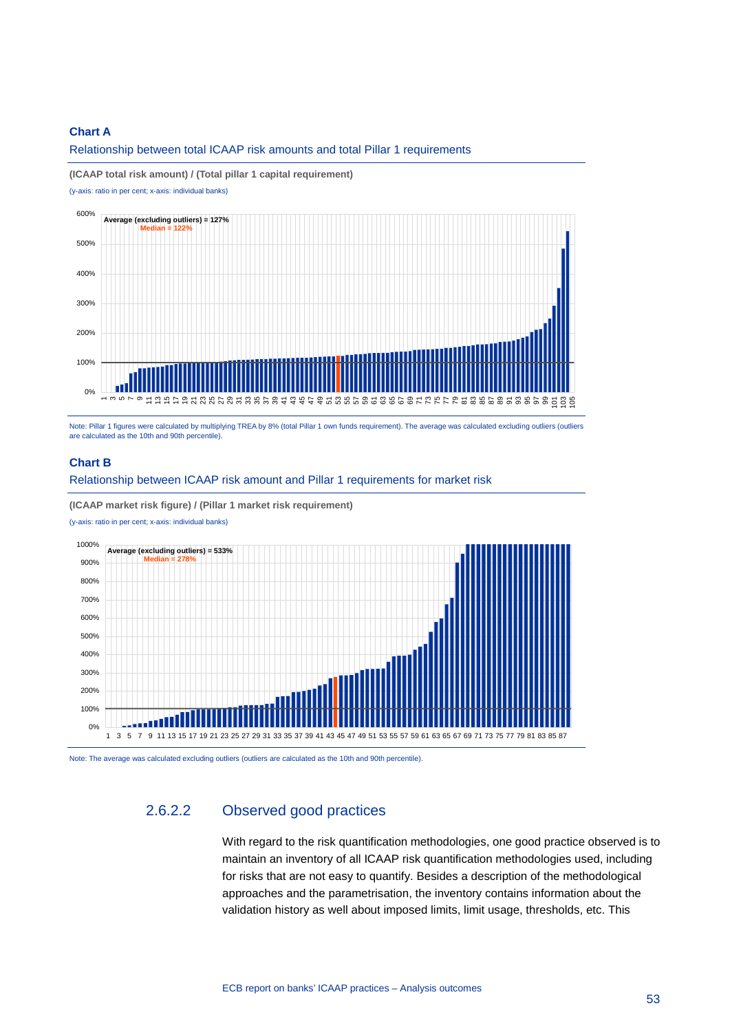**Chart A**

Relationship between total ICAAP risk amounts and total Pillar 1 requirements

**(ICAAP total risk amount) / (Total pillar 1 capital requirement)**

(y-axis: ratio in per cent; x-axis: individual banks)

Average (excluding outliers) = 127%
Median = 122%

Note: Pillar 1 figures were calculated by multiplying TREA by 8% (total Pillar 1 own funds requirement). The average was calculated excluding outliers (outliers are calculated as the 10th and 90th percentile).

**Chart B**

Relationship between ICAAP risk amount and Pillar 1 requirements for market risk

**(ICAAP market risk figure) / (Pillar 1 market risk requirement)**

(y-axis: ratio in per cent; x-axis: individual banks)

Average (excluding outliers) = 533%
Median = 278%

Note: The average was calculated excluding outliers (outliers are calculated as the 10th and 90th percentile).

### 2.6.2.2 Observed good practices

With regard to the risk quantification methodologies, one good practice observed is to maintain an inventory of all ICAAP risk quantification methodologies used, including for risks that are not easy to quantify. Besides a description of the methodological approaches and the parametrisation, the inventory contains information about the validation history as well about imposed limits, limit usage, thresholds, etc. This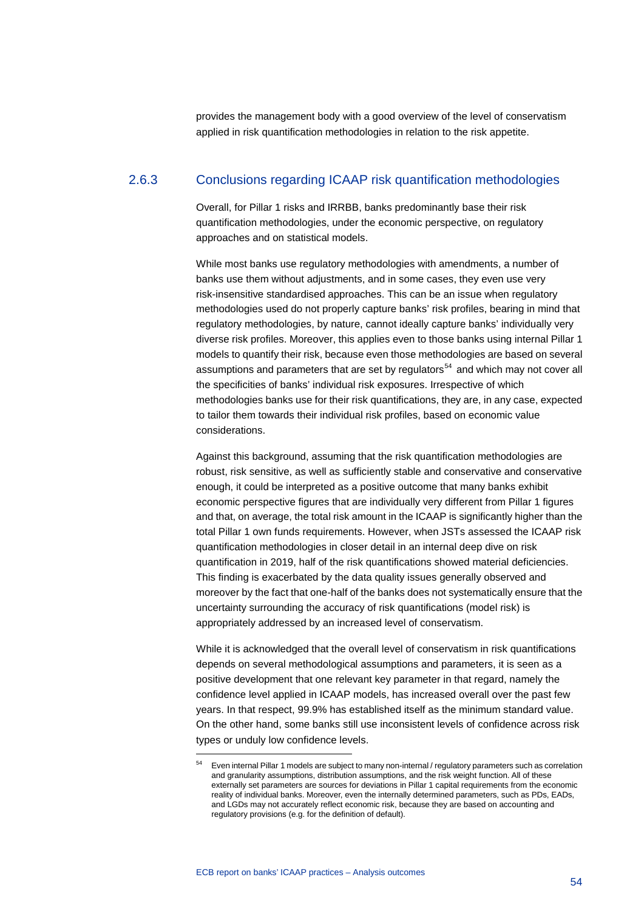provides the management body with a good overview of the level of conservatism applied in risk quantification methodologies in relation to the risk appetite.

### 2.6.3 Conclusions regarding ICAAP risk quantification methodologies

Overall, for Pillar 1 risks and IRRBB, banks predominantly base their risk quantification methodologies, under the economic perspective, on regulatory approaches and on statistical models.

While most banks use regulatory methodologies with amendments, a number of banks use them without adjustments, and in some cases, they even use very risk-insensitive standardised approaches. This can be an issue when regulatory methodologies used do not properly capture banks' risk profiles, bearing in mind that regulatory methodologies, by nature, cannot ideally capture banks' individually very diverse risk profiles. Moreover, this applies even to those banks using internal Pillar 1 models to quantify their risk, because even those methodologies are based on several assumptions and parameters that are set by regulators[54] and which may not cover all the specificities of banks' individual risk exposures. Irrespective of which methodologies banks use for their risk quantifications, they are, in any case, expected to tailor them towards their individual risk profiles, based on economic value considerations.

Against this background, assuming that the risk quantification methodologies are robust, risk sensitive, as well as sufficiently stable and conservative and conservative enough, it could be interpreted as a positive outcome that many banks exhibit economic perspective figures that are individually very different from Pillar 1 figures and that, on average, the total risk amount in the ICAAP is significantly higher than the total Pillar 1 own funds requirements. However, when JSTs assessed the ICAAP risk quantification methodologies in closer detail in an internal deep dive on risk quantification in 2019, half of the risk quantifications showed material deficiencies. This finding is exacerbated by the data quality issues generally observed and moreover by the fact that one-half of the banks does not systematically ensure that the uncertainty surrounding the accuracy of risk quantifications (model risk) is appropriately addressed by an increased level of conservatism.

While it is acknowledged that the overall level of conservatism in risk quantifications depends on several methodological assumptions and parameters, it is seen as a positive development that one relevant key parameter in that regard, namely the confidence level applied in ICAAP models, has increased overall over the past few years. In that respect, 99.9% has established itself as the minimum standard value. On the other hand, some banks still use inconsistent levels of confidence across risk types or unduly low confidence levels.

[54] Even internal Pillar 1 models are subject to many non-internal / regulatory parameters such as correlation and granularity assumptions, distribution assumptions, and the risk weight function. All of these externally set parameters are sources for deviations in Pillar 1 capital requirements from the economic reality of individual banks. Moreover, even the internally determined parameters, such as PDs, EADs, and LGDs may not accurately reflect economic risk, because they are based on accounting and regulatory provisions (e.g. for the definition of default).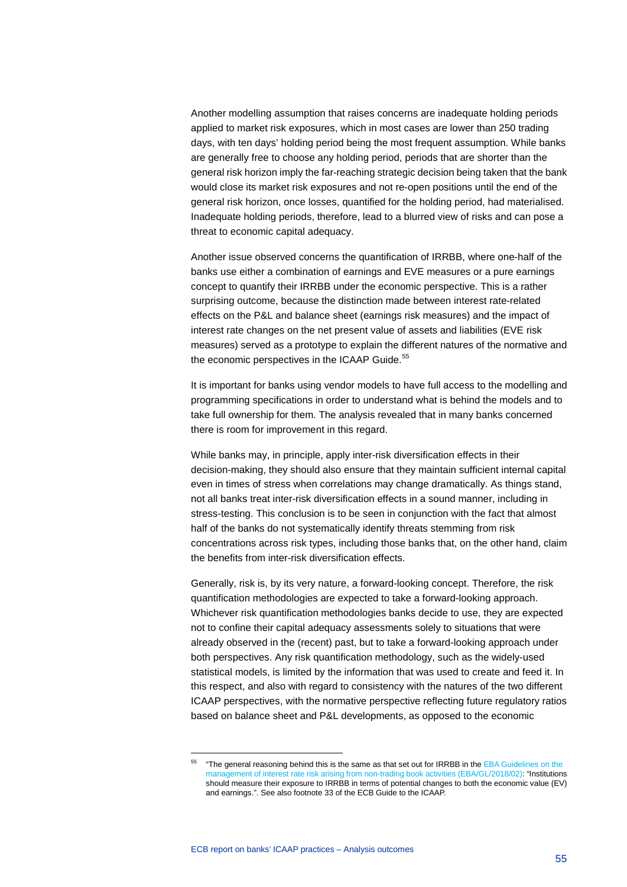Another modelling assumption that raises concerns are inadequate holding periods applied to market risk exposures, which in most cases are lower than 250 trading days, with ten days' holding period being the most frequent assumption. While banks are generally free to choose any holding period, periods that are shorter than the general risk horizon imply the far-reaching strategic decision being taken that the bank would close its market risk exposures and not re-open positions until the end of the general risk horizon, once losses, quantified for the holding period, had materialised. Inadequate holding periods, therefore, lead to a blurred view of risks and can pose a threat to economic capital adequacy.

Another issue observed concerns the quantification of IRRBB, where one-half of the banks use either a combination of earnings and EVE measures or a pure earnings concept to quantify their IRRBB under the economic perspective. This is a rather surprising outcome, because the distinction made between interest rate-related effects on the P&L and balance sheet (earnings risk measures) and the impact of interest rate changes on the net present value of assets and liabilities (EVE risk measures) served as a prototype to explain the different natures of the normative and the economic perspectives in the ICAAP Guide.[55]

It is important for banks using vendor models to have full access to the modelling and programming specifications in order to understand what is behind the models and to take full ownership for them. The analysis revealed that in many banks concerned there is room for improvement in this regard.

While banks may, in principle, apply inter-risk diversification effects in their decision-making, they should also ensure that they maintain sufficient internal capital even in times of stress when correlations may change dramatically. As things stand, not all banks treat inter-risk diversification effects in a sound manner, including in stress-testing. This conclusion is to be seen in conjunction with the fact that almost half of the banks do not systematically identify threats stemming from risk concentrations across risk types, including those banks that, on the other hand, claim the benefits from inter-risk diversification effects.

Generally, risk is, by its very nature, a forward-looking concept. Therefore, the risk quantification methodologies are expected to take a forward-looking approach. Whichever risk quantification methodologies banks decide to use, they are expected not to confine their capital adequacy assessments solely to situations that were already observed in the (recent) past, but to take a forward-looking approach under both perspectives. Any risk quantification methodology, such as the widely-used statistical models, is limited by the information that was used to create and feed it. In this respect, and also with regard to consistency with the natures of the two different ICAAP perspectives, with the normative perspective reflecting future regulatory ratios based on balance sheet and P&L developments, as opposed to the economic

---

[55] "The general reasoning behind this is the same as that set out for IRRBB in the EBA Guidelines on the management of interest rate risk arising from non-trading book activities (EBA/GL/2018/02): "Institutions should measure their exposure to IRRBB in terms of potential changes to both the economic value (EV) and earnings.". See also footnote 33 of the ECB Guide to the ICAAP.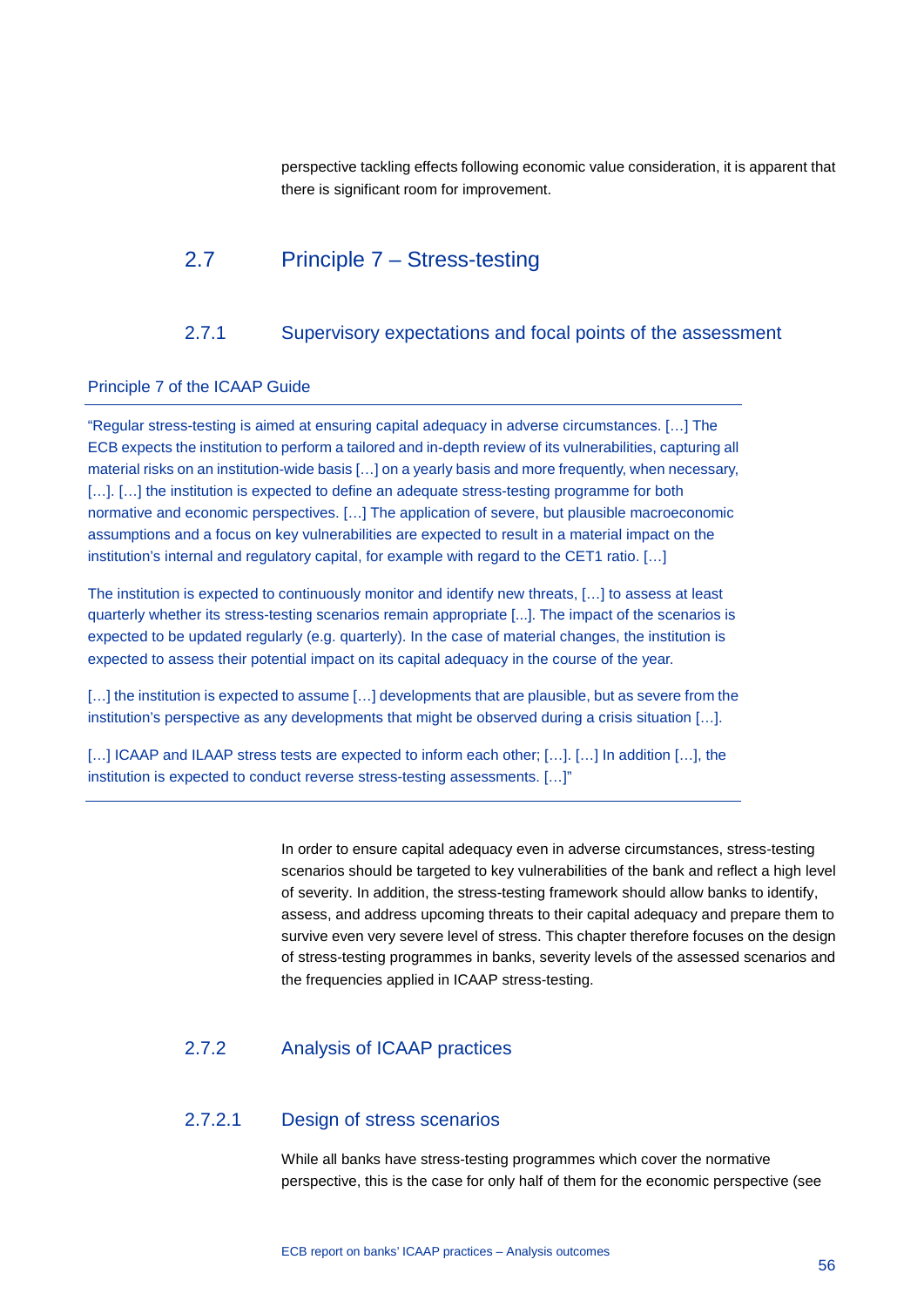perspective tackling effects following economic value consideration, it is apparent that there is significant room for improvement.

## 2.7 Principle 7 – Stress-testing

### 2.7.1 Supervisory expectations and focal points of the assessment

**Principle 7 of the ICAAP Guide**

"Regular stress-testing is aimed at ensuring capital adequacy in adverse circumstances. […] The ECB expects the institution to perform a tailored and in-depth review of its vulnerabilities, capturing all material risks on an institution-wide basis […] on a yearly basis and more frequently, when necessary, […]. […] the institution is expected to define an adequate stress-testing programme for both normative and economic perspectives. […] The application of severe, but plausible macroeconomic assumptions and a focus on key vulnerabilities are expected to result in a material impact on the institution's internal and regulatory capital, for example with regard to the CET1 ratio. […]

The institution is expected to continuously monitor and identify new threats, […] to assess at least quarterly whether its stress-testing scenarios remain appropriate [...]. The impact of the scenarios is expected to be updated regularly (e.g. quarterly). In the case of material changes, the institution is expected to assess their potential impact on its capital adequacy in the course of the year.

[…] the institution is expected to assume […] developments that are plausible, but as severe from the institution's perspective as any developments that might be observed during a crisis situation […].

[…] ICAAP and ILAAP stress tests are expected to inform each other; […]. […] In addition […], the institution is expected to conduct reverse stress-testing assessments. […]"

---

In order to ensure capital adequacy even in adverse circumstances, stress-testing scenarios should be targeted to key vulnerabilities of the bank and reflect a high level of severity. In addition, the stress-testing framework should allow banks to identify, assess, and address upcoming threats to their capital adequacy and prepare them to survive even very severe level of stress. This chapter therefore focuses on the design of stress-testing programmes in banks, severity levels of the assessed scenarios and the frequencies applied in ICAAP stress-testing.

### 2.7.2 Analysis of ICAAP practices

#### 2.7.2.1 Design of stress scenarios

While all banks have stress-testing programmes which cover the normative perspective, this is the case for only half of them for the economic perspective (see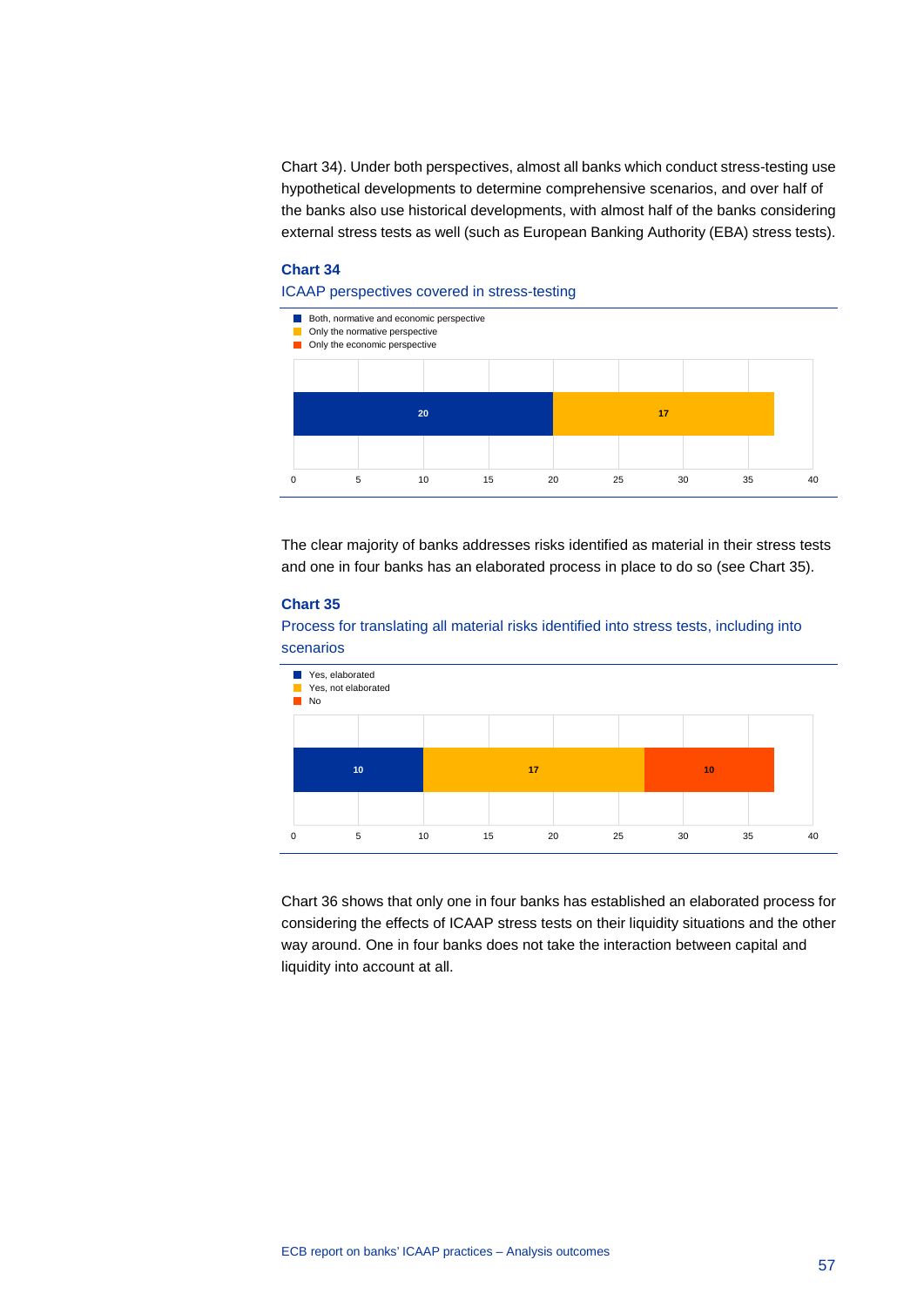Chart 34). Under both perspectives, almost all banks which conduct stress-testing use hypothetical developments to determine comprehensive scenarios, and over half of the banks also use historical developments, with almost half of the banks considering external stress tests as well (such as European Banking Authority (EBA) stress tests).

**Chart 34**

ICAAP perspectives covered in stress-testing

| Both, normative and economic perspective | Only the normative perspective | Only the economic perspective |
| --- | --- | --- |
| 20 | 17 | |

The clear majority of banks addresses risks identified as material in their stress tests and one in four banks has an elaborated process in place to do so (see Chart 35).

**Chart 35**

Process for translating all material risks identified into stress tests, including into scenarios

| Yes, elaborated | Yes, not elaborated | No |
| --- | --- | --- |
| 10 | 17 | 10 |

Chart 36 shows that only one in four banks has established an elaborated process for considering the effects of ICAAP stress tests on their liquidity situations and the other way around. One in four banks does not take the interaction between capital and liquidity into account at all.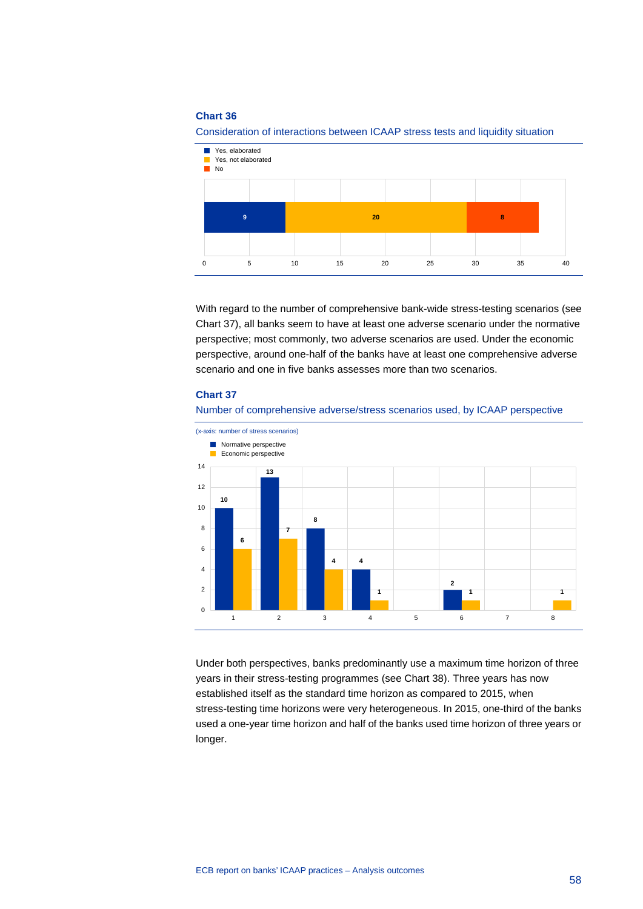**Chart 36**

Consideration of interactions between ICAAP stress tests and liquidity situation

| Yes, elaborated | Yes, not elaborated | No |
|---|---|---|
| 9 | 20 | 8 |

With regard to the number of comprehensive bank-wide stress-testing scenarios (see Chart 37), all banks seem to have at least one adverse scenario under the normative perspective; most commonly, two adverse scenarios are used. Under the economic perspective, around one-half of the banks have at least one comprehensive adverse scenario and one in five banks assesses more than two scenarios.

**Chart 37**

Number of comprehensive adverse/stress scenarios used, by ICAAP perspective

(x-axis: number of stress scenarios)

| Number of stress scenarios | Normative perspective | Economic perspective |
|---|---|---|
| 1 | 10 | 6 |
| 2 | 13 | 7 |
| 3 | 8 | 4 |
| 4 | 4 | 1 |
| 5 | | |
| 6 | 2 | 1 |
| 7 | | |
| 8 | | 1 |

Under both perspectives, banks predominantly use a maximum time horizon of three years in their stress-testing programmes (see Chart 38). Three years has now established itself as the standard time horizon as compared to 2015, when stress-testing time horizons were very heterogeneous. In 2015, one-third of the banks used a one-year time horizon and half of the banks used time horizon of three years or longer.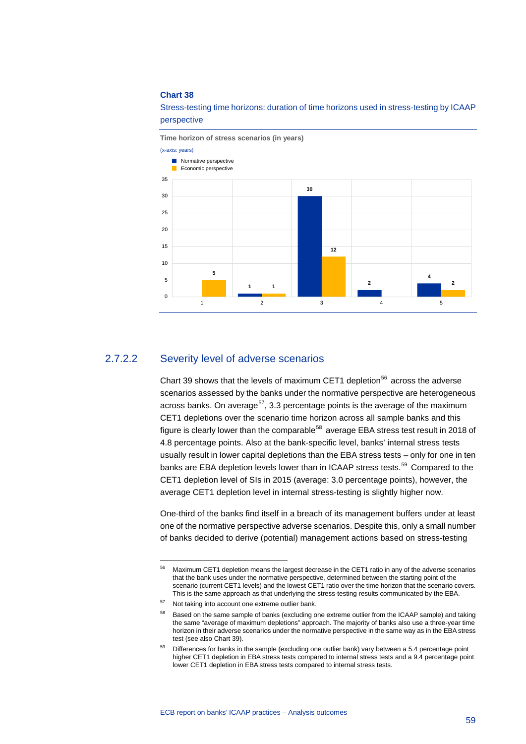**Chart 38**

Stress-testing time horizons: duration of time horizons used in stress-testing by ICAAP perspective

Time horizon of stress scenarios (in years)

(x-axis: years)

| Years | Normative perspective | Economic perspective |
|---|---|---|
| 1 | | 5 |
| 2 | 1 | 1 |
| 3 | 30 | 12 |
| 4 | 2 | |
| 5 | 4 | 2 |

### 2.7.2.2 Severity level of adverse scenarios

Chart 39 shows that the levels of maximum CET1 depletion[56] across the adverse scenarios assessed by the banks under the normative perspective are heterogeneous across banks. On average[57], 3.3 percentage points is the average of the maximum CET1 depletions over the scenario time horizon across all sample banks and this figure is clearly lower than the comparable[58] average EBA stress test result in 2018 of 4.8 percentage points. Also at the bank-specific level, banks' internal stress tests usually result in lower capital depletions than the EBA stress tests – only for one in ten banks are EBA depletion levels lower than in ICAAP stress tests.[59] Compared to the CET1 depletion level of SIs in 2015 (average: 3.0 percentage points), however, the average CET1 depletion level in internal stress-testing is slightly higher now.

One-third of the banks find itself in a breach of its management buffers under at least one of the normative perspective adverse scenarios. Despite this, only a small number of banks decided to derive (potential) management actions based on stress-testing

---

[56] Maximum CET1 depletion means the largest decrease in the CET1 ratio in any of the adverse scenarios that the bank uses under the normative perspective, determined between the starting point of the scenario (current CET1 levels) and the lowest CET1 ratio over the time horizon that the scenario covers. This is the same approach as that underlying the stress-testing results communicated by the EBA.

[57] Not taking into account one extreme outlier bank.

[58] Based on the same sample of banks (excluding one extreme outlier from the ICAAP sample) and taking the same "average of maximum depletions" approach. The majority of banks also use a three-year time horizon in their adverse scenarios under the normative perspective in the same way as in the EBA stress test (see also Chart 39).

[59] Differences for banks in the sample (excluding one outlier bank) vary between a 5.4 percentage point higher CET1 depletion in EBA stress tests compared to internal stress tests and a 9.4 percentage point lower CET1 depletion in EBA stress tests compared to internal stress tests.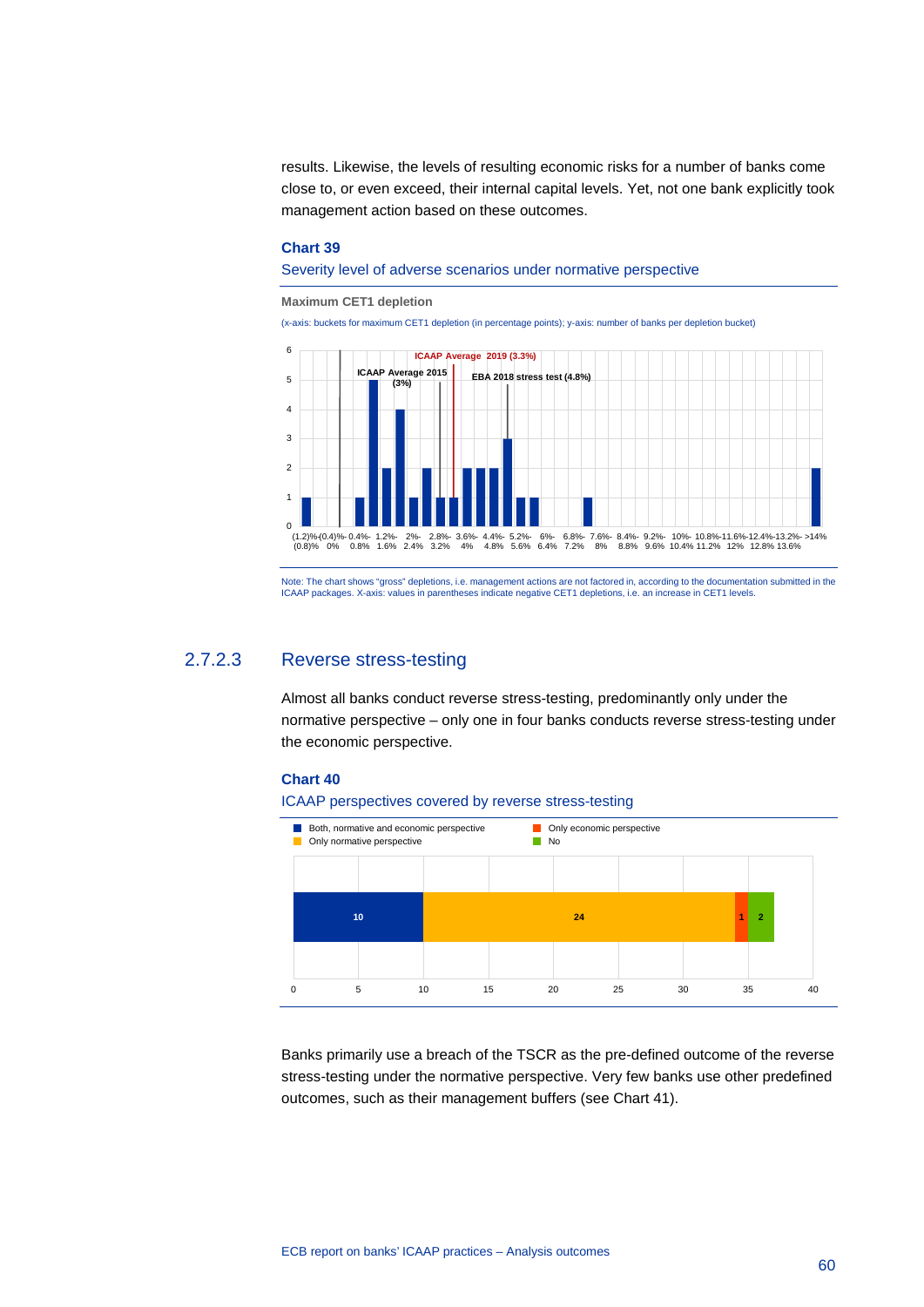results. Likewise, the levels of resulting economic risks for a number of banks come close to, or even exceed, their internal capital levels. Yet, not one bank explicitly took management action based on these outcomes.

**Chart 39**

Severity level of adverse scenarios under normative perspective

**Maximum CET1 depletion**

(x-axis: buckets for maximum CET1 depletion (in percentage points); y-axis: number of banks per depletion bucket)

Note: The chart shows "gross" depletions, i.e. management actions are not factored in, according to the documentation submitted in the ICAAP packages. X-axis: values in parentheses indicate negative CET1 depletions, i.e. an increase in CET1 levels.

### 2.7.2.3 Reverse stress-testing

Almost all banks conduct reverse stress-testing, predominantly only under the normative perspective – only one in four banks conducts reverse stress-testing under the economic perspective.

**Chart 40**

ICAAP perspectives covered by reverse stress-testing

Banks primarily use a breach of the TSCR as the pre-defined outcome of the reverse stress-testing under the normative perspective. Very few banks use other predefined outcomes, such as their management buffers (see Chart 41).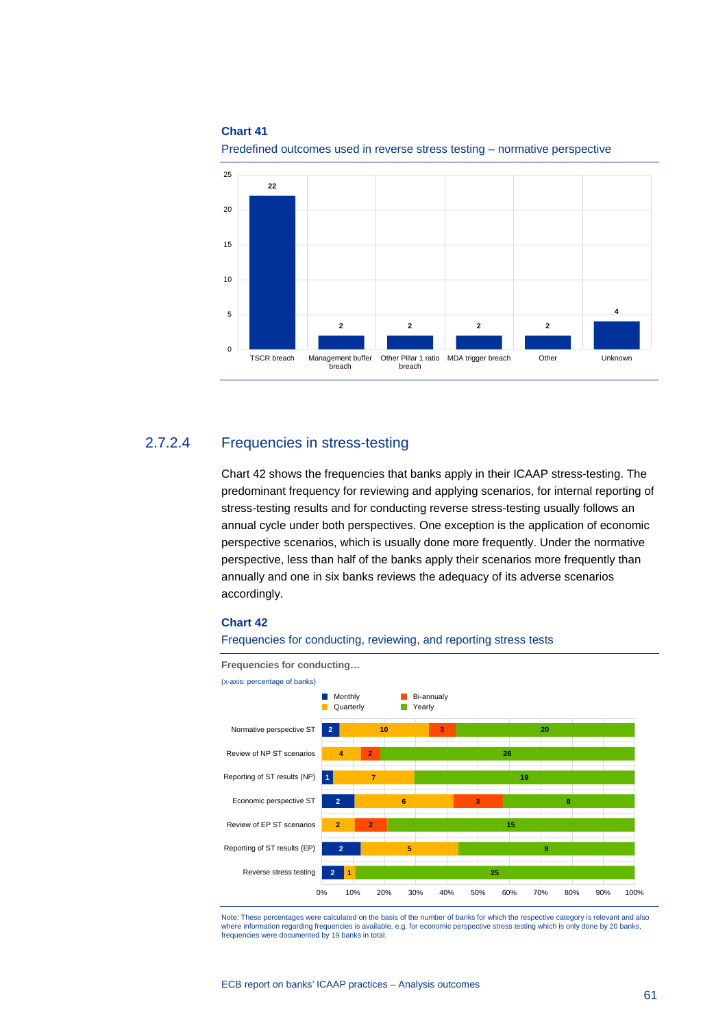**Chart 41**

Predefined outcomes used in reverse stress testing – normative perspective

| Outcome | Number of banks |
|---|---|
| TSCR breach | 22 |
| Management buffer breach | 2 |
| Other Pillar 1 ratio breach | 2 |
| MDA trigger breach | 2 |
| Other | 2 |
| Unknown | 4 |

### 2.7.2.4 Frequencies in stress-testing

Chart 42 shows the frequencies that banks apply in their ICAAP stress-testing. The predominant frequency for reviewing and applying scenarios, for internal reporting of stress-testing results and for conducting reverse stress-testing usually follows an annual cycle under both perspectives. One exception is the application of economic perspective scenarios, which is usually done more frequently. Under the normative perspective, less than half of the banks apply their scenarios more frequently than annually and one in six banks reviews the adequacy of its adverse scenarios accordingly.

**Chart 42**

Frequencies for conducting, reviewing, and reporting stress tests

**Frequencies for conducting…**

(x-axis: percentage of banks)

| | Monthly | Quarterly | Bi-annualy | Yearly |
|---|---|---|---|---|
| Normative perspective ST | 2 | 10 | 3 | 20 |
| Review of NP ST scenarios | | 4 | 2 | 26 |
| Reporting of ST results (NP) | 1 | 7 | | 19 |
| Economic perspective ST | 2 | 6 | 3 | 8 |
| Review of EP ST scenarios | | 2 | 2 | 15 |
| Reporting of ST results (EP) | 2 | 5 | | 9 |
| Reverse stress testing | 2 | 1 | | 25 |

Note: These percentages were calculated on the basis of the number of banks for which the respective category is relevant and also where information regarding frequencies is available, e.g. for economic perspective stress testing which is only done by 20 banks, frequencies were documented by 19 banks in total.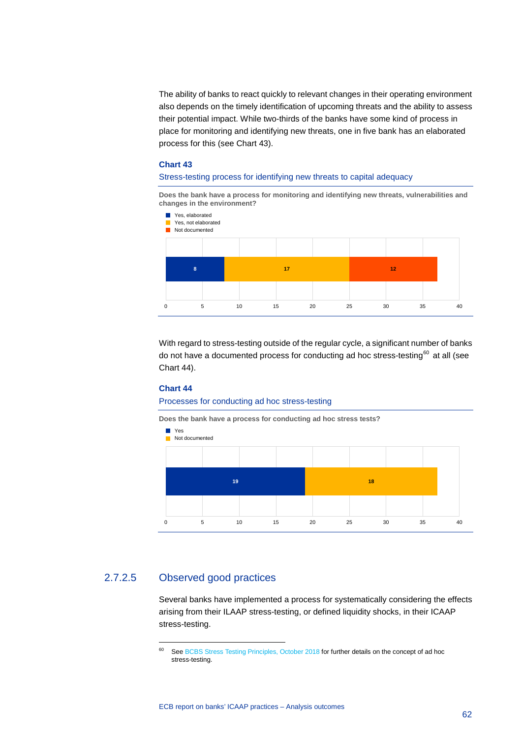The ability of banks to react quickly to relevant changes in their operating environment also depends on the timely identification of upcoming threats and the ability to assess their potential impact. While two-thirds of the banks have some kind of process in place for monitoring and identifying new threats, one in five bank has an elaborated process for this (see Chart 43).

**Chart 43**

Stress-testing process for identifying new threats to capital adequacy

**Does the bank have a process for monitoring and identifying new threats, vulnerabilities and changes in the environment?**

| Yes, elaborated | Yes, not elaborated | Not documented |
| --- | --- | --- |
| 8 | 17 | 12 |

With regard to stress-testing outside of the regular cycle, a significant number of banks do not have a documented process for conducting ad hoc stress-testing[60] at all (see Chart 44).

**Chart 44**

Processes for conducting ad hoc stress-testing

**Does the bank have a process for conducting ad hoc stress tests?**

| Yes | Not documented |
| --- | --- |
| 19 | 18 |

### 2.7.2.5 Observed good practices

Several banks have implemented a process for systematically considering the effects arising from their ILAAP stress-testing, or defined liquidity shocks, in their ICAAP stress-testing.

[60] See BCBS Stress Testing Principles, October 2018 for further details on the concept of ad hoc stress-testing.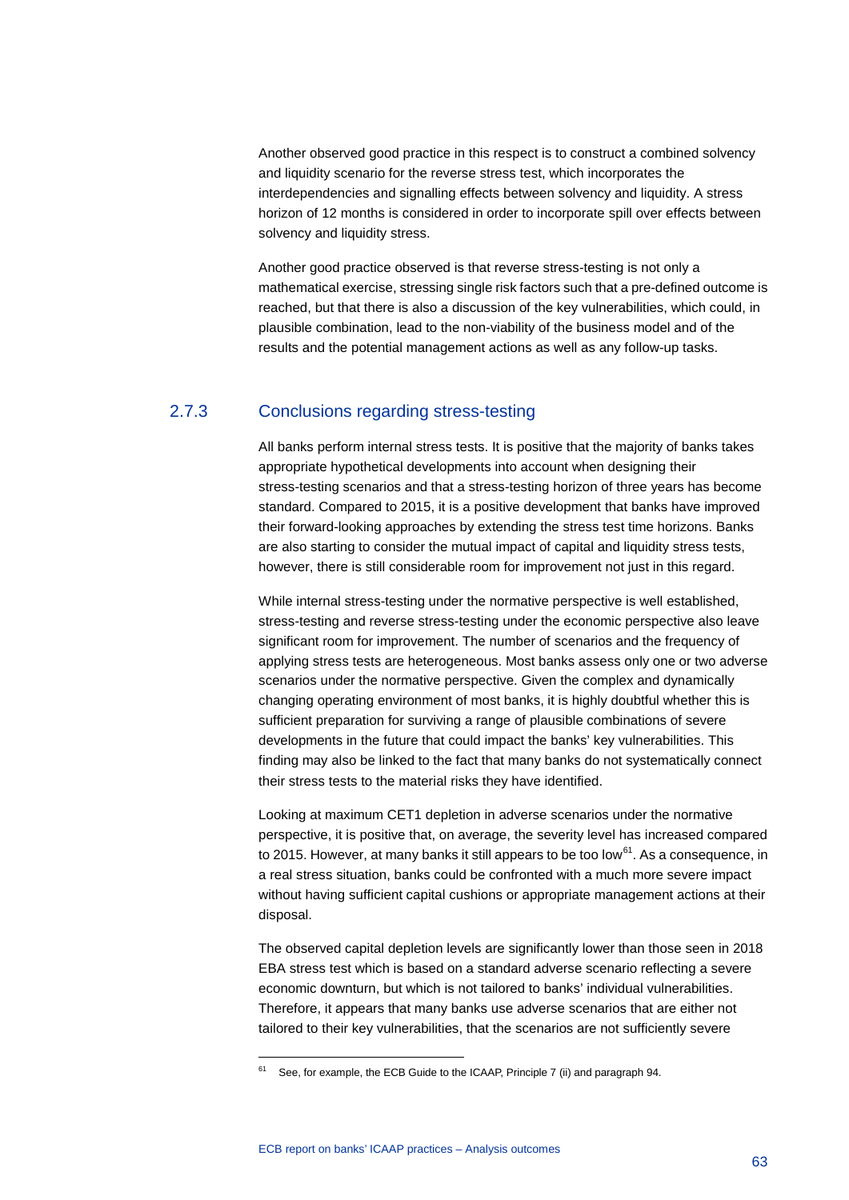Another observed good practice in this respect is to construct a combined solvency and liquidity scenario for the reverse stress test, which incorporates the interdependencies and signalling effects between solvency and liquidity. A stress horizon of 12 months is considered in order to incorporate spill over effects between solvency and liquidity stress.

Another good practice observed is that reverse stress-testing is not only a mathematical exercise, stressing single risk factors such that a pre-defined outcome is reached, but that there is also a discussion of the key vulnerabilities, which could, in plausible combination, lead to the non-viability of the business model and of the results and the potential management actions as well as any follow-up tasks.

### 2.7.3 Conclusions regarding stress-testing

All banks perform internal stress tests. It is positive that the majority of banks takes appropriate hypothetical developments into account when designing their stress-testing scenarios and that a stress-testing horizon of three years has become standard. Compared to 2015, it is a positive development that banks have improved their forward-looking approaches by extending the stress test time horizons. Banks are also starting to consider the mutual impact of capital and liquidity stress tests, however, there is still considerable room for improvement not just in this regard.

While internal stress-testing under the normative perspective is well established, stress-testing and reverse stress-testing under the economic perspective also leave significant room for improvement. The number of scenarios and the frequency of applying stress tests are heterogeneous. Most banks assess only one or two adverse scenarios under the normative perspective. Given the complex and dynamically changing operating environment of most banks, it is highly doubtful whether this is sufficient preparation for surviving a range of plausible combinations of severe developments in the future that could impact the banks' key vulnerabilities. This finding may also be linked to the fact that many banks do not systematically connect their stress tests to the material risks they have identified.

Looking at maximum CET1 depletion in adverse scenarios under the normative perspective, it is positive that, on average, the severity level has increased compared to 2015. However, at many banks it still appears to be too low[61]. As a consequence, in a real stress situation, banks could be confronted with a much more severe impact without having sufficient capital cushions or appropriate management actions at their disposal.

The observed capital depletion levels are significantly lower than those seen in 2018 EBA stress test which is based on a standard adverse scenario reflecting a severe economic downturn, but which is not tailored to banks' individual vulnerabilities. Therefore, it appears that many banks use adverse scenarios that are either not tailored to their key vulnerabilities, that the scenarios are not sufficiently severe

---

[61] See, for example, the ECB Guide to the ICAAP, Principle 7 (ii) and paragraph 94.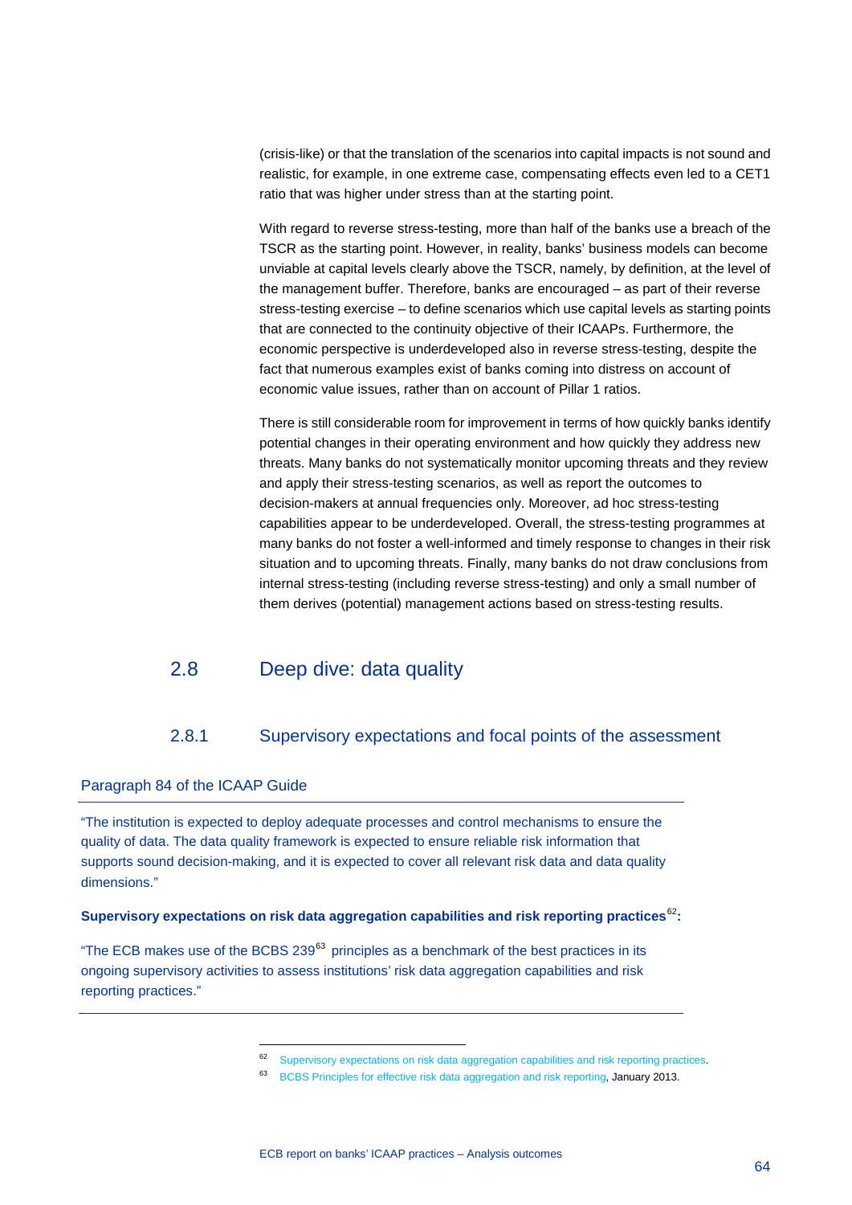(crisis-like) or that the translation of the scenarios into capital impacts is not sound and realistic, for example, in one extreme case, compensating effects even led to a CET1 ratio that was higher under stress than at the starting point.

With regard to reverse stress-testing, more than half of the banks use a breach of the TSCR as the starting point. However, in reality, banks' business models can become unviable at capital levels clearly above the TSCR, namely, by definition, at the level of the management buffer. Therefore, banks are encouraged – as part of their reverse stress-testing exercise – to define scenarios which use capital levels as starting points that are connected to the continuity objective of their ICAAPs. Furthermore, the economic perspective is underdeveloped also in reverse stress-testing, despite the fact that numerous examples exist of banks coming into distress on account of economic value issues, rather than on account of Pillar 1 ratios.

There is still considerable room for improvement in terms of how quickly banks identify potential changes in their operating environment and how quickly they address new threats. Many banks do not systematically monitor upcoming threats and they review and apply their stress-testing scenarios, as well as report the outcomes to decision-makers at annual frequencies only. Moreover, ad hoc stress-testing capabilities appear to be underdeveloped. Overall, the stress-testing programmes at many banks do not foster a well-informed and timely response to changes in their risk situation and to upcoming threats. Finally, many banks do not draw conclusions from internal stress-testing (including reverse stress-testing) and only a small number of them derives (potential) management actions based on stress-testing results.

## 2.8 Deep dive: data quality

### 2.8.1 Supervisory expectations and focal points of the assessment

#### Paragraph 84 of the ICAAP Guide

"The institution is expected to deploy adequate processes and control mechanisms to ensure the quality of data. The data quality framework is expected to ensure reliable risk information that supports sound decision-making, and it is expected to cover all relevant risk data and data quality dimensions."

**Supervisory expectations on risk data aggregation capabilities and risk reporting practices[62]:**

"The ECB makes use of the BCBS 239[63] principles as a benchmark of the best practices in its ongoing supervisory activities to assess institutions' risk data aggregation capabilities and risk reporting practices."

---

[62] Supervisory expectations on risk data aggregation capabilities and risk reporting practices.

[63] BCBS Principles for effective risk data aggregation and risk reporting, January 2013.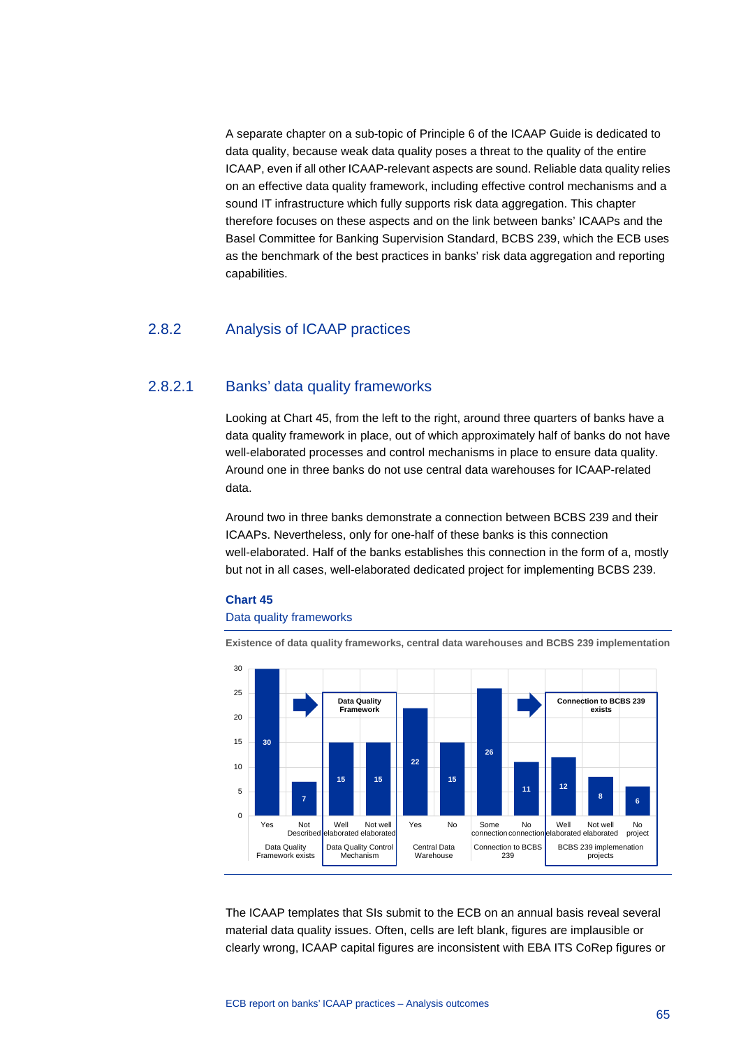A separate chapter on a sub-topic of Principle 6 of the ICAAP Guide is dedicated to data quality, because weak data quality poses a threat to the quality of the entire ICAAP, even if all other ICAAP-relevant aspects are sound. Reliable data quality relies on an effective data quality framework, including effective control mechanisms and a sound IT infrastructure which fully supports risk data aggregation. This chapter therefore focuses on these aspects and on the link between banks' ICAAPs and the Basel Committee for Banking Supervision Standard, BCBS 239, which the ECB uses as the benchmark of the best practices in banks' risk data aggregation and reporting capabilities.

### 2.8.2 Analysis of ICAAP practices

#### 2.8.2.1 Banks' data quality frameworks

Looking at Chart 45, from the left to the right, around three quarters of banks have a data quality framework in place, out of which approximately half of banks do not have well-elaborated processes and control mechanisms in place to ensure data quality. Around one in three banks do not use central data warehouses for ICAAP-related data.

Around two in three banks demonstrate a connection between BCBS 239 and their ICAAPs. Nevertheless, only for one-half of these banks is this connection well-elaborated. Half of the banks establishes this connection in the form of a, mostly but not in all cases, well-elaborated dedicated project for implementing BCBS 239.

**Chart 45**

Data quality frameworks

**Existence of data quality frameworks, central data warehouses and BCBS 239 implementation**

| Category | Response | Number of banks |
|---|---|---|
| Data Quality Framework exists | Yes | 30 |
| | Not Described | 7 |
| Data Quality Control Mechanism (Data Quality Framework) | Well elaborated | 15 |
| | Not well elaborated | 15 |
| Central Data Warehouse | Yes | 22 |
| | No | 15 |
| Connection to BCBS 239 | Some connection | 26 |
| | No connection | 11 |
| BCBS 239 implementation projects (Connection to BCBS 239 exists) | Well elaborated | 12 |
| | Not well elaborated | 8 |
| | No project | 6 |

The ICAAP templates that SIs submit to the ECB on an annual basis reveal several material data quality issues. Often, cells are left blank, figures are implausible or clearly wrong, ICAAP capital figures are inconsistent with EBA ITS CoRep figures or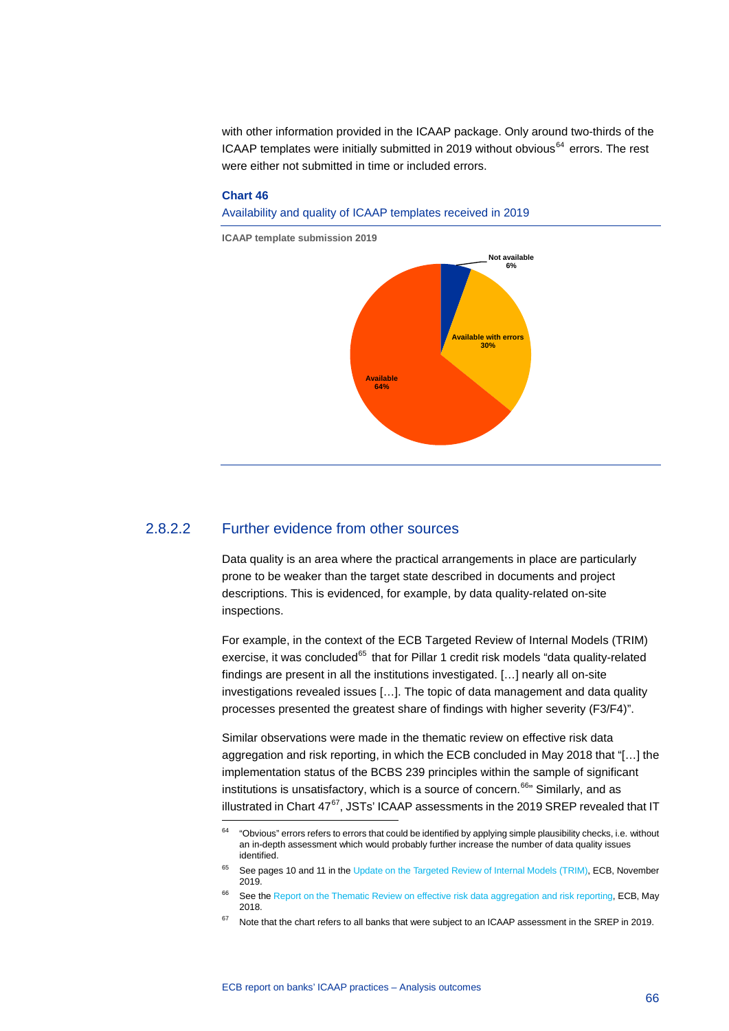with other information provided in the ICAAP package. Only around two-thirds of the ICAAP templates were initially submitted in 2019 without obvious[64] errors. The rest were either not submitted in time or included errors.

**Chart 46**

Availability and quality of ICAAP templates received in 2019

ICAAP template submission 2019

| Category | Share |
| --- | --- |
| Not available | 6% |
| Available with errors | 30% |
| Available | 64% |

### 2.8.2.2 Further evidence from other sources

Data quality is an area where the practical arrangements in place are particularly prone to be weaker than the target state described in documents and project descriptions. This is evidenced, for example, by data quality-related on-site inspections.

For example, in the context of the ECB Targeted Review of Internal Models (TRIM) exercise, it was concluded[65] that for Pillar 1 credit risk models "data quality-related findings are present in all the institutions investigated. […] nearly all on-site investigations revealed issues […]. The topic of data management and data quality processes presented the greatest share of findings with higher severity (F3/F4)".

Similar observations were made in the thematic review on effective risk data aggregation and risk reporting, in which the ECB concluded in May 2018 that "[…] the implementation status of the BCBS 239 principles within the sample of significant institutions is unsatisfactory, which is a source of concern.[66]" Similarly, and as illustrated in Chart 47[67], JSTs' ICAAP assessments in the 2019 SREP revealed that IT

[64] "Obvious" errors refers to errors that could be identified by applying simple plausibility checks, i.e. without an in-depth assessment which would probably further increase the number of data quality issues identified.

[65] See pages 10 and 11 in the Update on the Targeted Review of Internal Models (TRIM), ECB, November 2019.

[66] See the Report on the Thematic Review on effective risk data aggregation and risk reporting, ECB, May 2018.

[67] Note that the chart refers to all banks that were subject to an ICAAP assessment in the SREP in 2019.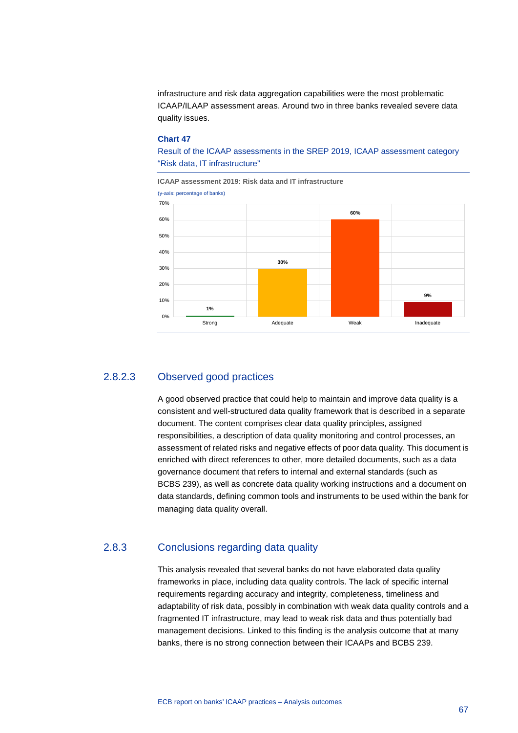infrastructure and risk data aggregation capabilities were the most problematic ICAAP/ILAAP assessment areas. Around two in three banks revealed severe data quality issues.

**Chart 47**

Result of the ICAAP assessments in the SREP 2019, ICAAP assessment category "Risk data, IT infrastructure"

**ICAAP assessment 2019: Risk data and IT infrastructure**

(y-axis: percentage of banks)

| Category | Percentage of banks |
|---|---|
| Strong | 1% |
| Adequate | 30% |
| Weak | 60% |
| Inadequate | 9% |

### 2.8.2.3 Observed good practices

A good observed practice that could help to maintain and improve data quality is a consistent and well-structured data quality framework that is described in a separate document. The content comprises clear data quality principles, assigned responsibilities, a description of data quality monitoring and control processes, an assessment of related risks and negative effects of poor data quality. This document is enriched with direct references to other, more detailed documents, such as a data governance document that refers to internal and external standards (such as BCBS 239), as well as concrete data quality working instructions and a document on data standards, defining common tools and instruments to be used within the bank for managing data quality overall.

### 2.8.3 Conclusions regarding data quality

This analysis revealed that several banks do not have elaborated data quality frameworks in place, including data quality controls. The lack of specific internal requirements regarding accuracy and integrity, completeness, timeliness and adaptability of risk data, possibly in combination with weak data quality controls and a fragmented IT infrastructure, may lead to weak risk data and thus potentially bad management decisions. Linked to this finding is the analysis outcome that at many banks, there is no strong connection between their ICAAPs and BCBS 239.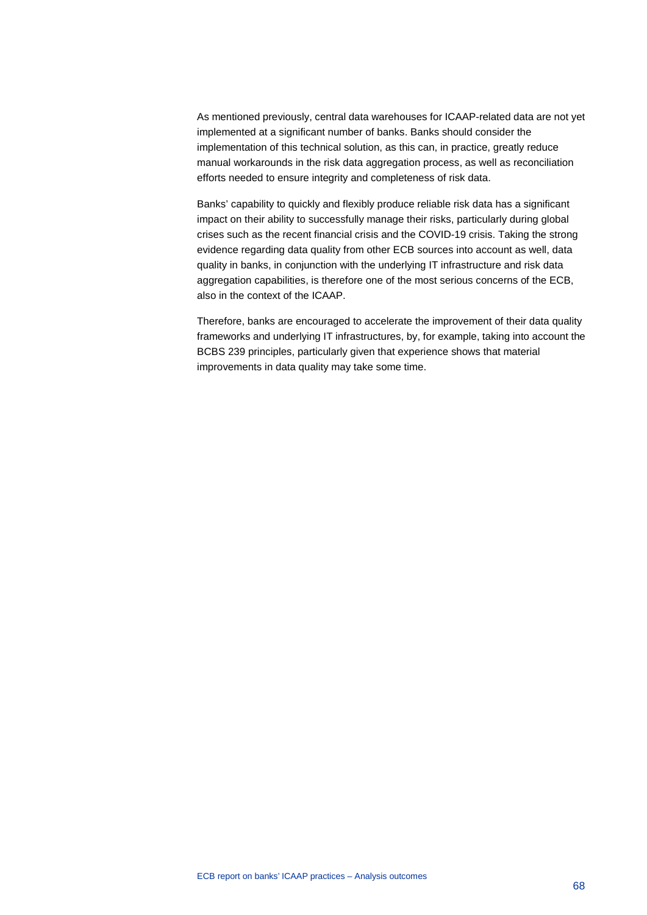As mentioned previously, central data warehouses for ICAAP-related data are not yet implemented at a significant number of banks. Banks should consider the implementation of this technical solution, as this can, in practice, greatly reduce manual workarounds in the risk data aggregation process, as well as reconciliation efforts needed to ensure integrity and completeness of risk data.

Banks' capability to quickly and flexibly produce reliable risk data has a significant impact on their ability to successfully manage their risks, particularly during global crises such as the recent financial crisis and the COVID-19 crisis. Taking the strong evidence regarding data quality from other ECB sources into account as well, data quality in banks, in conjunction with the underlying IT infrastructure and risk data aggregation capabilities, is therefore one of the most serious concerns of the ECB, also in the context of the ICAAP.

Therefore, banks are encouraged to accelerate the improvement of their data quality frameworks and underlying IT infrastructures, by, for example, taking into account the BCBS 239 principles, particularly given that experience shows that material improvements in data quality may take some time.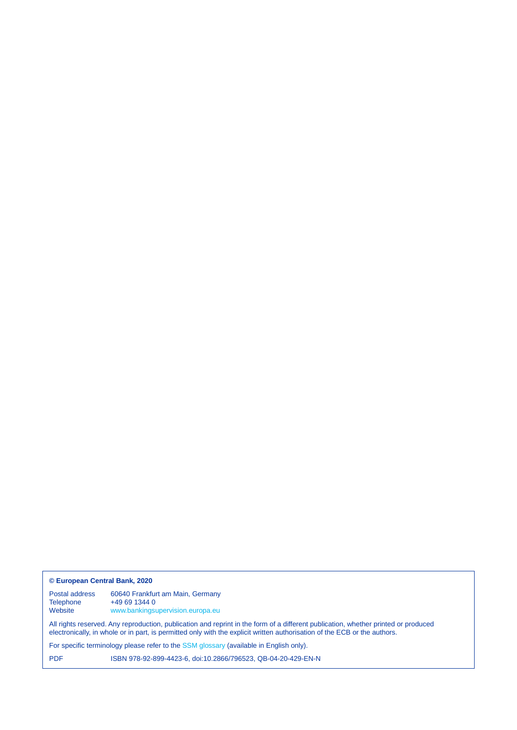**© European Central Bank, 2020**

| | |
|---|---|
| Postal address | 60640 Frankfurt am Main, Germany |
| Telephone | +49 69 1344 0 |
| Website | www.bankingsupervision.europa.eu |

All rights reserved. Any reproduction, publication and reprint in the form of a different publication, whether printed or produced electronically, in whole or in part, is permitted only with the explicit written authorisation of the ECB or the authors.

For specific terminology please refer to the SSM glossary (available in English only).

PDF ISBN 978-92-899-4423-6, doi:10.2866/796523, QB-04-20-429-EN-N